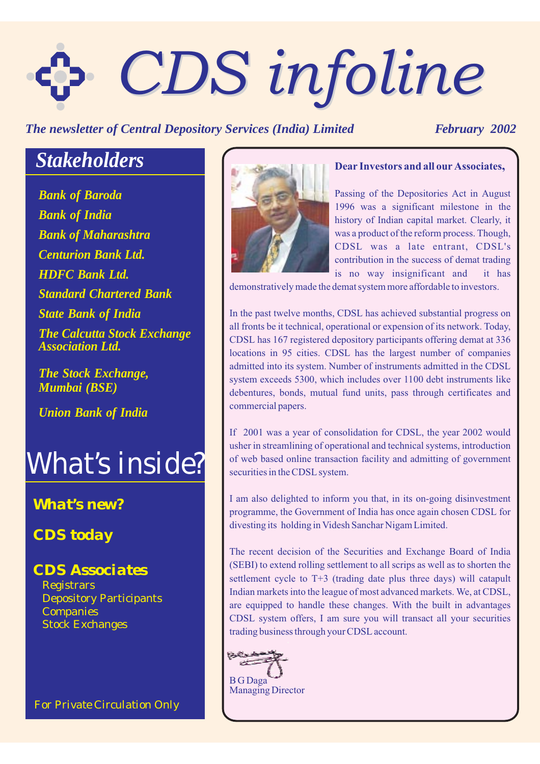# CDS infoline

*The newsletter of Central Depository Services (India) Limited* — *February 2002*

## Stakeholders

- *Bank of Baroda*
- *Bank of India*
- *Bank of Maharashtra*
- *Centurion Bank Ltd.*
- *HDFC Bank Ltd.*
- *Standard Chartered Bank*
- *State Bank of India*
- *The Calcutta Stock Exchange Association Ltd.*
- *The Stock Exchange, Mumbai (BSE)*
- *Union Bank of India*

## What's inside?

**What's new?**

**CDS today**

**CDS Associates**

- Registrars
- Depository Participants
- Companies
- Stock Exchanges

For Private Circulation Only

---

**Dear Investors and all our Associates,**

Passing of the Depositories Act in August 1996 was a significant milestone in the history of Indian capital market. Clearly, it was a product of the reform process. Though, CDSL was a late entrant, CDSL's contribution in the success of demat trading is no way insignificant and it has demonstratively made the demat system more affordable to investors.

In the past twelve months, CDSL has achieved substantial progress on all fronts be it technical, operational or expension of its network. Today, CDSL has 167 registered depository participants offering demat at 336 locations in 95 cities. CDSL has the largest number of companies admitted into its system. Number of instruments admitted in the CDSL system exceeds 5300, which includes over 1100 debt instruments like debentures, bonds, mutual fund units, pass through certificates and commercial papers.

If 2001 was a year of consolidation for CDSL, the year 2002 would usher in streamlining of operational and technical systems, introduction of web based online transaction facility and admitting of government securities in the CDSL system.

I am also delighted to inform you that, in its on-going disinvestment programme, the Government of India has once again chosen CDSL for divesting its holding in Videsh Sanchar Nigam Limited.

The recent decision of the Securities and Exchange Board of India (SEBI) to extend rolling settlement to all scrips as well as to shorten the settlement cycle to T+3 (trading date plus three days) will catapult Indian markets into the league of most advanced markets. We, at CDSL, are equipped to handle these changes. With the built in advantages CDSL system offers, I am sure you will transact all your securities trading business through your CDSL account.

B G Daga
Managing Director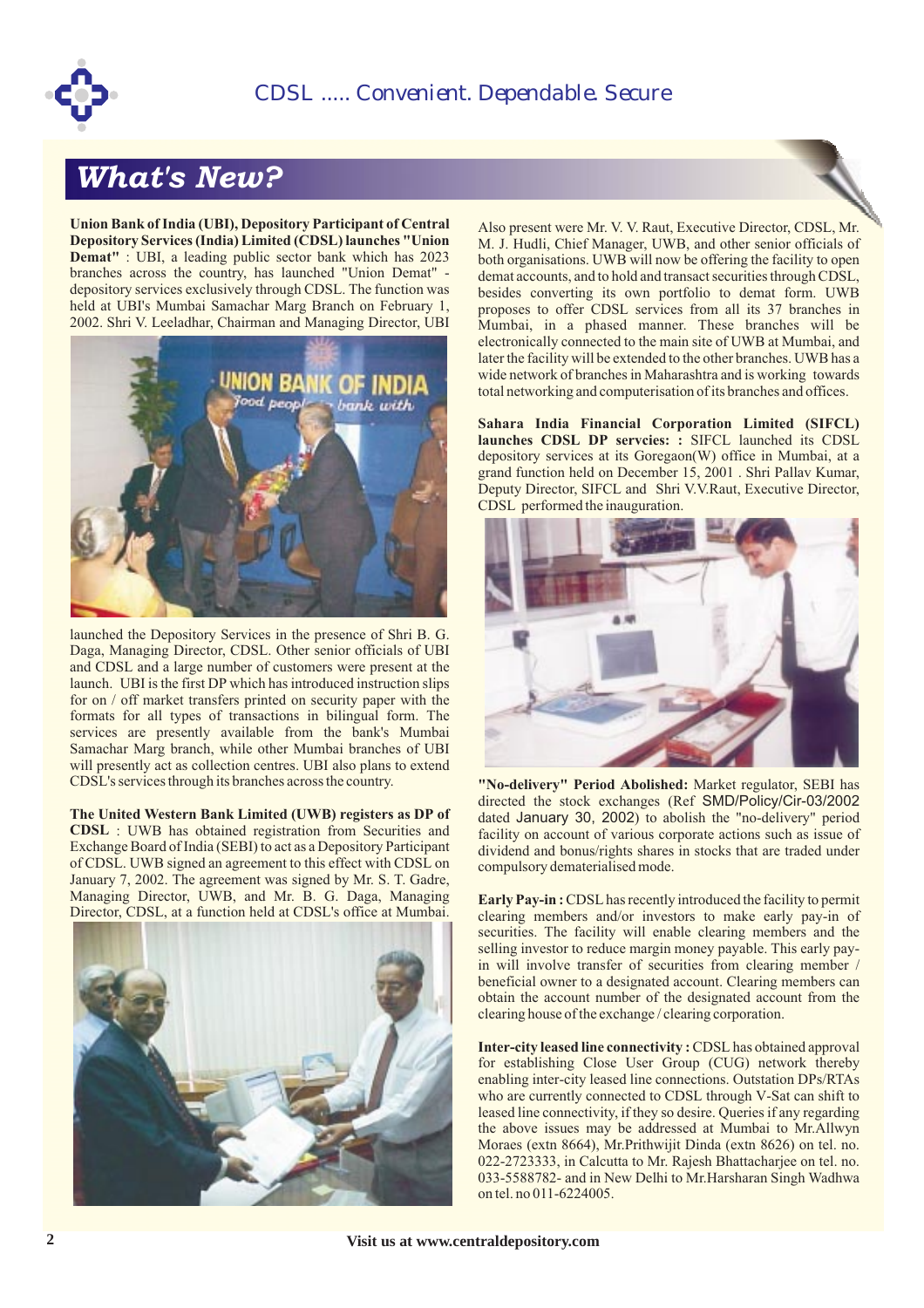# What's New?

**Union Bank of India (UBI), Depository Participant of Central Depository Services (India) Limited (CDSL) launches "Union Demat"** : UBI, a leading public sector bank which has 2023 branches across the country, has launched "Union Demat" - depository services exclusively through CDSL. The function was held at UBI's Mumbai Samachar Marg Branch on February 1, 2002. Shri V. Leeladhar, Chairman and Managing Director, UBI launched the Depository Services in the presence of Shri B. G. Daga, Managing Director, CDSL. Other senior officials of UBI and CDSL and a large number of customers were present at the launch. UBI is the first DP which has introduced instruction slips for on / off market transfers printed on security paper with the formats for all types of transactions in bilingual form. The services are presently available from the bank's Mumbai Samachar Marg branch, while other Mumbai branches of UBI will presently act as collection centres. UBI also plans to extend CDSL's services through its branches across the country.

**The United Western Bank Limited (UWB) registers as DP of CDSL** : UWB has obtained registration from Securities and Exchange Board of India (SEBI) to act as a Depository Participant of CDSL. UWB signed an agreement to this effect with CDSL on January 7, 2002. The agreement was signed by Mr. S. T. Gadre, Managing Director, UWB, and Mr. B. G. Daga, Managing Director, CDSL, at a function held at CDSL's office at Mumbai. Also present were Mr. V. V. Raut, Executive Director, CDSL, Mr. M. J. Hudli, Chief Manager, UWB, and other senior officials of both organisations. UWB will now be offering the facility to open demat accounts, and to hold and transact securities through CDSL, besides converting its own portfolio to demat form. UWB proposes to offer CDSL services from all its 37 branches in Mumbai, in a phased manner. These branches will be electronically connected to the main site of UWB at Mumbai, and later the facility will be extended to the other branches. UWB has a wide network of branches in Maharashtra and is working towards total networking and computerisation of its branches and offices.

**Sahara India Financial Corporation Limited (SIFCL) launches CDSL DP servcies: :** SIFCL launched its CDSL depository services at its Goregaon(W) office in Mumbai, at a grand function held on December 15, 2001 . Shri Pallav Kumar, Deputy Director, SIFCL and Shri V.V.Raut, Executive Director, CDSL performed the inauguration.

**"No-delivery" Period Abolished:** Market regulator, SEBI has directed the stock exchanges (Ref SMD/Policy/Cir-03/2002 dated January 30, 2002) to abolish the "no-delivery" period facility on account of various corporate actions such as issue of dividend and bonus/rights shares in stocks that are traded under compulsory dematerialised mode.

**Early Pay-in :** CDSL has recently introduced the facility to permit clearing members and/or investors to make early pay-in of securities. The facility will enable clearing members and the selling investor to reduce margin money payable. This early pay-in will involve transfer of securities from clearing member / beneficial owner to a designated account. Clearing members can obtain the account number of the designated account from the clearing house of the exchange / clearing corporation.

**Inter-city leased line connectivity :** CDSL has obtained approval for establishing Close User Group (CUG) network thereby enabling inter-city leased line connections. Outstation DPs/RTAs who are currently connected to CDSL through V-Sat can shift to leased line connectivity, if they so desire. Queries if any regarding the above issues may be addressed at Mumbai to Mr.Allwyn Moraes (extn 8664), Mr.Prithwijit Dinda (extn 8626) on tel. no. 022-2723333, in Calcutta to Mr. Rajesh Bhattacharjee on tel. no. 033-5588782- and in New Delhi to Mr.Harsharan Singh Wadhwa on tel. no 011-6224005.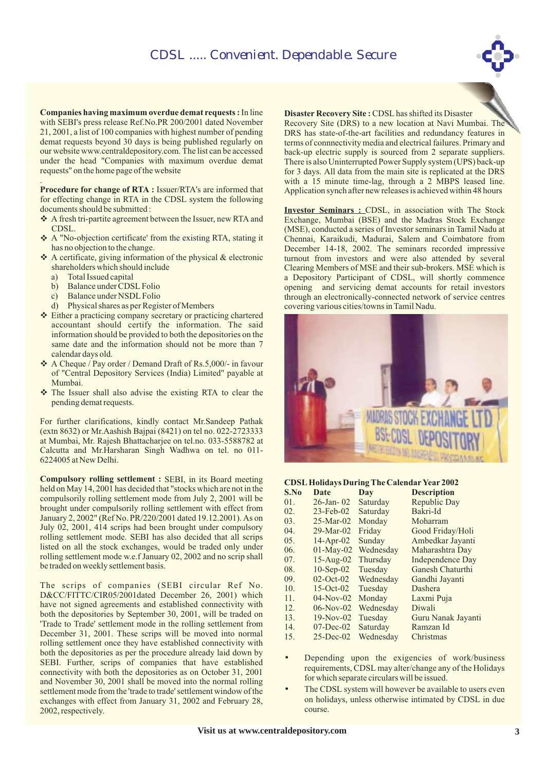**Companies having maximum overdue demat requests :** In line with SEBI's press release Ref.No.PR 200/2001 dated November 21, 2001, a list of 100 companies with highest number of pending demat requests beyond 30 days is being published regularly on our website www.centraldepository.com. The list can be accessed under the head "Companies with maximum overdue demat requests" on the home page of the website

**Procedure for change of RTA :** Issuer/RTA's are informed that for effecting change in RTA in the CDSL system the following documents should be submitted :

- A fresh tri-partite agreement between the Issuer, new RTA and CDSL.
- A "No-objection certificate' from the existing RTA, stating it has no objection to the change.
- A certificate, giving information of the physical & electronic shareholders which should include
  - a) Total Issued capital
  - b) Balance under CDSL Folio
  - c) Balance under NSDL Folio
  - d) Physical shares as per Register of Members
- Either a practicing company secretary or practicing chartered accountant should certify the information. The said information should be provided to both the depositories on the same date and the information should not be more than 7 calendar days old.
- A Cheque / Pay order / Demand Draft of Rs.5,000/- in favour of "Central Depository Services (India) Limited" payable at Mumbai.
- The Issuer shall also advise the existing RTA to clear the pending demat requests.

For further clarifications, kindly contact Mr.Sandeep Pathak (extn 8632) or Mr.Aashish Bajpai (8421) on tel no. 022-2723333 at Mumbai, Mr. Rajesh Bhattacharjee on tel.no. 033-5588782 at Calcutta and Mr.Harsharan Singh Wadhwa on tel. no 011-6224005 at New Delhi.

**Compulsory rolling settlement :** SEBI, in its Board meeting held on May 14, 2001 has decided that "stocks which are not in the compulsorily rolling settlement mode from July 2, 2001 will be brought under compulsory rolling settlement with effect from January 2, 2002" (Ref No. PR/220/2001 dated 19.12.2001). As on July 02, 2001, 414 scrips had been brought under compulsory rolling settlement mode. SEBI has also decided that all scrips listed on all the stock exchanges, would be traded only under rolling settlement mode w.e.f January 02, 2002 and no scrip shall be traded on weekly settlement basis.

The scrips of companies (SEBI circular Ref No. D&CC/FITTC/CIR05/2001dated December 26, 2001) which have not signed agreements and established connectivity with both the depositories by September 30, 2001, will be traded on 'Trade to Trade' settlement mode in the rolling settlement from December 31, 2001. These scrips will be moved into normal rolling settlement once they have established connectivity with both the depositories as per the procedure already laid down by SEBI. Further, scrips of companies that have established connectivity with both the depositories as on October 31, 2001 and November 30, 2001 shall be moved into the normal rolling settlement mode from the 'trade to trade' settlement window of the exchanges with effect from January 31, 2002 and February 28, 2002, respectively.

**Disaster Recovery Site :** CDSL has shifted its Disaster Recovery Site (DRS) to a new location at Navi Mumbai. The DRS has state-of-the-art facilities and redundancy features in terms of connnectivity media and electrical failures. Primary and back-up electric supply is sourced from 2 separate suppliers. There is also Uninterrupted Power Supply system (UPS) back-up for 3 days. All data from the main site is replicated at the DRS with a 15 minute time-lag, through a 2 MBPS leased line. Application synch after new releases is achieved within 48 hours

**Investor Seminars :** CDSL, in association with The Stock Exchange, Mumbai (BSE) and the Madras Stock Exchange (MSE), conducted a series of Investor seminars in Tamil Nadu at Chennai, Karaikudi, Madurai, Salem and Coimbatore from December 14-18, 2002. The seminars recorded impressive turnout from investors and were also attended by several Clearing Members of MSE and their sub-brokers. MSE which is a Depository Participant of CDSL, will shortly commence opening and servicing demat accounts for retail investors through an electronically-connected network of service centres covering various cities/towns in Tamil Nadu.

**CDSL Holidays During The Calendar Year 2002**

| S.No | Date | Day | Description |
|---|---|---|---|
| 01. | 26-Jan- 02 | Saturday | Republic Day |
| 02. | 23-Feb-02 | Saturday | Bakri-Id |
| 03. | 25-Mar-02 | Monday | Moharram |
| 04. | 29-Mar-02 | Friday | Good Friday/Holi |
| 05. | 14-Apr-02 | Sunday | Ambedkar Jayanti |
| 06. | 01-May-02 | Wednesday | Maharashtra Day |
| 07. | 15-Aug-02 | Thursday | Independence Day |
| 08. | 10-Sep-02 | Tuesday | Ganesh Chaturthi |
| 09. | 02-Oct-02 | Wednesday | Gandhi Jayanti |
| 10. | 15-Oct-02 | Tuesday | Dashera |
| 11. | 04-Nov-02 | Monday | Laxmi Puja |
| 12. | 06-Nov-02 | Wednesday | Diwali |
| 13. | 19-Nov-02 | Tuesday | Guru Nanak Jayanti |
| 14. | 07-Dec-02 | Saturday | Ramzan Id |
| 15. | 25-Dec-02 | Wednesday | Christmas |

- Depending upon the exigencies of work/business requirements, CDSL may alter/change any of the Holidays for which separate circulars will be issued.
- The CDSL system will however be available to users even on holidays, unless otherwise intimated by CDSL in due course.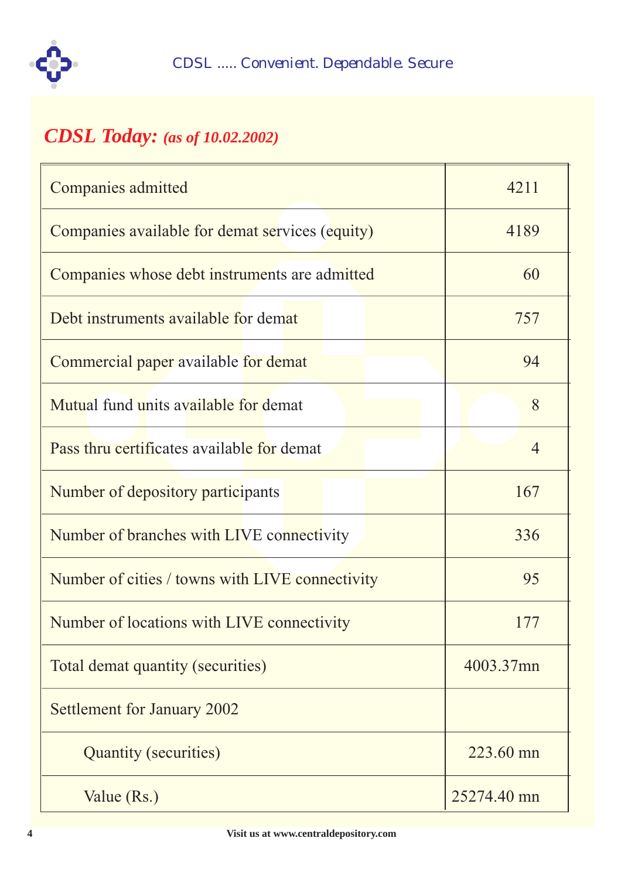## *CDSL Today: (as of 10.02.2002)*

| | |
|---|---|
| Companies admitted | 4211 |
| Companies available for demat services (equity) | 4189 |
| Companies whose debt instruments are admitted | 60 |
| Debt instruments available for demat | 757 |
| Commercial paper available for demat | 94 |
| Mutual fund units available for demat | 8 |
| Pass thru certificates available for demat | 4 |
| Number of depository participants | 167 |
| Number of branches with LIVE connectivity | 336 |
| Number of cities / towns with LIVE connectivity | 95 |
| Number of locations with LIVE connectivity | 177 |
| Total demat quantity (securities) | 4003.37mn |
| Settlement for January 2002 | |
| Quantity (securities) | 223.60 mn |
| Value (Rs.) | 25274.40 mn |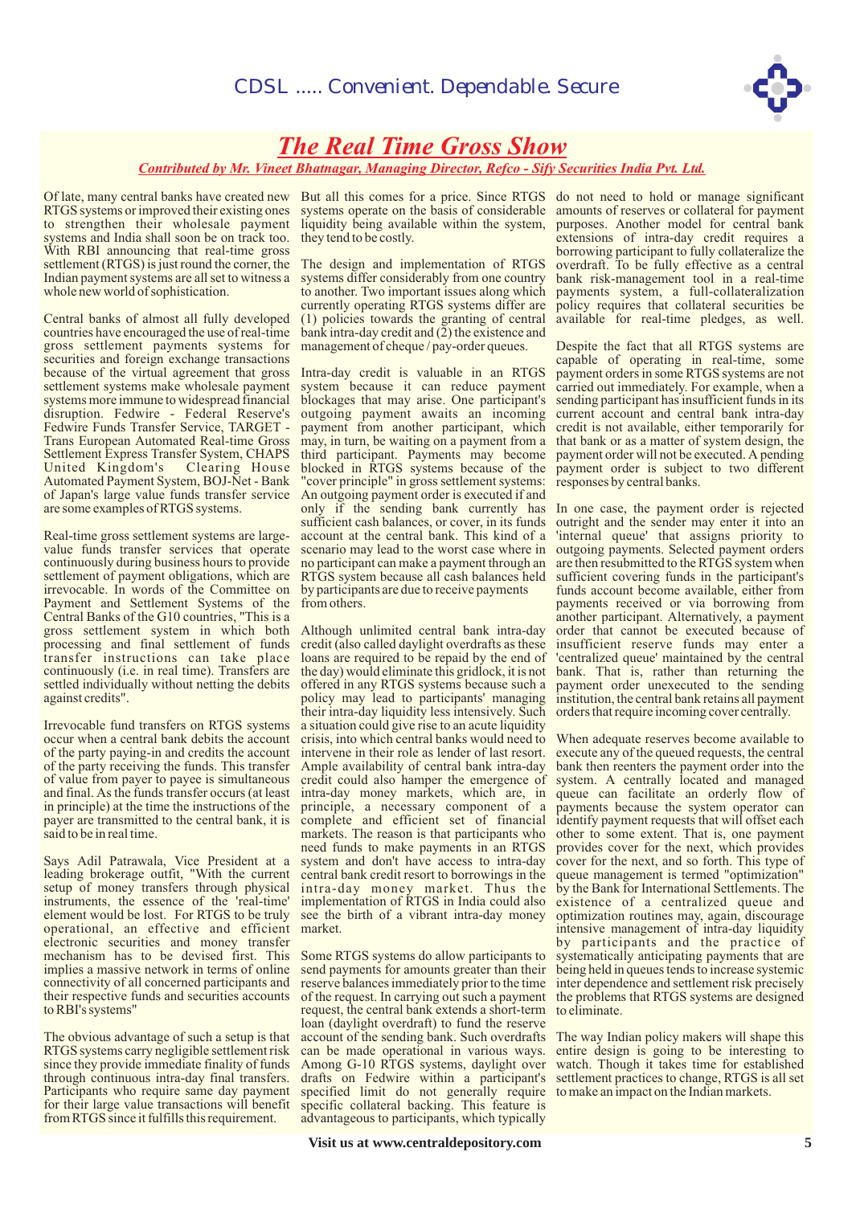# The Real Time Gross Show

*Contributed by Mr. Vineet Bhatnagar, Managing Director, Refco - Sify Securities India Pvt. Ltd.*

Of late, many central banks have created new RTGS systems or improved their existing ones to strengthen their wholesale payment systems and India shall soon be on track too. With RBI announcing that real-time gross settlement (RTGS) is just round the corner, the Indian payment systems are all set to witness a whole new world of sophistication.

Central banks of almost all fully developed countries have encouraged the use of real-time gross settlement payments systems for securities and foreign exchange transactions because of the virtual agreement that gross settlement systems make wholesale payment systems more immune to widespread financial disruption. Fedwire - Federal Reserve's Fedwire Funds Transfer Service, TARGET - Trans European Automated Real-time Gross Settlement Express Transfer System, CHAPS United Kingdom's Clearing House Automated Payment System, BOJ-Net - Bank of Japan's large value funds transfer service are some examples of RTGS systems.

Real-time gross settlement systems are large-value funds transfer services that operate continuously during business hours to provide settlement of payment obligations, which are irrevocable. In words of the Committee on Payment and Settlement Systems of the Central Banks of the G10 countries, "This is a gross settlement system in which both processing and final settlement of funds transfer instructions can take place continuously (i.e. in real time). Transfers are settled individually without netting the debits against credits".

Irrevocable fund transfers on RTGS systems occur when a central bank debits the account of the party paying-in and credits the account of the party receiving the funds. This transfer of value from payer to payee is simultaneous and final. As the funds transfer occurs (at least in principle) at the time the instructions of the payer are transmitted to the central bank, it is said to be in real time.

Says Adil Patrawala, Vice President at a leading brokerage outfit, "With the current setup of money transfers through physical instruments, the essence of the 'real-time' element would be lost. For RTGS to be truly operational, an effective and efficient electronic securities and money transfer mechanism has to be devised first. This implies a massive network in terms of online connectivity of all concerned participants and their respective funds and securities accounts to RBI's systems"

The obvious advantage of such a setup is that RTGS systems carry negligible settlement risk since they provide immediate finality of funds through continuous intra-day final transfers. Participants who require same day payment for their large value transactions will benefit from RTGS since it fulfills this requirement.

But all this comes for a price. Since RTGS systems operate on the basis of considerable liquidity being available within the system, they tend to be costly.

The design and implementation of RTGS systems differ considerably from one country to another. Two important issues along which currently operating RTGS systems differ are (1) policies towards the granting of central bank intra-day credit and (2) the existence and management of cheque / pay-order queues.

Intra-day credit is valuable in an RTGS system because it can reduce payment blockages that may arise. One participant's outgoing payment awaits an incoming payment from another participant, which may, in turn, be waiting on a payment from a third participant. Payments may become blocked in RTGS systems because of the "cover principle" in gross settlement systems: An outgoing payment order is executed if and only if the sending bank currently has sufficient cash balances, or cover, in its funds account at the central bank. This kind of a scenario may lead to the worst case where in no participant can make a payment through an RTGS system because all cash balances held by participants are due to receive payments from others.

Although unlimited central bank intra-day credit (also called daylight overdrafts as these loans are required to be repaid by the end of the day) would eliminate this gridlock, it is not offered in any RTGS systems because such a policy may lead to participants' managing their intra-day liquidity less intensively. Such a situation could give rise to an acute liquidity crisis, into which central banks would need to intervene in their role as lender of last resort. Ample availability of central bank intra-day credit could also hamper the emergence of intra-day money markets, which are, in principle, a necessary component of a complete and efficient set of financial markets. The reason is that participants who need funds to make payments in an RTGS system and don't have access to intra-day central bank credit resort to borrowings in the intra-day money market. Thus the implementation of RTGS in India could also see the birth of a vibrant intra-day money market.

Some RTGS systems do allow participants to send payments for amounts greater than their reserve balances immediately prior to the time of the request. In carrying out such a payment request, the central bank extends a short-term loan (daylight overdraft) to fund the reserve account of the sending bank. Such overdrafts can be made operational in various ways. Among G-10 RTGS systems, daylight over drafts on Fedwire within a participant's specified limit do not generally require specific collateral backing. This feature is advantageous to participants, which typically do not need to hold or manage significant amounts of reserves or collateral for payment purposes. Another model for central bank extensions of intra-day credit requires a borrowing participant to fully collateralize the overdraft. To be fully effective as a central bank risk-management tool in a real-time payments system, a full-collateralization policy requires that collateral securities be available for real-time pledges, as well.

Despite the fact that all RTGS systems are capable of operating in real-time, some payment orders in some RTGS systems are not carried out immediately. For example, when a sending participant has insufficient funds in its current account and central bank intra-day credit is not available, either temporarily for that bank or as a matter of system design, the payment order will not be executed. A pending payment order is subject to two different responses by central banks.

In one case, the payment order is rejected outright and the sender may enter it into an 'internal queue' that assigns priority to outgoing payments. Selected payment orders are then resubmitted to the RTGS system when sufficient covering funds in the participant's funds account become available, either from payments received or via borrowing from another participant. Alternatively, a payment order that cannot be executed because of insufficient reserve funds may enter a 'centralized queue' maintained by the central bank. That is, rather than returning the payment order unexecuted to the sending institution, the central bank retains all payment orders that require incoming cover centrally.

When adequate reserves become available to execute any of the queued requests, the central bank then reenters the payment order into the system. A centrally located and managed queue can facilitate an orderly flow of payments because the system operator can identify payment requests that will offset each other to some extent. That is, one payment provides cover for the next, which provides cover for the next, and so forth. This type of queue management is termed "optimization" by the Bank for International Settlements. The existence of a centralized queue and optimization routines may, again, discourage intensive management of intra-day liquidity by participants and the practice of systematically anticipating payments that are being held in queues tends to increase systemic inter dependence and settlement risk precisely the problems that RTGS systems are designed to eliminate.

The way Indian policy makers will shape this entire design is going to be interesting to watch. Though it takes time for established settlement practices to change, RTGS is all set to make an impact on the Indian markets.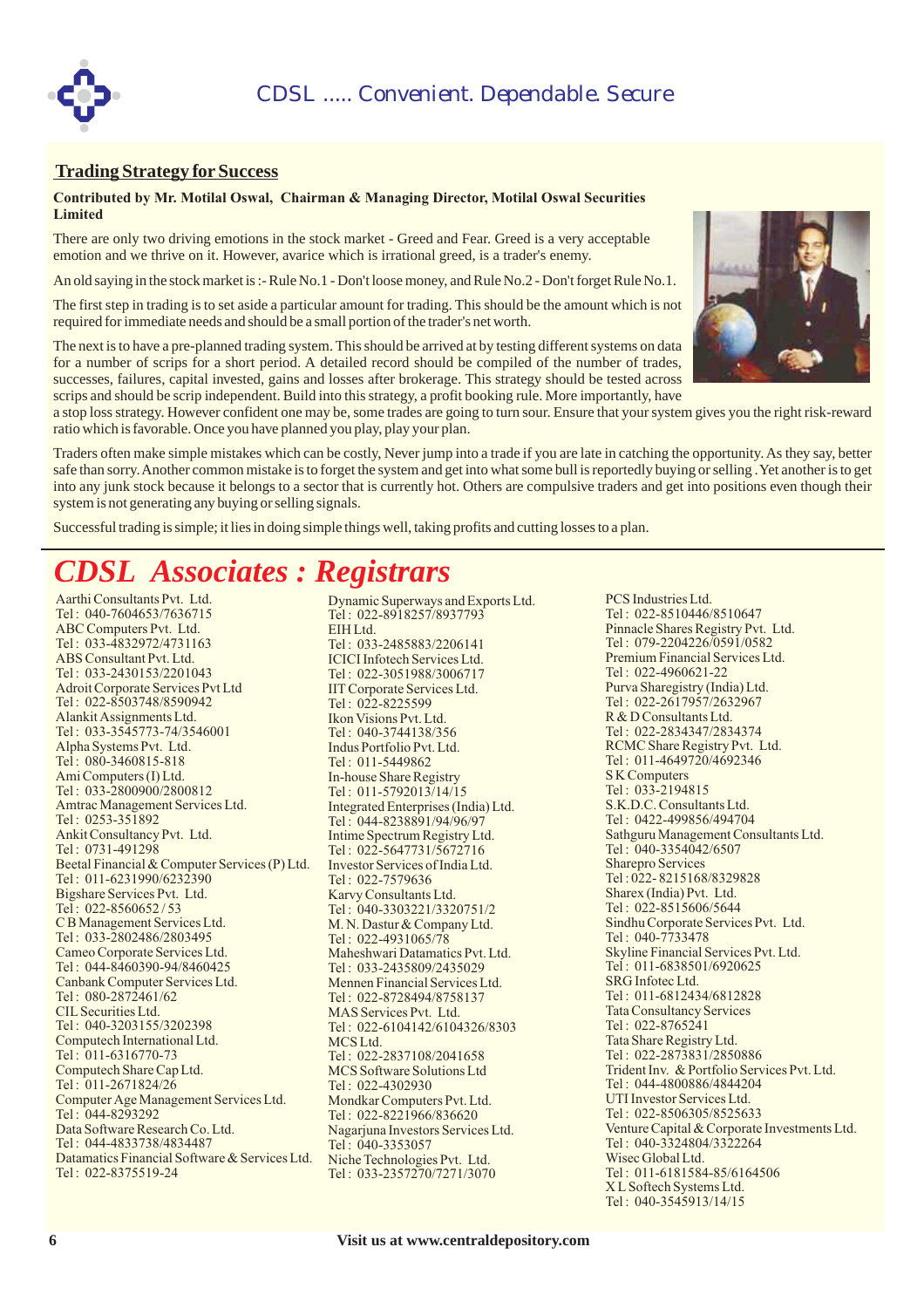## Trading Strategy for Success

**Contributed by Mr. Motilal Oswal, Chairman & Managing Director, Motilal Oswal Securities Limited**

There are only two driving emotions in the stock market - Greed and Fear. Greed is a very acceptable emotion and we thrive on it. However, avarice which is irrational greed, is a trader's enemy.

An old saying in the stock market is :- Rule No.1 - Don't loose money, and Rule No.2 - Don't forget Rule No.1.

The first step in trading is to set aside a particular amount for trading. This should be the amount which is not required for immediate needs and should be a small portion of the trader's net worth.

The next is to have a pre-planned trading system. This should be arrived at by testing different systems on data for a number of scrips for a short period. A detailed record should be compiled of the number of trades, successes, failures, capital invested, gains and losses after brokerage. This strategy should be tested across scrips and should be scrip independent. Build into this strategy, a profit booking rule. More importantly, have a stop loss strategy. However confident one may be, some trades are going to turn sour. Ensure that your system gives you the right risk-reward ratio which is favorable. Once you have planned you play, play your plan.

Traders often make simple mistakes which can be costly, Never jump into a trade if you are late in catching the opportunity. As they say, better safe than sorry. Another common mistake is to forget the system and get into what some bull is reportedly buying or selling . Yet another is to get into any junk stock because it belongs to a sector that is currently hot. Others are compulsive traders and get into positions even though their system is not generating any buying or selling signals.

Successful trading is simple; it lies in doing simple things well, taking profits and cutting losses to a plan.

# *CDSL Associates : Registrars*

Aarthi Consultants Pvt. Ltd.
Tel : 040-7604653/7636715
ABC Computers Pvt. Ltd.
Tel : 033-4832972/4731163
ABS Consultant Pvt. Ltd.
Tel : 033-2430153/2201043
Adroit Corporate Services Pvt Ltd
Tel : 022-8503748/8590942
Alankit Assignments Ltd.
Tel : 033-3545773-74/3546001
Alpha Systems Pvt. Ltd.
Tel : 080-3460815-818
Ami Computers (I) Ltd.
Tel : 033-2800900/2800812
Amtrac Management Services Ltd.
Tel : 0253-351892
Ankit Consultancy Pvt. Ltd.
Tel : 0731-491298
Beetal Financial & Computer Services (P) Ltd.
Tel : 011-6231990/6232390
Bigshare Services Pvt. Ltd.
Tel : 022-8560652 / 53
C B Management Services Ltd.
Tel : 033-2802486/2803495
Cameo Corporate Services Ltd.
Tel : 044-8460390-94/8460425
Canbank Computer Services Ltd.
Tel : 080-2872461/62
CIL Securities Ltd.
Tel : 040-3203155/3202398
Computech International Ltd.
Tel : 011-6316770-73
Computech Share Cap Ltd.
Tel : 011-2671824/26
Computer Age Management Services Ltd.
Tel : 044-8293292
Data Software Research Co. Ltd.
Tel : 044-4833738/4834487
Datamatics Financial Software & Services Ltd.
Tel : 022-8375519-24

Dynamic Superways and Exports Ltd.
Tel : 022-8918257/8937793
EIH Ltd.
Tel : 033-2485883/2206141
ICICI Infotech Services Ltd.
Tel : 022-3051988/3006717
IIT Corporate Services Ltd.
Tel : 022-8225599
Ikon Visions Pvt. Ltd.
Tel : 040-3744138/356
Indus Portfolio Pvt. Ltd.
Tel : 011-5449862
In-house Share Registry
Tel : 011-5792013/14/15
Integrated Enterprises (India) Ltd.
Tel : 044-8238891/94/96/97
Intime Spectrum Registry Ltd.
Tel : 022-5647731/5672716
Investor Services of India Ltd.
Tel : 022-7579636
Karvy Consultants Ltd.
Tel : 040-3303221/3320751/2
M. N. Dastur & Company Ltd.
Tel : 022-4931065/78
Maheshwari Datamatics Pvt. Ltd.
Tel : 033-2435809/2435029
Mennen Financial Services Ltd.
Tel : 022-8728494/8758137
MAS Services Pvt. Ltd.
Tel : 022-6104142/6104326/8303
MCS Ltd.
Tel : 022-2837108/2041658
MCS Software Solutions Ltd
Tel : 022-4302930
Mondkar Computers Pvt. Ltd.
Tel : 022-8221966/836620
Nagarjuna Investors Services Ltd.
Tel : 040-3353057
Niche Technologies Pvt. Ltd.
Tel : 033-2357270/7271/3070

PCS Industries Ltd.
Tel : 022-8510446/8510647
Pinnacle Shares Registry Pvt. Ltd.
Tel : 079-2204226/0591/0582
Premium Financial Services Ltd.
Tel : 022-4960621-22
Purva Sharegistry (India) Ltd.
Tel : 022-2617957/2632967
R & D Consultants Ltd.
Tel : 022-2834347/2834374
RCMC Share Registry Pvt. Ltd.
Tel : 011-4649720/4692346
S K Computers
Tel : 033-2194815
S.K.D.C. Consultants Ltd.
Tel : 0422-499856/494704
Sathguru Management Consultants Ltd.
Tel : 040-3354042/6507
Sharepro Services
Tel : 022- 8215168/8329828
Sharex (India) Pvt. Ltd.
Tel : 022-8515606/5644
Sindhu Corporate Services Pvt. Ltd.
Tel : 040-7733478
Skyline Financial Services Pvt. Ltd.
Tel : 011-6838501/6920625
SRG Infotec Ltd.
Tel : 011-6812434/6812828
Tata Consultancy Services
Tel : 022-8765241
Tata Share Registry Ltd.
Tel : 022-2873831/2850886
Trident Inv. & Portfolio Services Pvt. Ltd.
Tel : 044-4800886/4844204
UTI Investor Services Ltd.
Tel : 022-8506305/8525633
Venture Capital & Corporate Investments Ltd.
Tel : 040-3324804/3322264
Wisec Global Ltd.
Tel : 011-6181584-85/6164506
X L Softech Systems Ltd.
Tel : 040-3545913/14/15

Visit us at www.centraldepository.com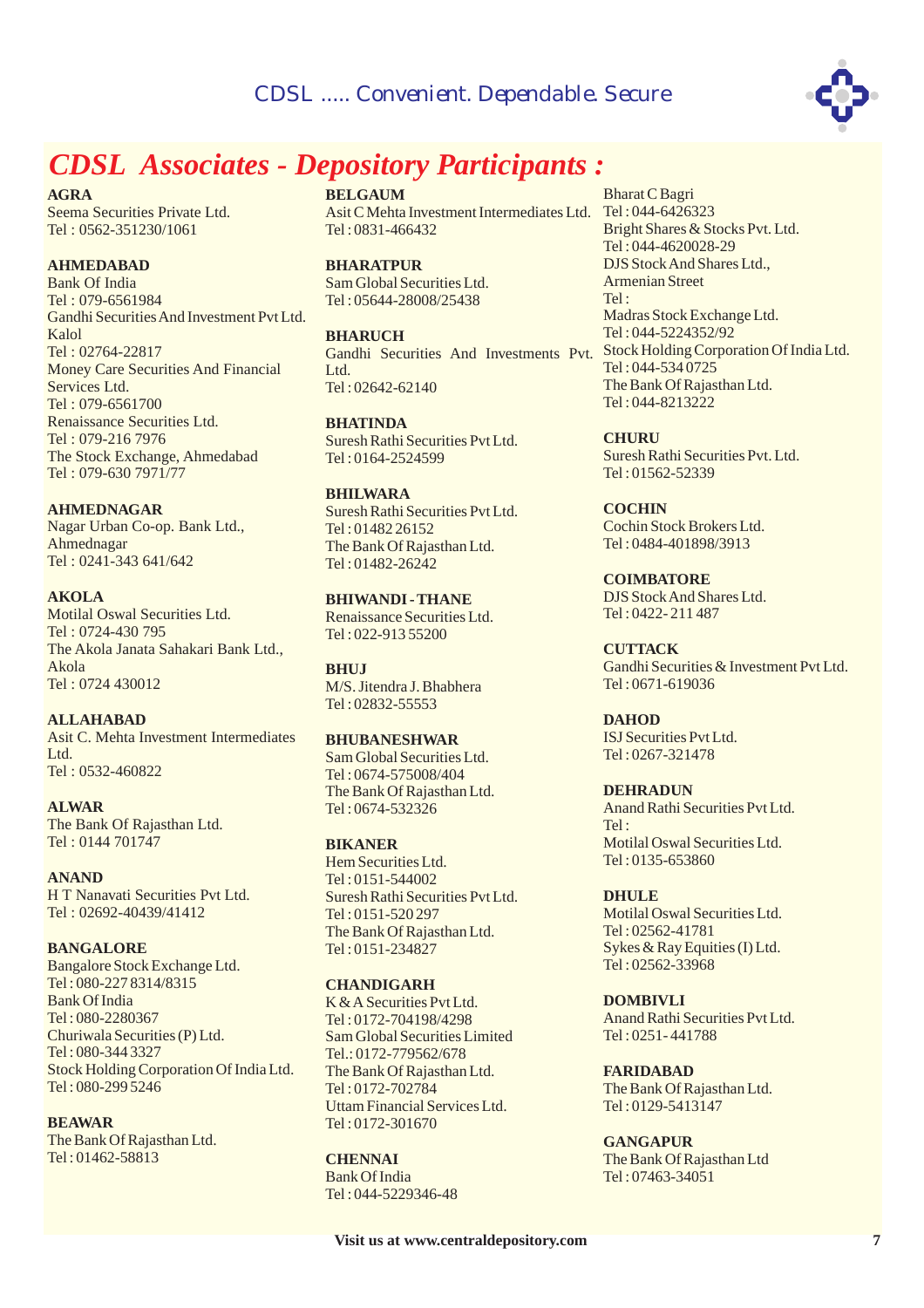# *CDSL Associates - Depository Participants :*

**AGRA**
Seema Securities Private Ltd.
Tel : 0562-351230/1061

**AHMEDABAD**
Bank Of India
Tel : 079-6561984
Gandhi Securities And Investment Pvt Ltd.
Kalol
Tel : 02764-22817
Money Care Securities And Financial Services Ltd.
Tel : 079-6561700
Renaissance Securities Ltd.
Tel : 079-216 7976
The Stock Exchange, Ahmedabad
Tel : 079-630 7971/77

**AHMEDNAGAR**
Nagar Urban Co-op. Bank Ltd., Ahmednagar
Tel : 0241-343 641/642

**AKOLA**
Motilal Oswal Securities Ltd.
Tel : 0724-430 795
The Akola Janata Sahakari Bank Ltd., Akola
Tel : 0724 430012

**ALLAHABAD**
Asit C. Mehta Investment Intermediates Ltd.
Tel : 0532-460822

**ALWAR**
The Bank Of Rajasthan Ltd.
Tel : 0144 701747

**ANAND**
H T Nanavati Securities Pvt Ltd.
Tel : 02692-40439/41412

**BANGALORE**
Bangalore Stock Exchange Ltd.
Tel : 080-227 8314/8315
Bank Of India
Tel : 080-2280367
Churiwala Securities (P) Ltd.
Tel : 080-344 3327
Stock Holding Corporation Of India Ltd.
Tel : 080-299 5246

**BEAWAR**
The Bank Of Rajasthan Ltd.
Tel : 01462-58813

**BELGAUM**
Asit C Mehta Investment Intermediates Ltd.
Tel : 0831-466432

**BHARATPUR**
Sam Global Securities Ltd.
Tel : 05644-28008/25438

**BHARUCH**
Gandhi Securities And Investments Pvt. Ltd.
Tel : 02642-62140

**BHATINDA**
Suresh Rathi Securities Pvt Ltd.
Tel : 0164-2524599

**BHILWARA**
Suresh Rathi Securities Pvt Ltd.
Tel : 01482 26152
The Bank Of Rajasthan Ltd.
Tel : 01482-26242

**BHIWANDI - THANE**
Renaissance Securities Ltd.
Tel : 022-913 55200

**BHUJ**
M/S. Jitendra J. Bhabhera
Tel : 02832-55553

**BHUBANESHWAR**
Sam Global Securities Ltd.
Tel : 0674-575008/404
The Bank Of Rajasthan Ltd.
Tel : 0674-532326

**BIKANER**
Hem Securities Ltd.
Tel : 0151-544002
Suresh Rathi Securities Pvt Ltd.
Tel : 0151-520 297
The Bank Of Rajasthan Ltd.
Tel : 0151-234827

**CHANDIGARH**
K & A Securities Pvt Ltd.
Tel : 0172-704198/4298
Sam Global Securities Limited
Tel.: 0172-779562/678
The Bank Of Rajasthan Ltd.
Tel : 0172-702784
Uttam Financial Services Ltd.
Tel : 0172-301670

**CHENNAI**
Bank Of India
Tel : 044-5229346-48
Bharat C Bagri
Tel : 044-6426323
Bright Shares & Stocks Pvt. Ltd.
Tel : 044-4620028-29
DJS Stock And Shares Ltd., Armenian Street
Tel :
Madras Stock Exchange Ltd.
Tel : 044-5224352/92
Stock Holding Corporation Of India Ltd.
Tel : 044-534 0725
The Bank Of Rajasthan Ltd.
Tel : 044-8213222

**CHURU**
Suresh Rathi Securities Pvt. Ltd.
Tel : 01562-52339

**COCHIN**
Cochin Stock Brokers Ltd.
Tel : 0484-401898/3913

**COIMBATORE**
DJS Stock And Shares Ltd.
Tel : 0422- 211 487

**CUTTACK**
Gandhi Securities & Investment Pvt Ltd.
Tel : 0671-619036

**DAHOD**
ISJ Securities Pvt Ltd.
Tel : 0267-321478

**DEHRADUN**
Anand Rathi Securities Pvt Ltd.
Tel :
Motilal Oswal Securities Ltd.
Tel : 0135-653860

**DHULE**
Motilal Oswal Securities Ltd.
Tel : 02562-41781
Sykes & Ray Equities (I) Ltd.
Tel : 02562-33968

**DOMBIVLI**
Anand Rathi Securities Pvt Ltd.
Tel : 0251- 441788

**FARIDABAD**
The Bank Of Rajasthan Ltd.
Tel : 0129-5413147

**GANGAPUR**
The Bank Of Rajasthan Ltd
Tel : 07463-34051

Visit us at www.centraldepository.com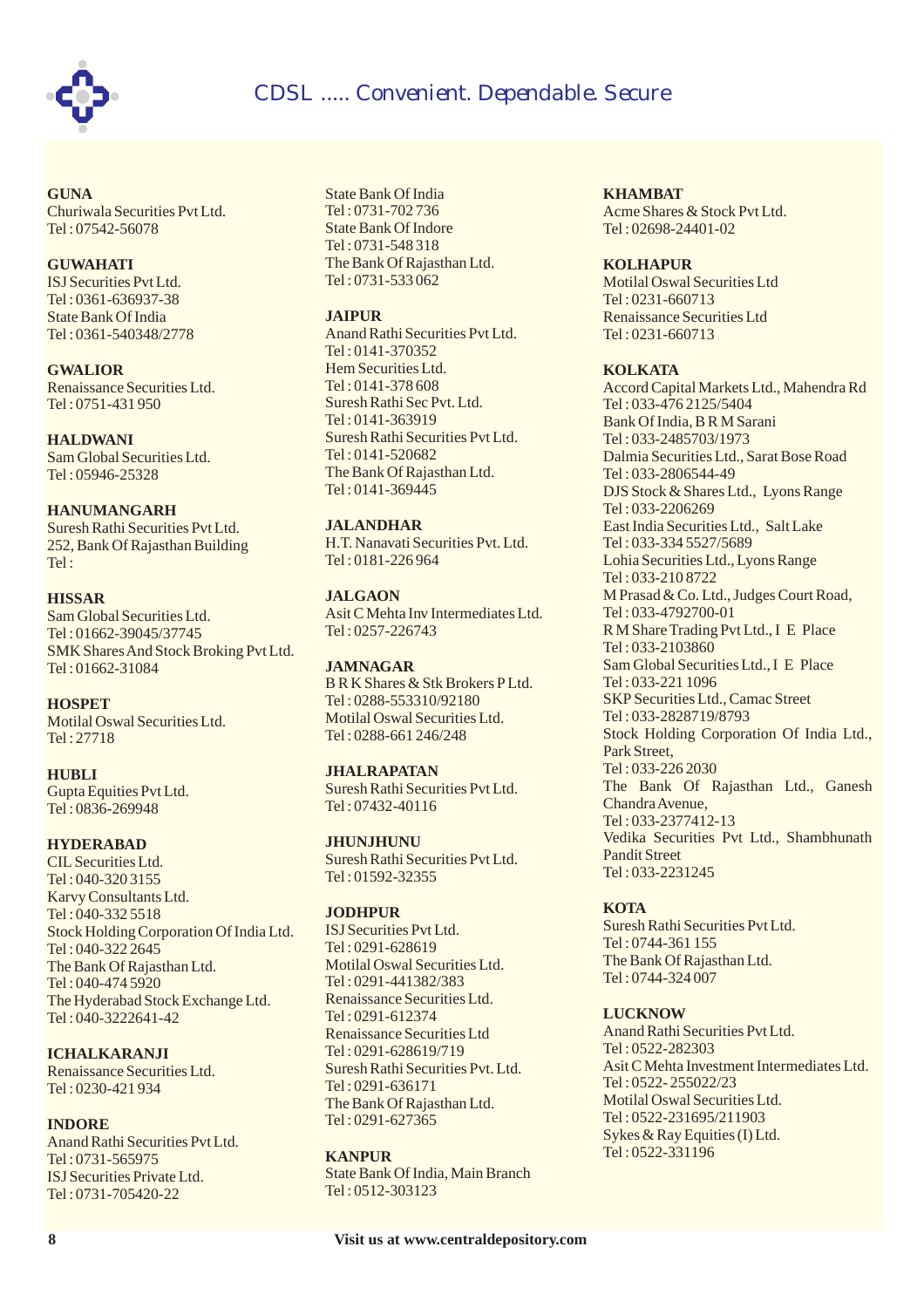**GUNA**
Churiwala Securities Pvt Ltd.
Tel : 07542-56078

**GUWAHATI**
ISJ Securities Pvt Ltd.
Tel : 0361-636937-38
State Bank Of India
Tel : 0361-540348/2778

**GWALIOR**
Renaissance Securities Ltd.
Tel : 0751-431 950

**HALDWANI**
Sam Global Securities Ltd.
Tel : 05946-25328

**HANUMANGARH**
Suresh Rathi Securities Pvt Ltd.
252, Bank Of Rajasthan Building
Tel :

**HISSAR**
Sam Global Securities Ltd.
Tel : 01662-39045/37745
SMK Shares And Stock Broking Pvt Ltd.
Tel : 01662-31084

**HOSPET**
Motilal Oswal Securities Ltd.
Tel : 27718

**HUBLI**
Gupta Equities Pvt Ltd.
Tel : 0836-269948

**HYDERABAD**
CIL Securities Ltd.
Tel : 040-320 3155
Karvy Consultants Ltd.
Tel : 040-332 5518
Stock Holding Corporation Of India Ltd.
Tel : 040-322 2645
The Bank Of Rajasthan Ltd.
Tel : 040-474 5920
The Hyderabad Stock Exchange Ltd.
Tel : 040-3222641-42

**ICHALKARANJI**
Renaissance Securities Ltd.
Tel : 0230-421 934

**INDORE**
Anand Rathi Securities Pvt Ltd.
Tel : 0731-565975
ISJ Securities Private Ltd.
Tel : 0731-705420-22
State Bank Of India
Tel : 0731-702 736
State Bank Of Indore
Tel : 0731-548 318
The Bank Of Rajasthan Ltd.
Tel : 0731-533 062

**JAIPUR**
Anand Rathi Securities Pvt Ltd.
Tel : 0141-370352
Hem Securities Ltd.
Tel : 0141-378 608
Suresh Rathi Sec Pvt. Ltd.
Tel : 0141-363919
Suresh Rathi Securities Pvt Ltd.
Tel : 0141-520682
The Bank Of Rajasthan Ltd.
Tel : 0141-369445

**JALANDHAR**
H.T. Nanavati Securities Pvt. Ltd.
Tel : 0181-226 964

**JALGAON**
Asit C Mehta Inv Intermediates Ltd.
Tel : 0257-226743

**JAMNAGAR**
B R K Shares & Stk Brokers P Ltd.
Tel : 0288-553310/92180
Motilal Oswal Securities Ltd.
Tel : 0288-661 246/248

**JHALRAPATAN**
Suresh Rathi Securities Pvt Ltd.
Tel : 07432-40116

**JHUNJHUNU**
Suresh Rathi Securities Pvt Ltd.
Tel : 01592-32355

**JODHPUR**
ISJ Securities Pvt Ltd.
Tel : 0291-628619
Motilal Oswal Securities Ltd.
Tel : 0291-441382/383
Renaissance Securities Ltd.
Tel : 0291-612374
Renaissance Securities Ltd
Tel : 0291-628619/719
Suresh Rathi Securities Pvt. Ltd.
Tel : 0291-636171
The Bank Of Rajasthan Ltd.
Tel : 0291-627365

**KANPUR**
State Bank Of India, Main Branch
Tel : 0512-303123

**KHAMBAT**
Acme Shares & Stock Pvt Ltd.
Tel : 02698-24401-02

**KOLHAPUR**
Motilal Oswal Securities Ltd
Tel : 0231-660713
Renaissance Securities Ltd
Tel : 0231-660713

**KOLKATA**
Accord Capital Markets Ltd., Mahendra Rd
Tel : 033-476 2125/5404
Bank Of India, B R M Sarani
Tel : 033-2485703/1973
Dalmia Securities Ltd., Sarat Bose Road
Tel : 033-2806544-49
DJS Stock & Shares Ltd., Lyons Range
Tel : 033-2206269
East India Securities Ltd., Salt Lake
Tel : 033-334 5527/5689
Lohia Securities Ltd., Lyons Range
Tel : 033-210 8722
M Prasad & Co. Ltd., Judges Court Road,
Tel : 033-4792700-01
R M Share Trading Pvt Ltd., I E Place
Tel : 033-2103860
Sam Global Securities Ltd., I E Place
Tel : 033-221 1096
SKP Securities Ltd., Camac Street
Tel : 033-2828719/8793
Stock Holding Corporation Of India Ltd., Park Street,
Tel : 033-226 2030
The Bank Of Rajasthan Ltd., Ganesh Chandra Avenue,
Tel : 033-2377412-13
Vedika Securities Pvt Ltd., Shambhunath Pandit Street
Tel : 033-2231245

**KOTA**
Suresh Rathi Securities Pvt Ltd.
Tel : 0744-361 155
The Bank Of Rajasthan Ltd.
Tel : 0744-324 007

**LUCKNOW**
Anand Rathi Securities Pvt Ltd.
Tel : 0522-282303
Asit C Mehta Investment Intermediates Ltd.
Tel : 0522- 255022/23
Motilal Oswal Securities Ltd.
Tel : 0522-231695/211903
Sykes & Ray Equities (I) Ltd.
Tel : 0522-331196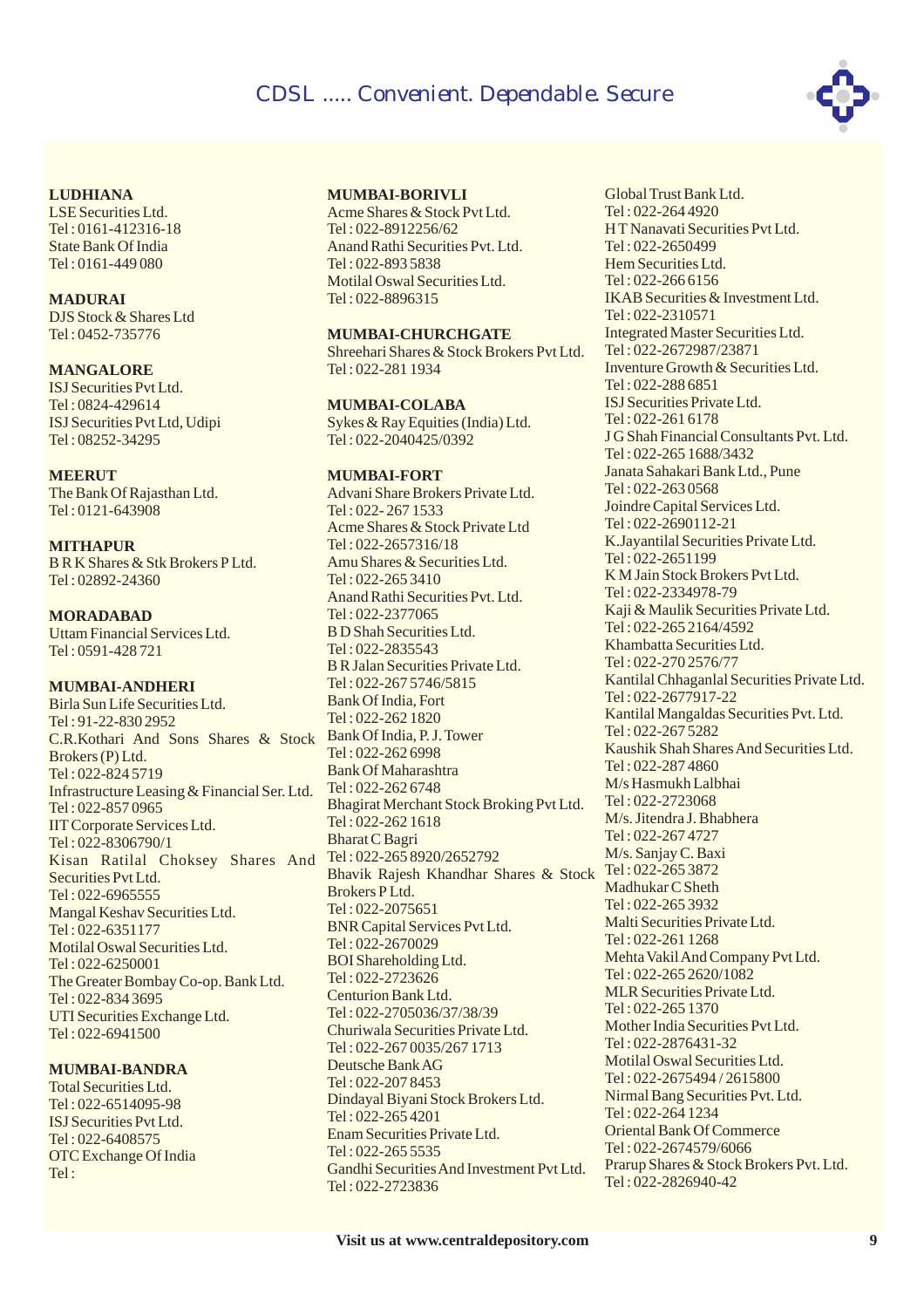**LUDHIANA**
LSE Securities Ltd.
Tel : 0161-412316-18
State Bank Of India
Tel : 0161-449 080

**MADURAI**
DJS Stock & Shares Ltd
Tel : 0452-735776

**MANGALORE**
ISJ Securities Pvt Ltd.
Tel : 0824-429614
ISJ Securities Pvt Ltd, Udipi
Tel : 08252-34295

**MEERUT**
The Bank Of Rajasthan Ltd.
Tel : 0121-643908

**MITHAPUR**
B R K Shares & Stk Brokers P Ltd.
Tel : 02892-24360

**MORADABAD**
Uttam Financial Services Ltd.
Tel : 0591-428 721

**MUMBAI-ANDHERI**
Birla Sun Life Securities Ltd.
Tel : 91-22-830 2952
C.R.Kothari And Sons Shares & Stock Brokers (P) Ltd.
Tel : 022-824 5719
Infrastructure Leasing & Financial Ser. Ltd.
Tel : 022-857 0965
IIT Corporate Services Ltd.
Tel : 022-8306790/1
Kisan Ratilal Choksey Shares And Securities Pvt Ltd.
Tel : 022-6965555
Mangal Keshav Securities Ltd.
Tel : 022-6351177
Motilal Oswal Securities Ltd.
Tel : 022-6250001
The Greater Bombay Co-op. Bank Ltd.
Tel : 022-834 3695
UTI Securities Exchange Ltd.
Tel : 022-6941500

**MUMBAI-BANDRA**
Total Securities Ltd.
Tel : 022-6514095-98
ISJ Securities Pvt Ltd.
Tel : 022-6408575
OTC Exchange Of India
Tel :

**MUMBAI-BORIVLI**
Acme Shares & Stock Pvt Ltd.
Tel : 022-8912256/62
Anand Rathi Securities Pvt. Ltd.
Tel : 022-893 5838
Motilal Oswal Securities Ltd.
Tel : 022-8896315

**MUMBAI-CHURCHGATE**
Shreehari Shares & Stock Brokers Pvt Ltd.
Tel : 022-281 1934

**MUMBAI-COLABA**
Sykes & Ray Equities (India) Ltd.
Tel : 022-2040425/0392

**MUMBAI-FORT**
Advani Share Brokers Private Ltd.
Tel : 022- 267 1533
Acme Shares & Stock Private Ltd
Tel : 022-2657316/18
Amu Shares & Securities Ltd.
Tel : 022-265 3410
Anand Rathi Securities Pvt. Ltd.
Tel : 022-2377065
B D Shah Securities Ltd.
Tel : 022-2835543
B R Jalan Securities Private Ltd.
Tel : 022-267 5746/5815
Bank Of India, Fort
Tel : 022-262 1820
Bank Of India, P. J. Tower
Tel : 022-262 6998
Bank Of Maharashtra
Tel : 022-262 6748
Bhagirat Merchant Stock Broking Pvt Ltd.
Tel : 022-262 1618
Bharat C Bagri
Tel : 022-265 8920/2652792
Bhavik Rajesh Khandhar Shares & Stock Brokers P Ltd.
Tel : 022-2075651
BNR Capital Services Pvt Ltd.
Tel : 022-2670029
BOI Shareholding Ltd.
Tel : 022-2723626
Centurion Bank Ltd.
Tel : 022-2705036/37/38/39
Churiwala Securities Private Ltd.
Tel : 022-267 0035/267 1713
Deutsche Bank AG
Tel : 022-207 8453
Dindayal Biyani Stock Brokers Ltd.
Tel : 022-265 4201
Enam Securities Private Ltd.
Tel : 022-265 5535
Gandhi Securities And Investment Pvt Ltd.
Tel : 022-2723836
Global Trust Bank Ltd.
Tel : 022-264 4920
H T Nanavati Securities Pvt Ltd.
Tel : 022-2650499
Hem Securities Ltd.
Tel : 022-266 6156
IKAB Securities & Investment Ltd.
Tel : 022-2310571
Integrated Master Securities Ltd.
Tel : 022-2672987/23871
Inventure Growth & Securities Ltd.
Tel : 022-288 6851
ISJ Securities Private Ltd.
Tel : 022-261 6178
J G Shah Financial Consultants Pvt. Ltd.
Tel : 022-265 1688/3432
Janata Sahakari Bank Ltd., Pune
Tel : 022-263 0568
Joindre Capital Services Ltd.
Tel : 022-2690112-21
K.Jayantilal Securities Private Ltd.
Tel : 022-2651199
K M Jain Stock Brokers Pvt Ltd.
Tel : 022-2334978-79
Kaji & Maulik Securities Private Ltd.
Tel : 022-265 2164/4592
Khambatta Securities Ltd.
Tel : 022-270 2576/77
Kantilal Chhaganlal Securities Private Ltd.
Tel : 022-2677917-22
Kantilal Mangaldas Securities Pvt. Ltd.
Tel : 022-267 5282
Kaushik Shah Shares And Securities Ltd.
Tel : 022-287 4860
M/s Hasmukh Lalbhai
Tel : 022-2723068
M/s. Jitendra J. Bhabhera
Tel : 022-267 4727
M/s. Sanjay C. Baxi
Tel : 022-265 3872
Madhukar C Sheth
Tel : 022-265 3932
Malti Securities Private Ltd.
Tel : 022-261 1268
Mehta Vakil And Company Pvt Ltd.
Tel : 022-265 2620/1082
MLR Securities Private Ltd.
Tel : 022-265 1370
Mother India Securities Pvt Ltd.
Tel : 022-2876431-32
Motilal Oswal Securities Ltd.
Tel : 022-2675494 / 2615800
Nirmal Bang Securities Pvt. Ltd.
Tel : 022-264 1234
Oriental Bank Of Commerce
Tel : 022-2674579/6066
Prarup Shares & Stock Brokers Pvt. Ltd.
Tel : 022-2826940-42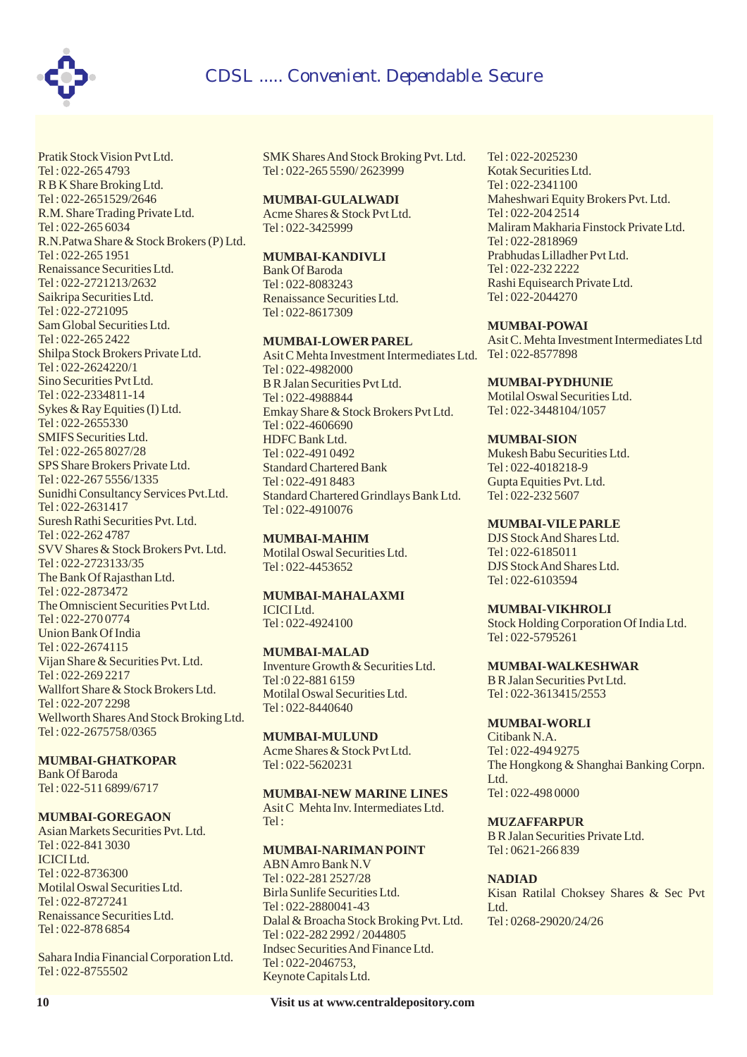Pratik Stock Vision Pvt Ltd.
Tel : 022-265 4793
R B K Share Broking Ltd.
Tel : 022-2651529/2646
R.M. Share Trading Private Ltd.
Tel : 022-265 6034
R.N.Patwa Share & Stock Brokers (P) Ltd.
Tel : 022-265 1951
Renaissance Securities Ltd.
Tel : 022-2721213/2632
Saikripa Securities Ltd.
Tel : 022-2721095
Sam Global Securities Ltd.
Tel : 022-265 2422
Shilpa Stock Brokers Private Ltd.
Tel : 022-2624220/1
Sino Securities Pvt Ltd.
Tel : 022-2334811-14
Sykes & Ray Equities (I) Ltd.
Tel : 022-2655330
SMIFS Securities Ltd.
Tel : 022-265 8027/28
SPS Share Brokers Private Ltd.
Tel : 022-267 5556/1335
Sunidhi Consultancy Services Pvt.Ltd.
Tel : 022-2631417
Suresh Rathi Securities Pvt. Ltd.
Tel : 022-262 4787
SVV Shares & Stock Brokers Pvt. Ltd.
Tel : 022-2723133/35
The Bank Of Rajasthan Ltd.
Tel : 022-2873472
The Omniscient Securities Pvt Ltd.
Tel : 022-270 0774
Union Bank Of India
Tel : 022-2674115
Vijan Share & Securities Pvt. Ltd.
Tel : 022-269 2217
Wallfort Share & Stock Brokers Ltd.
Tel : 022-207 2298
Wellworth Shares And Stock Broking Ltd.
Tel : 022-2675758/0365

**MUMBAI-GHATKOPAR**
Bank Of Baroda
Tel : 022-511 6899/6717

**MUMBAI-GOREGAON**
Asian Markets Securities Pvt. Ltd.
Tel : 022-841 3030
ICICI Ltd.
Tel : 022-8736300
Motilal Oswal Securities Ltd.
Tel : 022-8727241
Renaissance Securities Ltd.
Tel : 022-878 6854

Sahara India Financial Corporation Ltd.
Tel : 022-8755502

SMK Shares And Stock Broking Pvt. Ltd.
Tel : 022-265 5590/ 2623999

**MUMBAI-GULALWADI**
Acme Shares & Stock Pvt Ltd.
Tel : 022-3425999

**MUMBAI-KANDIVLI**
Bank Of Baroda
Tel : 022-8083243
Renaissance Securities Ltd.
Tel : 022-8617309

**MUMBAI-LOWER PAREL**
Asit C Mehta Investment Intermediates Ltd.
Tel : 022-4982000
B R Jalan Securities Pvt Ltd.
Tel : 022-4988844
Emkay Share & Stock Brokers Pvt Ltd.
Tel : 022-4606690
HDFC Bank Ltd.
Tel : 022-491 0492
Standard Chartered Bank
Tel : 022-491 8483
Standard Chartered Grindlays Bank Ltd.
Tel : 022-4910076

**MUMBAI-MAHIM**
Motilal Oswal Securities Ltd.
Tel : 022-4453652

**MUMBAI-MAHALAXMI**
ICICI Ltd.
Tel : 022-4924100

**MUMBAI-MALAD**
Inventure Growth & Securities Ltd.
Tel :0 22-881 6159
Motilal Oswal Securities Ltd.
Tel : 022-8440640

**MUMBAI-MULUND**
Acme Shares & Stock Pvt Ltd.
Tel : 022-5620231

**MUMBAI-NEW MARINE LINES**
Asit C Mehta Inv. Intermediates Ltd.
Tel :

**MUMBAI-NARIMAN POINT**
ABN Amro Bank N.V
Tel : 022-281 2527/28
Birla Sunlife Securities Ltd.
Tel : 022-2880041-43
Dalal & Broacha Stock Broking Pvt. Ltd.
Tel : 022-282 2992 / 2044805
Indsec Securities And Finance Ltd.
Tel : 022-2046753,
Keynote Capitals Ltd.
Tel : 022-2025230
Kotak Securities Ltd.
Tel : 022-2341100
Maheshwari Equity Brokers Pvt. Ltd.
Tel : 022-204 2514
Maliram Makharia Finstock Private Ltd.
Tel : 022-2818969
Prabhudas Lilladher Pvt Ltd.
Tel : 022-232 2222
Rashi Equisearch Private Ltd.
Tel : 022-2044270

**MUMBAI-POWAI**
Asit C. Mehta Investment Intermediates Ltd
Tel : 022-8577898

**MUMBAI-PYDHUNIE**
Motilal Oswal Securities Ltd.
Tel : 022-3448104/1057

**MUMBAI-SION**
Mukesh Babu Securities Ltd.
Tel : 022-4018218-9
Gupta Equities Pvt. Ltd.
Tel : 022-232 5607

**MUMBAI-VILE PARLE**
DJS Stock And Shares Ltd.
Tel : 022-6185011
DJS Stock And Shares Ltd.
Tel : 022-6103594

**MUMBAI-VIKHROLI**
Stock Holding Corporation Of India Ltd.
Tel : 022-5795261

**MUMBAI-WALKESHWAR**
B R Jalan Securities Pvt Ltd.
Tel : 022-3613415/2553

**MUMBAI-WORLI**
Citibank N.A.
Tel : 022-494 9275
The Hongkong & Shanghai Banking Corpn. Ltd.
Tel : 022-498 0000

**MUZAFFARPUR**
B R Jalan Securities Private Ltd.
Tel : 0621-266 839

**NADIAD**
Kisan Ratilal Choksey Shares & Sec Pvt Ltd.
Tel : 0268-29020/24/26

Visit us at www.centraldepository.com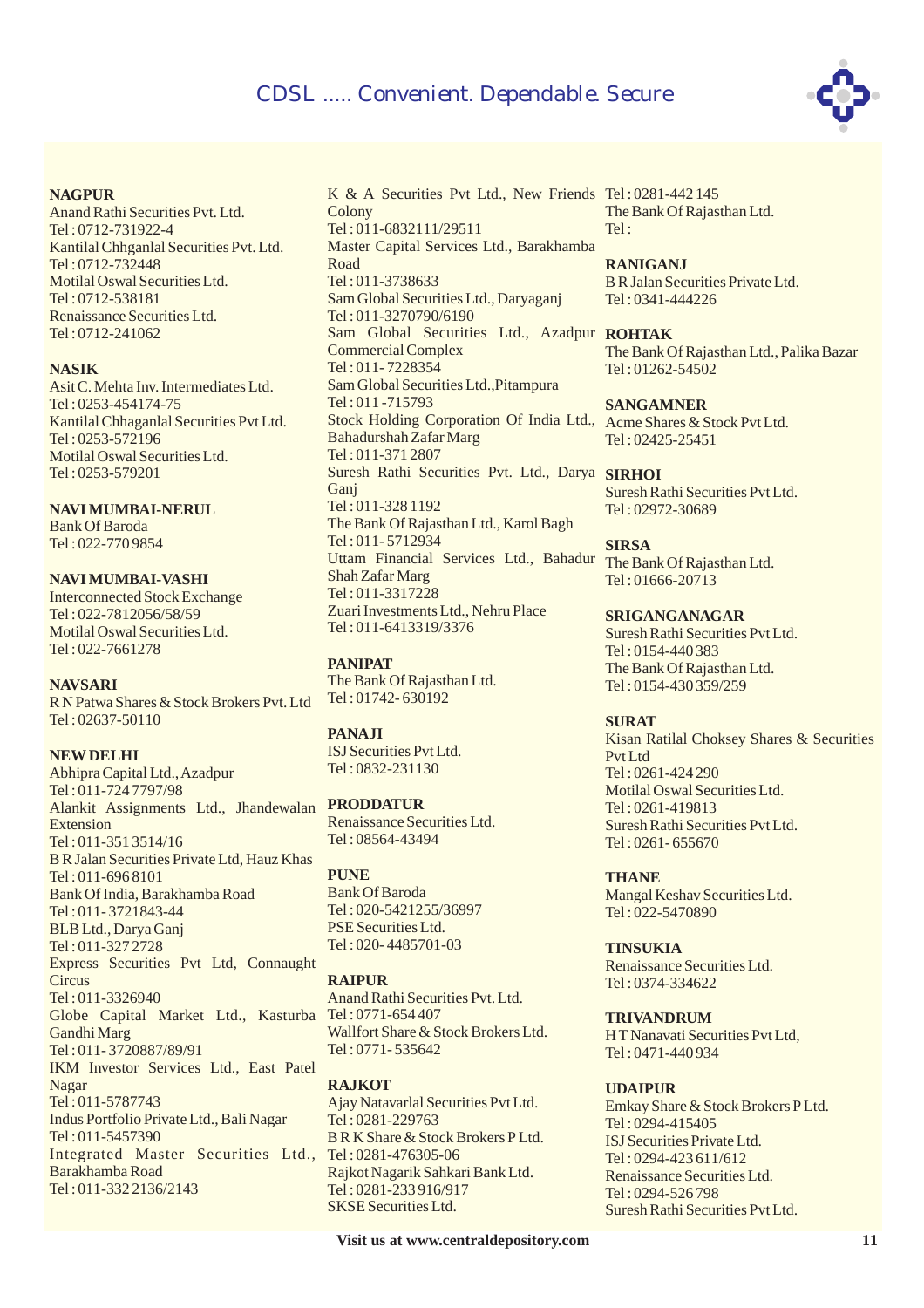**NAGPUR**
Anand Rathi Securities Pvt. Ltd.
Tel : 0712-731922-4
Kantilal Chhganlal Securities Pvt. Ltd.
Tel : 0712-732448
Motilal Oswal Securities Ltd.
Tel : 0712-538181
Renaissance Securities Ltd.
Tel : 0712-241062

**NASIK**
Asit C. Mehta Inv. Intermediates Ltd.
Tel : 0253-454174-75
Kantilal Chhaganlal Securities Pvt Ltd.
Tel : 0253-572196
Motilal Oswal Securities Ltd.
Tel : 0253-579201

**NAVI MUMBAI-NERUL**
Bank Of Baroda
Tel : 022-770 9854

**NAVI MUMBAI-VASHI**
Interconnected Stock Exchange
Tel : 022-7812056/58/59
Motilal Oswal Securities Ltd.
Tel : 022-7661278

**NAVSARI**
R N Patwa Shares & Stock Brokers Pvt. Ltd
Tel : 02637-50110

**NEW DELHI**
Abhipra Capital Ltd., Azadpur
Tel : 011-724 7797/98
Alankit Assignments Ltd., Jhandewalan Extension
Tel : 011-351 3514/16
B R Jalan Securities Private Ltd, Hauz Khas
Tel : 011-696 8101
Bank Of India, Barakhamba Road
Tel : 011- 3721843-44
BLB Ltd., Darya Ganj
Tel : 011-327 2728
Express Securities Pvt Ltd, Connaught Circus
Tel : 011-3326940
Globe Capital Market Ltd., Kasturba Gandhi Marg
Tel : 011- 3720887/89/91
IKM Investor Services Ltd., East Patel Nagar
Tel : 011-5787743
Indus Portfolio Private Ltd., Bali Nagar
Tel : 011-5457390
Integrated Master Securities Ltd., Barakhamba Road
Tel : 011-332 2136/2143
K & A Securities Pvt Ltd., New Friends Colony
Tel : 011-6832111/29511
Master Capital Services Ltd., Barakhamba Road
Tel : 011-3738633
Sam Global Securities Ltd., Daryaganj
Tel : 011-3270790/6190
Sam Global Securities Ltd., Azadpur Commercial Complex
Tel : 011- 7228354
Sam Global Securities Ltd.,Pitampura
Tel : 011 -715793
Stock Holding Corporation Of India Ltd., Bahadurshah Zafar Marg
Tel : 011-371 2807
Suresh Rathi Securities Pvt. Ltd., Darya Ganj
Tel : 011-328 1192
The Bank Of Rajasthan Ltd., Karol Bagh
Tel : 011- 5712934
Uttam Financial Services Ltd., Bahadur Shah Zafar Marg
Tel : 011-3317228
Zuari Investments Ltd., Nehru Place
Tel : 011-6413319/3376

**PANIPAT**
The Bank Of Rajasthan Ltd.
Tel : 01742- 630192

**PANAJI**
ISJ Securities Pvt Ltd.
Tel : 0832-231130

**PRODDATUR**
Renaissance Securities Ltd.
Tel : 08564-43494

**PUNE**
Bank Of Baroda
Tel : 020-5421255/36997
PSE Securities Ltd.
Tel : 020- 4485701-03

**RAIPUR**
Anand Rathi Securities Pvt. Ltd.
Tel : 0771-654 407
Wallfort Share & Stock Brokers Ltd.
Tel : 0771- 535642

**RAJKOT**
Ajay Natavarlal Securities Pvt Ltd.
Tel : 0281-229763
B R K Share & Stock Brokers P Ltd.
Tel : 0281-476305-06
Rajkot Nagarik Sahkari Bank Ltd.
Tel : 0281-233 916/917
SKSE Securities Ltd.
Tel : 0281-442 145
The Bank Of Rajasthan Ltd.
Tel :

**RANIGANJ**
B R Jalan Securities Private Ltd.
Tel : 0341-444226

**ROHTAK**
The Bank Of Rajasthan Ltd., Palika Bazar
Tel : 01262-54502

**SANGAMNER**
Acme Shares & Stock Pvt Ltd.
Tel : 02425-25451

**SIRHOI**
Suresh Rathi Securities Pvt Ltd.
Tel : 02972-30689

**SIRSA**
The Bank Of Rajasthan Ltd.
Tel : 01666-20713

**SRIGANGANAGAR**
Suresh Rathi Securities Pvt Ltd.
Tel : 0154-440 383
The Bank Of Rajasthan Ltd.
Tel : 0154-430 359/259

**SURAT**
Kisan Ratilal Choksey Shares & Securities Pvt Ltd
Tel : 0261-424 290
Motilal Oswal Securities Ltd.
Tel : 0261-419813
Suresh Rathi Securities Pvt Ltd.
Tel : 0261- 655670

**THANE**
Mangal Keshav Securities Ltd.
Tel : 022-5470890

**TINSUKIA**
Renaissance Securities Ltd.
Tel : 0374-334622

**TRIVANDRUM**
H T Nanavati Securities Pvt Ltd,
Tel : 0471-440 934

**UDAIPUR**
Emkay Share & Stock Brokers P Ltd.
Tel : 0294-415405
ISJ Securities Private Ltd.
Tel : 0294-423 611/612
Renaissance Securities Ltd.
Tel : 0294-526 798
Suresh Rathi Securities Pvt Ltd.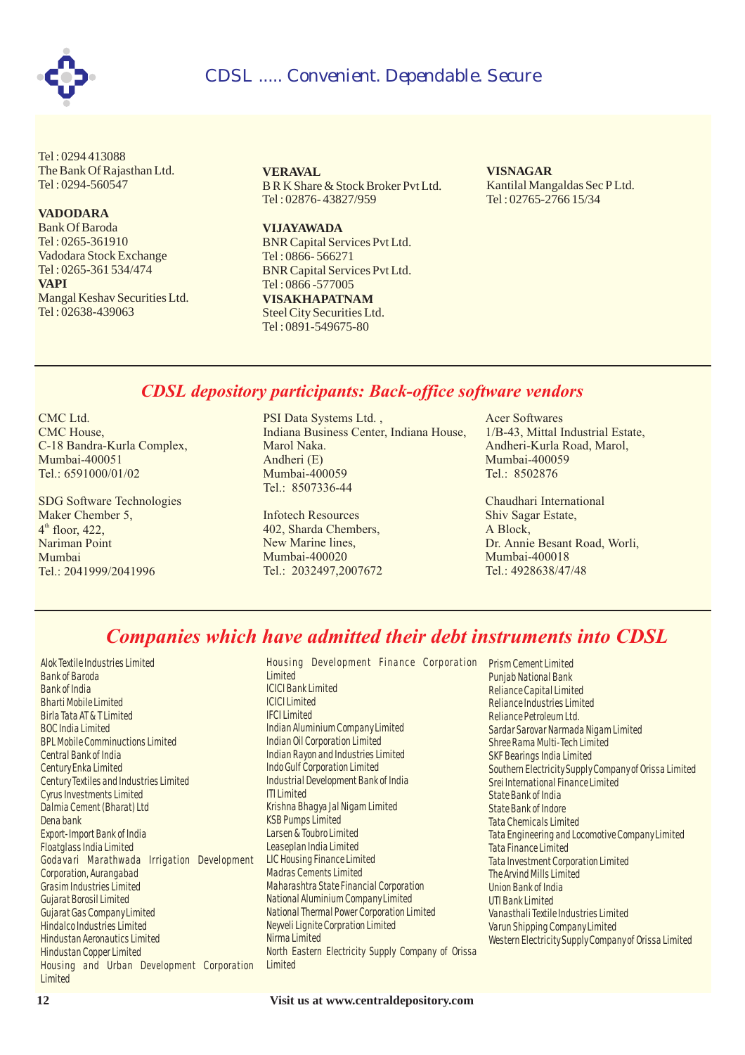Tel : 0294 413088
The Bank Of Rajasthan Ltd.
Tel : 0294-560547

**VADODARA**
Bank Of Baroda
Tel : 0265-361910
Vadodara Stock Exchange
Tel : 0265-361 534/474

**VAPI**
Mangal Keshav Securities Ltd.
Tel : 02638-439063

**VERAVAL**
B R K Share & Stock Broker Pvt Ltd.
Tel : 02876- 43827/959

**VIJAYAWADA**
BNR Capital Services Pvt Ltd.
Tel : 0866- 566271
BNR Capital Services Pvt Ltd.
Tel : 0866 -577005

**VISAKHAPATNAM**
Steel City Securities Ltd.
Tel : 0891-549675-80

**VISNAGAR**
Kantilal Mangaldas Sec P Ltd.
Tel : 02765-2766 15/34

## *CDSL depository participants: Back-office software vendors*

CMC Ltd.
CMC House,
C-18 Bandra-Kurla Complex,
Mumbai-400051
Tel.: 6591000/01/02

SDG Software Technologies
Maker Chember 5,
4th floor, 422,
Nariman Point
Mumbai
Tel.: 2041999/2041996

PSI Data Systems Ltd. ,
Indiana Business Center, Indiana House,
Marol Naka.
Andheri (E)
Mumbai-400059
Tel.: 8507336-44

Infotech Resources
402, Sharda Chembers,
New Marine lines,
Mumbai-400020
Tel.: 2032497,2007672

Acer Softwares
1/B-43, Mittal Industrial Estate,
Andheri-Kurla Road, Marol,
Mumbai-400059
Tel.: 8502876

Chaudhari International
Shiv Sagar Estate,
A Block,
Dr. Annie Besant Road, Worli,
Mumbai-400018
Tel.: 4928638/47/48

## *Companies which have admitted their debt instruments into CDSL*

Alok Textile Industries Limited
Bank of Baroda
Bank of India
Bharti Mobile Limited
Birla Tata AT & T Limited
BOC India Limited
BPL Mobile Comminuctions Limited
Central Bank of India
Century Enka Limited
Century Textiles and Industries Limited
Cyrus Investments Limited
Dalmia Cement (Bharat) Ltd
Dena bank
Export-Import Bank of India
Floatglass India Limited
Godavari Marathwada Irrigation Development Corporation, Aurangabad
Grasim Industries Limited
Gujarat Borosil Limited
Gujarat Gas Company Limited
Hindalco Industries Limited
Hindustan Aeronautics Limited
Hindustan Copper Limited
Housing and Urban Development Corporation Limited
Housing Development Finance Corporation Limited
ICICI Bank Limited
ICICI Limited
IFCI Limited
Indian Aluminium Company Limited
Indian Oil Corporation Limited
Indian Rayon and Industries Limited
Indo Gulf Corporation Limited
Industrial Development Bank of India
ITI Limited
Krishna Bhagya Jal Nigam Limited
KSB Pumps Limited
Larsen & Toubro Limited
Leaseplan India Limited
LIC Housing Finance Limited
Madras Cements Limited
Maharashtra State Financial Corporation
National Aluminium Company Limited
National Thermal Power Corporation Limited
Neyveli Lignite Corpration Limited
Nirma Limited
North Eastern Electricity Supply Company of Orissa Limited
Prism Cement Limited
Punjab National Bank
Reliance Capital Limited
Reliance Industries Limited
Reliance Petroleum Ltd.
Sardar Sarovar Narmada Nigam Limited
Shree Rama Multi-Tech Limited
SKF Bearings India Limited
Southern Electricity Supply Company of Orissa Limited
Srei International Finance Limited
State Bank of India
State Bank of Indore
Tata Chemicals Limited
Tata Engineering and Locomotive Company Limited
Tata Finance Limited
Tata Investment Corporation Limited
The Arvind Mills Limited
Union Bank of India
UTI Bank Limited
Vanasthali Textile Industries Limited
Varun Shipping Company Limited
Western Electricity Supply Company of Orissa Limited

Visit us at www.centraldepository.com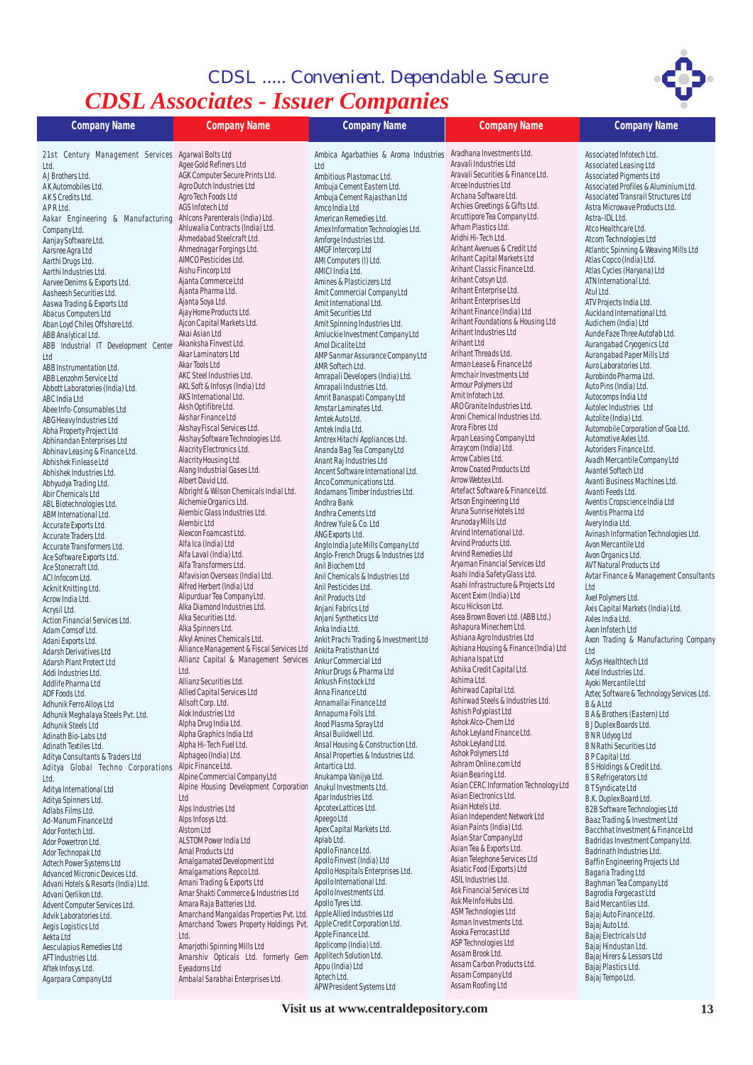CDSL ..... Convenient. Dependable. Secure

# CDSL Associates - Issuer Companies

| Company Name | Company Name | Company Name | Company Name | Company Name |
|---|---|---|---|---|
| 21st Century Management Services Ltd. | Agarwal Bolts Ltd | Ambica Agarbathies & Aroma Industries Ltd | Aradhana Investments Ltd. | Associated Infotech Ltd. |
| AJ Brothers Ltd. | Agee Gold Refiners Ltd | Ambitious Plastomac Ltd. | Aravali Industries Ltd | Associated Leasing Ltd |
| AK Automobiles Ltd. | AGK Computer Secure Prints Ltd. | Ambuja Cement Eastern Ltd. | Aravali Securities & Finance Ltd. | Associated Pigments Ltd |
| AKS Credits Ltd. | Agro Dutch Industries Ltd | Ambuja Cement Rajasthan Ltd | Arcee Industries Ltd | Associated Profiles & Aluminium Ltd. |
| APR Ltd. | Agro Tech Foods Ltd | Amco India Ltd | Archana Software Ltd. | Associated Transrail Structures Ltd |
| Aakar Engineering & Manufacturing Company Ltd. | AGS Infotech Ltd | American Remedies Ltd. | Archies Greetings & Gifts Ltd. | Astra Microwave Products Ltd. |
| Aanjay Software Ltd. | Ahlcons Parenterals (India) Ltd. | Amex Information Technologies Ltd. | Arcuttipore Tea Company Ltd. | Astra-IDL Ltd. |
| Aarsree Agra Ltd | Ahluwalia Contracts (India) Ltd. | Amforge Industries Ltd. | Arham Plastics Ltd. | Atco Healthcare Ltd. |
| Aarthi Drugs Ltd. | Ahmedabad Steelcraft Ltd. | AMGF Intercorp Ltd | Aridhi Hi-Tech Ltd. | Atcom Technologies Ltd |
| Aarthi Industries Ltd. | Ahmednagar Forgings Ltd. | AMI Computers (I) Ltd. | Arihant Avenues & Credit Ltd | Atlantic Spinning & Weaving Mills Ltd |
| Aarvee Denims & Exports Ltd. | AIMCO Pesticides Ltd. | AMICI India Ltd. | Arihant Capital Markets Ltd | Atlas Copco (India) Ltd. |
| Aasheesh Securities Ltd. | Aishu Fincorp Ltd | Amines & Plasticizers Ltd | Arihant Classic Finance Ltd. | Atlas Cycles (Haryana) Ltd |
| Aaswa Trading & Exports Ltd | Ajanta Commerce Ltd | Amit Commercial Company Ltd | Arihant Cotsyn Ltd. | ATN International Ltd. |
| Abacus Computers Ltd | Ajanta Pharma Ltd. | Amit International Ltd. | Arihant Enterprise Ltd. | Atul Ltd. |
| Aban Loyd Chiles Offshore Ltd. | Ajanta Soya Ltd. | Amit Securities Ltd | Arihant Enterprises Ltd | ATV Projects India Ltd. |
| ABB Analytical Ltd. | Ajay Home Products Ltd. | Amit Spinning Industries Ltd. | Arihant Finance (India) Ltd | Auckland International Ltd. |
| ABB Industrial IT Development Center Ltd | Ajcon Capital Markets Ltd. | Amluckie Investment Company Ltd | Arihant Foundations & Housing Ltd | Audichem (India) Ltd |
| ABB Instrumentation Ltd. | Akai Asian Ltd | Amol Dicalite Ltd | Arihant Industries Ltd | Aunde Faze Three Autofab Ltd. |
| ABB Lenzohm Service Ltd | Akanksha Finvest Ltd. | AMP Sanmar Assurance Company Ltd | Arihant Ltd | Aurangabad Cryogenics Ltd |
| Abbott Laboratories (India) Ltd. | Akar Laminators Ltd | AMR Softech Ltd. | Arihant Threads Ltd. | Aurangabad Paper Mills Ltd |
| ABC India Ltd | Akar Tools Ltd | Amrapali Developers (India) Ltd. | Arman Lease & Finance Ltd | Auro Laboratories Ltd. |
| Abee Info-Consumables Ltd | AKC Steel Industries Ltd. | Amrapali Industries Ltd. | Armchair Investments Ltd | Aurobindo Pharma Ltd. |
| ABG Heavy Industries Ltd | AKL Soft & Infosys (India) Ltd | Amrit Banaspati Company Ltd | Armour Polymers Ltd | Auto Pins (India) Ltd. |
| Abha Property Project Ltd | AKS International Ltd. | Amstar Laminates Ltd. | Amit Infotech Ltd. | Autocomps India Ltd |
| Abhinandan Enterprises Ltd | Aksh Optifibre Ltd. | Amtek Auto Ltd. | ARO Granite Industries Ltd. | Autolec Industries Ltd |
| Abhinav Leasing & Finance Ltd. | Akshar Finance Ltd | Amtek India Ltd. | Aroni Chemical Industries Ltd. | Autolite (India) Ltd. |
| Abhishek Finlease Ltd | Akshay Fiscal Services Ltd. | Amtrex Hitachi Appliances Ltd. | Arora Fibres Ltd | Automobile Corporation of Goa Ltd. |
| Abhishek Industries Ltd. | Akshay Software Technologies Ltd. | Ananda Bag Tea Company Ltd | Arpan Leasing Company Ltd | Automotive Axles Ltd. |
| Abhyudya Trading Ltd. | Alacrity Electronics Ltd. | Anant Raj Industries Ltd | Arraycom (India) Ltd. | Autoriders Finance Ltd. |
| Abir Chemicals Ltd | Alacrity Housing Ltd. | Ancent Software International Ltd. | Arrow Cables Ltd. | Avadh Mercantile Company Ltd |
| ABL Biotechnologies Ltd. | Alang Industrial Gases Ltd. | Anco Communications Ltd. | Arrow Coated Products Ltd | Avantel Softech Ltd |
| ABM International Ltd. | Albert David Ltd. | Andamans Timber Industries Ltd. | Arrow Webtex Ltd. | Avanti Business Machines Ltd. |
| Accurate Exports Ltd. | Albright & Wilson Chemicals Indial Ltd. | Andhra Bank | Artefact Software & Finance Ltd. | Avanti Feeds Ltd. |
| Accurate Traders Ltd. | Alchemie Organics Ltd. | Andhra Cements Ltd | Artson Engineering Ltd | Aventis Cropscience India Ltd |
| Accurate Transformers Ltd. | Alembic Glass Industries Ltd. | Andrew Yule & Co. Ltd | Aruna Sunrise Hotels Ltd | Aventis Pharma Ltd |
| Ace Software Exports Ltd. | Alembic Ltd | ANG Exports Ltd. | Arunoday Mills Ltd | Avery India Ltd. |
| Ace Stonecraft Ltd. | Alexcon Foamcast Ltd. | Anglo India Jute Mills Company Ltd | Arvind International Ltd. | Avinash Information Technologies Ltd. |
| ACI Infocom Ltd. | Alfa Ica (India) Ltd | Anglo-French Drugs & Industries Ltd | Arvind Products Ltd. | Avon Mercantile Ltd |
| Acknit Knitting Ltd. | Alfa Laval (India) Ltd. | Anil Biochem Ltd | Arvind Remedies Ltd | Avon Organics Ltd. |
| Acrow India Ltd. | Alfa Transformers Ltd. | Anil Chemicals & Industries Ltd | Aryaman Financial Services Ltd | AVT Natural Products Ltd |
| Acrysil Ltd. | Alfavision Overseas (India) Ltd. | Anil Pesticides Ltd. | Asahi India Safety Glass Ltd. | Avtar Finance & Management Consultants Ltd |
| Action Financial Services Ltd. | Alfred Herbert (India) Ltd | Anil Products Ltd | Asahi Infrastructure & Projects Ltd | Axel Polymers Ltd. |
| Adam Comsof Ltd. | Alipurduar Tea Company Ltd. | Anjani Fabrics Ltd | Ascent Exim (India) Ltd | Axis Capital Markets (India) Ltd. |
| Adani Exports Ltd. | Alka Diamond Industries Ltd. | Anjani Synthetics Ltd | Ascu Hickson Ltd. | Axles India Ltd. |
| Adarsh Derivatives Ltd | Alka Securities Ltd. | Anka India Ltd. | Asea Brown Boveri Ltd. (ABB Ltd.) | Axon Infotech Ltd |
| Adarsh Plant Protect Ltd | Alka Spinners Ltd. | Ankit Prachi Trading & Investment Ltd | Ashapura Minechem Ltd. | Axon Trading & Manufacturing Company Ltd |
| Addi Industries Ltd. | Alkyl Amines Chemicals Ltd. | Ankita Pratishthan Ltd | Ashiana Agro Industries Ltd | AxSys Healthtech Ltd |
| Addlife Pharma Ltd | Alliance Management & Fiscal Services Ltd | Ankur Commercial Ltd | Ashiana Housing & Finance (India) Ltd | Axtel Industries Ltd. |
| ADF Foods Ltd. | Allianz Capital & Management Services Ltd. | Ankur Drugs & Pharma Ltd | Ashiana Ispat Ltd | Ayoki Mercantile Ltd |
| Adhunik Ferro Alloys Ltd | Allianz Securities Ltd. | Ankush Finstock Ltd | Ashika Credit Capital Ltd. | Aztec Software & Technology Services Ltd. |
| Adhunik Meghalaya Steels Pvt. Ltd. | Allied Capital Services Ltd | Anna Finance Ltd | Ashima Ltd. | B & A Ltd |
| Adhunik Steels Ltd | Allsoft Corp. Ltd. | Annamallai Finance Ltd | Ashirwad Capital Ltd. | B A & Brothers (Eastern) Ltd |
| Adinath Bio-Labs Ltd | Alok Industries Ltd | Annapurna Foils Ltd. | Ashirwad Steels & Industries Ltd. | B J Duplex Boards Ltd. |
| Adinath Textiles Ltd. | Alpha Drug India Ltd. | Anod Plasma Spray Ltd | Ashish Polyplast Ltd | B N R Udyog Ltd |
| Aditya Consultants & Traders Ltd | Alpha Graphics India Ltd | Ansal Buildwell Ltd. | Ashok Alco-Chem Ltd | B N Rathi Securities Ltd |
| Aditya Global Techno Corporations Ltd. | Alpha Hi-Tech Fuel Ltd. | Ansal Housing & Construction Ltd. | Ashok Leyland Finance Ltd. | B P Capital Ltd. |
| Aditya International Ltd | Alphageo (India) Ltd. | Ansal Properties & Industries Ltd. | Ashok Leyland Ltd. | B S Holdings & Credit Ltd. |
| Aditya Spinners Ltd. | Alpic Finance Ltd. | Antartica Ltd. | Ashok Polymers Ltd | B S Refrigerators Ltd |
| Adlabs Films Ltd. | Alpine Commercial Company Ltd | Anukampa Vanijya Ltd. | Ashram Online.com Ltd | B T Syndicate Ltd |
| Ad-Manum Finance Ltd | Alpine Housing Development Corporation Ltd | Anukul Investments Ltd. | Asian Bearing Ltd. | B.K. Duplex Board Ltd. |
| Ador Fontech Ltd. | Alps Industries Ltd | Apar Industries Ltd. | Asian CERC Information Technology Ltd | B2B Software Technologies Ltd |
| Ador Powertron Ltd. | Alps Infosys Ltd. | Apcotex Lattices Ltd. | Asian Electronics Ltd. | Baaz Trading & Investment Ltd |
| Ador Technopak Ltd | Alstom Ltd | Apeego Ltd | Asian Hotels Ltd. | Bacchhat Investment & Finance Ltd |
| Adtech Power Systems Ltd | ALSTOM Power India Ltd | Apex Capital Markets Ltd. | Asian Independent Network Ltd | Badridas Investment Company Ltd. |
| Advanced Micronic Devices Ltd. | Amal Products Ltd | Aplab Ltd. | Asian Paints (India) Ltd. | Badrinath Industries Ltd. |
| Advani Hotels & Resorts (India) Ltd. | Amalgamated Development Ltd | Apollo Finance Ltd. | Asian Star Company Ltd | Baffin Engineering Projects Ltd |
| Advani Oerlikon Ltd. | Amalgamations Repco Ltd. | Apollo Finvest (India) Ltd | Asian Tea & Exports Ltd. | Bagaria Trading Ltd |
| Advent Computer Services Ltd. | Amani Trading & Exports Ltd | Apollo Hospitals Enterprises Ltd. | Asian Telephone Services Ltd | Baghmari Tea Company Ltd |
| Advik Laboratories Ltd. | Amar Shakti Commerce & Industries Ltd | Apollo International Ltd. | Asiatic Food (Exports) Ltd | Bagrodia Forgecast Ltd |
| Aegis Logistics Ltd | Amara Raja Batteries Ltd. | Apollo Investments Ltd. | ASIL Industries Ltd. | Baid Mercantiles Ltd. |
| Aekta Ltd | Amarchand Mangaldas Properties Pvt. Ltd. | Apollo Tyres Ltd. | Ask Financial Services Ltd | Bajaj Auto Finance Ltd. |
| Aesculapius Remedies Ltd | Amarchand Towers Property Holdings Pvt. Ltd. | Apple Allied Industries Ltd | Ask Me Info Hubs Ltd. | Bajaj Auto Ltd. |
| AFT Industries Ltd. | Amarjothi Spinning Mills Ltd | Apple Credit Corporation Ltd. | ASM Technologies Ltd | Bajaj Electricals Ltd |
| Aftek Infosys Ltd. | Amarshiv Opticals Ltd. formerly Gem Eyeadorns Ltd | Apple Finance Ltd. | Asman Investments Ltd. | Bajaj Hindustan Ltd. |
| Agarpara Company Ltd | Ambalal Sarabhai Enterprises Ltd. | Applicomp (India) Ltd. | Asoka Ferrocast Ltd | Bajaj Hirers & Lessors Ltd |
| | | Applitech Solution Ltd. | ASP Technologies Ltd | Bajaj Plastics Ltd. |
| | | Appu (India) Ltd | Assam Brook Ltd. | Bajaj Tempo Ltd. |
| | | Aptech Ltd. | Assam Carbon Products Ltd. | |
| | | APW President Systems Ltd | Assam Company Ltd | |
| | | | Assam Roofing Ltd | |

**Visit us at www.centraldepository.com**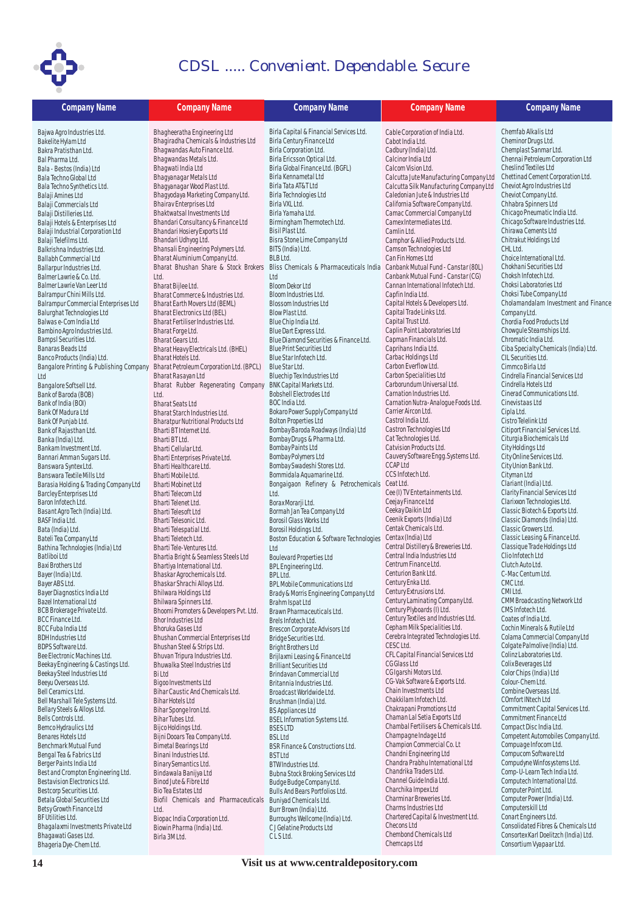# CDSL ..... Convenient. Dependable. Secure

| Company Name | Company Name | Company Name | Company Name | Company Name |
|---|---|---|---|---|
| Bajwa Agro Industries Ltd. | Bhagheeratha Engineering Ltd | Birla Capital & Financial Services Ltd. | Cable Corporation of India Ltd. | Chemfab Alkalis Ltd |
| Bakelite Hylam Ltd | Bhagiradha Chemicals & Industries Ltd | Birla Century Finance Ltd | Cabot India Ltd. | Cheminor Drugs Ltd. |
| Bakra Pratistham Ltd. | Bhagwandas Auto Finance Ltd. | Birla Corporation Ltd. | Cadbury (India) Ltd. | Chemplast Sanmar Ltd. |
| Bal Pharma Ltd. | Bhagwandas Metals Ltd. | Birla Ericsson Optical Ltd. | Calcinor India Ltd | Chennai Petroleum Corporation Ltd |
| Bala - Bestos (India) Ltd | Bhagwati India Ltd | Birla Global Finance Ltd. (BGFL) | Calcom Vision Ltd. | Cheslind Textiles Ltd |
| Bala Techno Global Ltd | Bhagyanagar Metals Ltd | Birla Kennametal Ltd | Calcutta Jute Manufacturing Company Ltd | Chettinad Cement Corporation Ltd. |
| Bala Techno Synthetics Ltd. | Bhagyanagar Wood Plast Ltd. | Birla Tata AT&T Ltd | Calcutta Silk Manufacturing Company Ltd | Cheviot Agro Industries Ltd |
| Balaji Amines Ltd | Bhagyodaya Marketing Company Ltd. | Birla Technologies Ltd | Caledonian Jute & Industries Ltd | Cheviot Company Ltd. |
| Balaji Commercials Ltd | Bhairav Enterprises Ltd | Birla VXL Ltd. | California Software Company Ltd. | Chhabra Spinners Ltd |
| Balaji Distilleries Ltd. | Bhaktwatsal Investments Ltd | Birla Yamaha Ltd. | Camac Commercial Company Ltd | Chicago Pneumatic India Ltd. |
| Balaji Hotels & Enterprises Ltd | Bhandari Consultancy & Finance Ltd | Birmingham Thermotech Ltd. | Camex Intermediates Ltd. | Chicago Software Industries Ltd. |
| Balaji Industrial Corporation Ltd | Bhandari Hosiery Exports Ltd | Bisil Plast Ltd. | Camlin Ltd. | Chirawa Cements Ltd |
| Balaji Telefilms Ltd. | Bhandari Udhyog Ltd. | Bisra Stone Lime Company Ltd | Camphor & Allied Products Ltd. | Chitrakut Holdings Ltd |
| Balkrishna Industries Ltd. | Bhansali Engineering Polymers Ltd. | BITS (India) Ltd. | Camson Technologies Ltd | CHL Ltd. |
| Ballabh Commercial Ltd | Bharat Aluminium Company Ltd. | BLB Ltd. | Can Fin Homes Ltd | Choice International Ltd. |
| Ballarpur Industries Ltd. | Bharat Bhushan Share & Stock Brokers Ltd. | Bliss Chemicals & Pharmaceuticals India Ltd | Canbank Mutual Fund - Canstar (80L) | Chokhani Securities Ltd |
| Balmer Lawrie & Co. Ltd. | Bharat Bijlee Ltd. | Bloom Dekor Ltd | Canbank Mutual Fund - Canstar (CG) | Choksh Infotech Ltd. |
| Balmer Lawrie Van Leer Ltd | Bharat Commerce & Industries Ltd. | Bloom Industries Ltd. | Cannan International Infotech Ltd. | Choksi Laboratories Ltd |
| Balrampur Chini Mills Ltd. | Bharat Earth Movers Ltd (BEML) | Blossom Industries Ltd | Capfin India Ltd. | Choksi Tube Company Ltd |
| Balrampur Commercial Enterprises Ltd | Bharat Electronics Ltd (BEL) | Blow Plast Ltd. | Capital Hotels & Developers Ltd. | Cholamandalam Investment and Finance Company Ltd. |
| Balurghat Technologies Ltd | Bharat Fertiliser Industries Ltd. | Blue Chip India Ltd. | Capital Trade Links Ltd. | Chordia Food Products Ltd |
| Balwas e-Com India Ltd | Bharat Forge Ltd. | Blue Dart Express Ltd. | Capital Trust Ltd. | Chowgule Steamships Ltd. |
| Bambino Agro Industries Ltd. | Bharat Gears Ltd. | Blue Diamond Securities & Finance Ltd. | Caplin Point Laboratories Ltd | Chromatic India Ltd. |
| Bampsl Securities Ltd. | Bharat Heavy Electricals Ltd. (BHEL) | Blue Print Securities Ltd | Capman Financials Ltd. | Ciba Specialty Chemicals (India) Ltd. |
| Banaras Beads Ltd | Bharat Hotels Ltd. | Blue Star Infotech Ltd. | Caprihans India Ltd. | CIL Securities Ltd. |
| Banco Products (India) Ltd. | Bharat Petroleum Corporation Ltd. (BPCL) | Blue Star Ltd. | Carbac Holdings Ltd | Cimmco Birla Ltd |
| Bangalore Printing & Publishing Company Ltd | Bharat Rasayan Ltd | Bluechip Tex Industries Ltd | Carbon Everflow Ltd. | Cindrella Financial Services Ltd |
| Bangalore Softsell Ltd. | Bharat Rubber Regenerating Company Ltd. | BNK Capital Markets Ltd. | Carbon Specialities Ltd | Cindrella Hotels Ltd |
| Bank of Baroda (BOB) | Bharat Seats Ltd | Bobshell Electrodes Ltd | Carborundum Universal Ltd. | Cinerad Communications Ltd. |
| Bank of India (BOI) | Bharat Starch Industries Ltd. | BOC India Ltd. | Carnation Industries Ltd. | Cinevistaas Ltd |
| Bank Of Madura Ltd | Bharatpur Nutritional Products Ltd | Bokaro Power Supply Company Ltd | Carnation Nutra-Analogue Foods Ltd. | Cipla Ltd. |
| Bank Of Punjab Ltd. | Bharti BT Internet Ltd. | Bolton Properties Ltd | Carrier Aircon Ltd. | Cistro Telelink Ltd |
| Bank of Rajasthan Ltd. | Bharti BT Ltd. | Bombay Baroda Roadways (India) Ltd | Castrol India Ltd. | Citiport Financial Services Ltd. |
| Banka (India) Ltd. | Bharti Cellular Ltd. | Bombay Drugs & Pharma Ltd. | Castron Technologies Ltd | Citurgia Biochemicals Ltd |
| Bankam Investment Ltd. | Bharti Enterprises Private Ltd. | Bombay Paints Ltd | Cat Technologies Ltd. | City Holdings Ltd |
| Bannari Amman Sugars Ltd. | Bharti Healthcare Ltd. | Bombay Polymers Ltd | Catvision Products Ltd. | City Online Services Ltd. |
| Banswara Syntex Ltd. | Bharti Mobile Ltd. | Bombay Swadeshi Stores Ltd. | Cauvery Software Engg. Systems Ltd. | City Union Bank Ltd. |
| Banswara Textile Mills Ltd | Bharti Mobinet Ltd | Bommidala Aquamarine Ltd. | CCAP Ltd | Cityman Ltd |
| Barasia Holding & Trading Company Ltd | Bharti Telecom Ltd | Bongaigaon Refinery & Petrochemicals Ltd. | CCS Infotech Ltd. | Clariant (India) Ltd. |
| Barcley Enterprises Ltd | Bharti Telenet Ltd. | Borax Morarji Ltd. | Ceat Ltd. | Clarity Financial Services Ltd |
| Baron Infotech Ltd. | Bharti Telesoft Ltd | Bormah Jan Tea Company Ltd | Cee (I) TV Entertainments Ltd. | Clarixxon Technologies Ltd. |
| Basant Agro Tech (India) Ltd. | Bharti Telesonic Ltd. | Borosil Glass Works Ltd | Ceejay Finance Ltd | Classic Biotech & Exports Ltd. |
| BASF India Ltd. | Bharti Telespatial Ltd. | Borosil Holdings Ltd. | Ceekay Daikin Ltd | Classic Diamonds (India) Ltd. |
| Bata (India) Ltd. | Bharti Teletech Ltd. | Boston Education & Software Technologies Ltd | Ceenik Exports (India) Ltd | Classic Growers Ltd. |
| Bateli Tea Company Ltd | Bharti Tele-Ventures Ltd. | Boulevard Properties Ltd | Centak Chemicals Ltd. | Classic Leasing & Finance Ltd. |
| Bathina Technologies (India) Ltd | Bhartia Bright & Seamless Steels Ltd | BPL Engineering Ltd. | Centax (India) Ltd | Classique Trade Holdings Ltd |
| Batliboi Ltd | Bhartiya International Ltd. | BPL Ltd. | Central Distillery & Breweries Ltd. | Clio Infotech Ltd |
| Baxi Brothers Ltd | Bhaskar Agrochemicals Ltd. | BPL Mobile Communications Ltd | Central India Industries Ltd | Clutch Auto Ltd. |
| Bayer (India) Ltd. | Bhaskar Shrachi Alloys Ltd. | Brady & Morris Engineering Company Ltd | Centrum Finance Ltd. | C-Mac Centum Ltd. |
| Bayer ABS Ltd. | Bhilwara Holdings Ltd | Brahm Ispat Ltd | Centurion Bank Ltd. | CMC Ltd. |
| Bayer Diagnostics India Ltd | Bhilwara Spinners Ltd. | Brawn Pharmaceuticals Ltd. | Century Enka Ltd. | CMI Ltd. |
| Bazel International Ltd | Bhoomi Promoters & Developers Pvt. Ltd. | Brels Infotech Ltd. | Century Extrusions Ltd. | CMM Broadcasting Network Ltd |
| BCB Brokerage Private Ltd. | Bhor Industries Ltd | Brescon Corporate Advisors Ltd | Century Laminating Company Ltd. | CMS Infotech Ltd. |
| BCC Finance Ltd. | Bhoruka Gases Ltd | Bridge Securities Ltd. | Century Plyboards (I) Ltd. | Coates of India Ltd. |
| BCC Fuba India Ltd | Bhushan Commercial Enterprises Ltd | Bright Brothers Ltd | Century Textiles and Industries Ltd. | Cochin Minerals & Rutile Ltd |
| BDH Industries Ltd | Bhushan Steel & Strips Ltd. | Brijlaxmi Leasing & Finance Ltd | Cepham Milk Specialities Ltd. | Colama Commercial Company Ltd |
| BDPS Software Ltd. | Bhuvan Tripura Industries Ltd. | Brilliant Securities Ltd | Cerebra Integrated Technologies Ltd. | Colgate Palmolive (India) Ltd. |
| Bee Electronic Machines Ltd. | Bhuwalka Steel Industries Ltd | Brindavan Commercial Ltd | CESC Ltd. | Colinz Laboratories Ltd. |
| Beekay Engineering & Castings Ltd. | Bi Ltd | Britannia Industries Ltd. | CFL Capital Financial Services Ltd | Colix Beverages Ltd |
| Beekay Steel Industries Ltd | Bigoo Investments Ltd | Broadcast Worldwide Ltd. | CG Glass Ltd | Color Chips (India) Ltd |
| Beeyu Overseas Ltd. | Bihar Caustic And Chemicals Ltd. | Brushman (India) Ltd. | CGIgarshi Motors Ltd. | Colour-Chem Ltd. |
| Bell Ceramics Ltd. | Bihar Hotels Ltd | BS Appliances Ltd | CG-Vak Software & Exports Ltd. | Combine Overseas Ltd. |
| Bell Marshall Tele Systems Ltd. | Bihar Sponge Iron Ltd. | BSEL Information Systems Ltd. | Chain Investments Ltd | COmfort INtech Ltd |
| Bellary Steels & Alloys Ltd. | Bihar Tubes Ltd. | BSES LTD | Chakkilam Infotech Ltd. | Commitment Capital Services Ltd. |
| Bells Controls Ltd. | Bijco Holdings Ltd. | BSL Ltd | Chakrapani Promotions Ltd | Commitment Finance Ltd |
| Bemco Hydraulics Ltd | Bijni Dooars Tea Company Ltd. | BSR Finance & Constructions Ltd. | Chaman Lal Setia Exports Ltd | Compact Disc India Ltd. |
| Benares Hotels Ltd | Bimetal Bearings Ltd | BST Ltd | Chambal Fertilisers & Chemicals Ltd. | Competent Automobiles Company Ltd. |
| Benchmark Mutual Fund | Binani Industries Ltd. | BTW Industries Ltd. | Champagne Indage Ltd | Compuage Infocom Ltd. |
| Bengal Tea & Fabrics Ltd | Binary Semantics Ltd. | Bubna Stock Broking Services Ltd | Champion Commercial Co. Lt | Compucom Software Ltd |
| Berger Paints India Ltd | Bindawala Banijya Ltd | Budge Budge Company Ltd. | Chandni Engineering Ltd | Compudyne Winfosystems Ltd. |
| Best and Crompton Engineering Ltd. | Binod Jute & Fibre Ltd | Bulls And Bears Portfolios Ltd. | Chandra Prabhu International Ltd | Comp-U-Learn Tech India Ltd. |
| Bestavision Electronics Ltd. | Bio Tea Estates Ltd | Buniyad Chemicals Ltd. | Chandrika Traders Ltd. | Computech International Ltd. |
| Bestcorp Securities Ltd. | Biofil Chemicals and Pharmaceuticals Ltd. | Burr Brown (India) Ltd. | Channel Guide India Ltd. | Computer Point Ltd. |
| Betala Global Securities Ltd | Biopac India Corporation Ltd. | Burroughs Wellcome (India) Ltd. | Charchika Impex Ltd | Computer Power (India) Ltd. |
| Betsy Growth Finance Ltd | Biowin Pharma (India) Ltd. | C J Gelatine Products Ltd | Charminar Breweries Ltd. | Computerskill Ltd |
| BF Utilities Ltd. | Birla 3M Ltd. | C L S Ltd. | Charms Industries Ltd | Conart Engineers Ltd. |
| Bhagalaxmi Investments Private Ltd | | | Chartered Capital & Investment Ltd. | Consolidated Fibres & Chemicals Ltd |
| Bhagawati Gases Ltd. | | | Checons Ltd | Consortex Karl Doelitzch (India) Ltd. |
| Bhageria Dye-Chem Ltd. | | | Chembond Chemicals Ltd | Consortium Vyapaar Ltd. |
| | | | Chemcaps Ltd | |

Visit us at www.centraldepository.com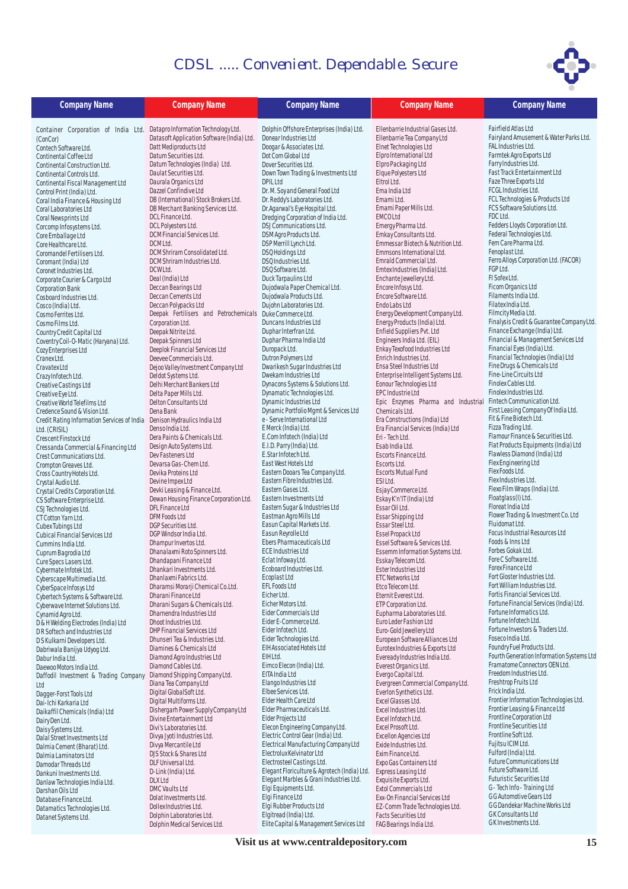# CDSL ..... Convenient. Dependable. Secure

| Company Name | Company Name | Company Name | Company Name | Company Name |
|---|---|---|---|---|
| Container Corporation of India Ltd. (ConCor) | Datapro Information Technology Ltd. | Dolphin Offshore Enterprises (India) Ltd. | Ellenbarrie Industrial Gases Ltd. | Fairfield Atlas Ltd |
| Contech Software Ltd. | Datasoft Application Software (India) Ltd. | Donear Industries Ltd | Ellenbarrie Tea Company Ltd | Fairyland Amusement & Water Parks Ltd. |
| Continental Coffee Ltd | Datt Mediproducts Ltd | Doogar & Associates Ltd. | Elnet Technologies Ltd | FAL Industries Ltd. |
| Continental Construction Ltd. | Datum Securities Ltd. | Dot Com Global Ltd | Elpro International Ltd | Farmtek Agro Exports Ltd |
| Continental Controls Ltd. | Datum Technologies (India) Ltd. | Dover Securities Ltd. | Elpro Packaging Ltd | Farry Industries Ltd. |
| Continental Fiscal Management Ltd | Daulat Securities Ltd. | Down Town Trading & Investments Ltd | Elque Polyesters Ltd | Fast Track Entertainment Ltd |
| Control Print (India) Ltd. | Daurala Organics Ltd | DPIL Ltd | Eltrol Ltd. | Faze Three Exports Ltd |
| Coral India Finance & Housing Ltd | Dazzel Confindive Ltd | Dr. M. Soy and General Food Ltd | Ema India Ltd | FCGL Industries Ltd. |
| Coral Laboratories Ltd | DB (International) Stock Brokers Ltd. | Dr. Reddy's Laboratories Ltd. | Emami Ltd. | FCL Technologies & Products Ltd |
| Coral Newsprints Ltd | DB Merchant Banking Services Ltd. | Dr.Agarwal's Eye Hospital Ltd. | Emami Paper Mills Ltd. | FCS Software Solutions Ltd. |
| Corcomp Infosystems Ltd. | DCL Finance Ltd. | Dredging Corporation of India Ltd. | EMCO Ltd | FDC Ltd. |
| Core Emballage Ltd | DCL Polyesters Ltd. | DSJ Communications Ltd. | Emergy Pharma Ltd. | Fedders Lloyds Corporation Ltd. |
| Core Healthcare Ltd. | DCM Financial Services Ltd. | DSM Agro Products Ltd. | Emkay Consultants Ltd. | Federal Technologies Ltd. |
| Coromandel Fertilisers Ltd. | DCM Ltd. | DSP Merrill Lynch Ltd. | Emmessar Biotech & Nutrition Ltd. | Fem Care Pharma Ltd. |
| Coromant (India) Ltd | DCM Shriram Consolidated Ltd. | DSQ Holdings Ltd | Emmsons International Ltd. | Fenoplast Ltd. |
| Coronet Industries Ltd. | DCM Shriram Industries Ltd. | DSQ Industries Ltd. | Emrald Commercial Ltd. | Ferro Alloys Corporation Ltd. (FACOR) |
| Corporate Courier & Cargo Ltd | DCW Ltd. | DSQ Software Ltd. | Emtex Industries (India) Ltd. | FGP Ltd. |
| Corporation Bank | Deal (India) Ltd | Duck Tarpaulins Ltd | Enchante Jewellery Ltd. | FI Sofex Ltd. |
| Cosboard Industries Ltd. | Deccan Bearings Ltd | Dujodwala Paper Chemical Ltd. | Encore Infosys Ltd. | Ficom Organics Ltd |
| Cosco (India) Ltd. | Deccan Cements Ltd | Dujodwala Products Ltd. | Encore Software Ltd. | Filaments India Ltd. |
| Cosmo Ferrites Ltd. | Deccan Polypacks Ltd | Dujohn Laboratories Ltd. | Endo Labs Ltd | Filatex India Ltd. |
| Cosmo Films Ltd. | Deepak Fertilisers and Petrochemicals Corporation Ltd. | Duke Commerce Ltd. | Energy Development Company Ltd. | Filmcity Media Ltd. |
| Country Credit Capital Ltd | Deepak Nitrite Ltd. | Duncans Industries Ltd | Energy Products (India) Ltd. | Finalysis Credit & Guarantee Company Ltd. |
| Coventry Coil-O-Matic (Haryana) Ltd. | Deepak Spinners Ltd | Duphar Interfran Ltd. | Enfield Suppliers Pvt. Ltd | Finance Exchange (India) Ltd. |
| Cozy Enterprises Ltd | Deeplok Financial Services Ltd | Duphar Pharma India Ltd | Engineers India Ltd. (EIL) | Financial & Management Services Ltd |
| Cranex Ltd. | Deevee Commercials Ltd. | Duropack Ltd. | Enkay Texofood Industries Ltd | Financial Eyes (India) Ltd. |
| Cravatex Ltd | Dejoo Valley Investment Company Ltd | Dutron Polymers Ltd | Enrich Industries Ltd. | Financial Technologies (India) Ltd |
| Crazy Infotech Ltd. | Deldot Systems Ltd. | Dwarikesh Sugar Industries Ltd | Ensa Steel Industries Ltd | Fine Drugs & Chemicals Ltd |
| Creative Castings Ltd | Delhi Merchant Bankers Ltd | Dwekam Industries Ltd | Enterprise Intelligent Systems Ltd. | Fine-Line Circuits Ltd |
| Creative Eye Ltd. | Delta Paper Mills Ltd. | Dynacons Systems & Solutions Ltd. | Eonour Technologies Ltd | Finolex Cables Ltd. |
| Creative World Telefilms Ltd | Delton Consultants Ltd | Dynamatic Technologies Ltd. | EPC Industrie Ltd | Finolex Industries Ltd. |
| Credence Sound & Vision Ltd. | Dena Bank | Dynamic Industries Ltd | Epic Enzymes Pharma and Industrial Chemicals Ltd. | Fintech Communication Ltd. |
| Credit Rating Information Services of India Ltd. (CRISIL) | Denison Hydraulics India Ltd | Dynamic Portfolio Mgmt & Services Ltd | Era Constructions (India) Ltd | First Leasing Company Of India Ltd. |
| Crescent Finstock Ltd | Denso India Ltd. | e - Serve International Ltd | Era Financial Services (India) Ltd | Fit & Fine Biotech Ltd. |
| Cressanda Commercial & Financing Ltd | Dera Paints & Chemicals Ltd. | E Merck (India) Ltd. | Eri - Tech Ltd. | Fizza Trading Ltd. |
| Crest Communications Ltd. | Design Auto Systems Ltd. | E.Com Infotech (India) Ltd | Esab India Ltd. | Flamour Finance & Securities Ltd. |
| Crompton Greaves Ltd. | Dev Fasteners Ltd | E.I.D. Parry (India) Ltd. | Escorts Finance Ltd. | Flat Products Equipments (India) Ltd |
| Cross Country Hotels Ltd. | Devarsa Gas-Chem Ltd. | E.Star Infotech Ltd. | Escorts Ltd. | Flawless Diamond (India) Ltd |
| Crystal Audio Ltd. | Devika Proteins Ltd | East West Hotels Ltd | Escorts Mutual Fund | Flex Engineering Ltd |
| Crystal Credits Corporation Ltd. | Devine Impex Ltd | Eastern Dooars Tea Company Ltd. | ESI Ltd. | Flex Foods Ltd. |
| CS Software Enterprise Ltd. | Devki Leasing & Finance Ltd. | Eastern Fibre Industries Ltd. | Esjay Commerce Ltd. | Flex Industries Ltd. |
| CSJ Technologies Ltd. | Dewan Housing Finance Corporation Ltd. | Eastern Gases Ltd. | Eskay K'n'IT (India) Ltd | Flexo Film Wraps (India) Ltd. |
| CT Cotton Yarn Ltd. | DFL Finance Ltd | Eastern Investments Ltd | Essar Oil Ltd. | Floatglass(I) Ltd. |
| Cubex Tubings Ltd | DFM Foods Ltd | Eastern Sugar & Industries Ltd | Essar Shipping Ltd | Floreat India Ltd |
| Cubical Financial Services Ltd | DGP Securities Ltd. | Eastman Agro Mills Ltd | Essar Steel Ltd. | Flower Trading & Investment Co. Ltd |
| Cummins India Ltd. | DGP Windsor India Ltd. | Easun Capital Markets Ltd. | Essel Propack Ltd | Fluidomat Ltd. |
| Cuprum Bagrodia Ltd | Dhampur Invertos Ltd. | Easun Reyrolle Ltd | Essel Software & Services Ltd. | Focus Industrial Resources Ltd |
| Cure Specs Lasers Ltd. | Dhanalaxmi Roto Spinners Ltd. | Ebers Pharmaceuticals Ltd | Essemm Information Systems Ltd. | Foods & Inns Ltd |
| Cybermate Infotek Ltd. | Dhandapani Finance Ltd | ECE Industries Ltd | Esskay Telecom Ltd. | Forbes Gokak Ltd. |
| Cyberscape Multimedia Ltd. | Dhankari Investments Ltd. | Eclat Infoway Ltd. | Ester Industries Ltd | Fore C Software Ltd. |
| CyberSpace Infosys Ltd | Dhanlaxmi Fabrics Ltd. | Ecoboard Industries Ltd. | ETC Networks Ltd | Forex Finance Ltd |
| Cybertech Systems & Software Ltd. | Dharamsi Morarji Chemical Co.Ltd. | Ecoplast Ltd | Etco Telecom Ltd. | Fort Gloster Industries Ltd. |
| Cyberwave Internet Solutions Ltd. | Dharani Finance Ltd | EFL Foods Ltd | Eternit Everest Ltd. | Fort William Industries Ltd. |
| Cynamid Agro Ltd. | Dharani Sugars & Chemicals Ltd. | Eicher Ltd. | ETP Corporation Ltd. | Fortis Financial Services Ltd. |
| D & H Welding Electrodes (India) Ltd | Dharnendra Industries Ltd | Eicher Motors Ltd. | Eupharma Laboratories Ltd. | Fortune Financial Services (India) Ltd. |
| D R Softech and Industries Ltd | Dhoot Industries Ltd. | Eider Commercials Ltd | Euro Leder Fashion Ltd | Fortune Informatics Ltd. |
| D S Kulkarni Developers Ltd. | DHP Financial Services Ltd | Eider E-Commerce Ltd. | Euro-Gold Jewellery Ltd | Fortune Infotech Ltd. |
| Dabriwala Banijya Udyog Ltd. | Dhunseri Tea & Industries Ltd. | Eider Infotech Ltd. | European Software Alliances Ltd | Fortune Investors & Traders Ltd. |
| Dabur India Ltd. | Diamines & Chemicals Ltd | Eider Technologies Ltd. | Eurotex Industries & Exports Ltd | Foseco India Ltd. |
| Daewoo Motors India Ltd. | Diamond Agro Industries Ltd | EIH Associated Hotels Ltd | Eveready Industries India Ltd. | Foundry Fuel Products Ltd. |
| Daffodil Investment & Trading Company Ltd | Diamond Cables Ltd. | EIH Ltd. | Everest Organics Ltd. | Fourth Generation Information Systems Ltd |
| Dagger-Forst Tools Ltd | Diamond Shipping Company Ltd. | Eimco Elecon (India) Ltd. | Evergo Capital Ltd. | Framatome Connectors OEN Ltd. |
| Dai-Ichi Karkaria Ltd | Diana Tea Company Ltd | EITA India Ltd | Evergreen Commercial Company Ltd. | Freedom Industries Ltd. |
| Daikaffil Chemicals (India) Ltd | Digital GlobalSoft Ltd. | Elango Industries Ltd | Everlon Synthetics Ltd. | Freshtrop Fruits Ltd |
| Dairy Den Ltd. | Digital Multiforms Ltd. | Elbee Services Ltd. | Excel Glasses Ltd. | Frick India Ltd. |
| Daisy Systems Ltd. | Dishergarh Power Supply Company Ltd | Elder Health Care Ltd | Excel Industries Ltd. | Frontier Information Technologies Ltd. |
| Dalal Street Investments Ltd | Divine Entertainment Ltd | Elder Pharmaceuticals Ltd. | Excel Infotech Ltd. | Frontier Leasing & Finance Ltd |
| Dalmia Cement (Bharat) Ltd. | Divi's Laboratories Ltd. | Elder Projects Ltd | Excel Prosoft Ltd. | Frontline Corporation Ltd |
| Dalmia Laminators Ltd | Divya Jyoti Industries Ltd. | Elecon Engineering Company Ltd. | Excellon Agencies Ltd | Frontline Securities Ltd |
| Damodar Threads Ltd | Divya Mercantile Ltd | Electric Control Gear (India) Ltd. | Exide Industries Ltd. | Frontline Soft Ltd. |
| Dankuni Investments Ltd. | DJS Stock & Shares Ltd | Electrical Manufacturing Company Ltd | Exim Finance Ltd. | Fujitsu ICIM Ltd. |
| Danlaw Technologies India Ltd. | DLF Universal Ltd. | Electrolux Kelvinator Ltd | Expo Gas Containers Ltd | Fulford (India) Ltd. |
| Darshan Oils Ltd | D-Link (India) Ltd. | Electrosteel Castings Ltd. | Express Leasing Ltd | Future Communications Ltd |
| Database Finance Ltd. | DLX Ltd | Elegant Floriculture & Agrotech (India) Ltd. | Exquisite Exports Ltd. | Future Software Ltd. |
| Datamatics Technologies Ltd. | DMC Vaults Ltd | Elegant Marbles & Grani Industries Ltd. | Extol Commercials Ltd | Futuristic Securities Ltd |
| Datanet Systems Ltd. | Dolat Investments Ltd. | Elgi Equipments Ltd. | Exx-On Financial Services Ltd | G - Tech Info - Training Ltd |
| | Dollex Industries Ltd. | Elgi Finance Ltd | EZ-Comm Trade Technologies Ltd. | G G Automotive Gears Ltd |
| | Dolphin Laboratories Ltd. | Elgi Rubber Products Ltd | Facts Securities Ltd | G G Dandekar Machine Works Ltd |
| | Dolphin Medical Services Ltd. | Elgitread (India) Ltd. | FAG Bearings India Ltd. | G K Consultants Ltd |
| | | Elite Capital & Management Services Ltd | | G K Investments Ltd. |

Visit us at www.centraldepository.com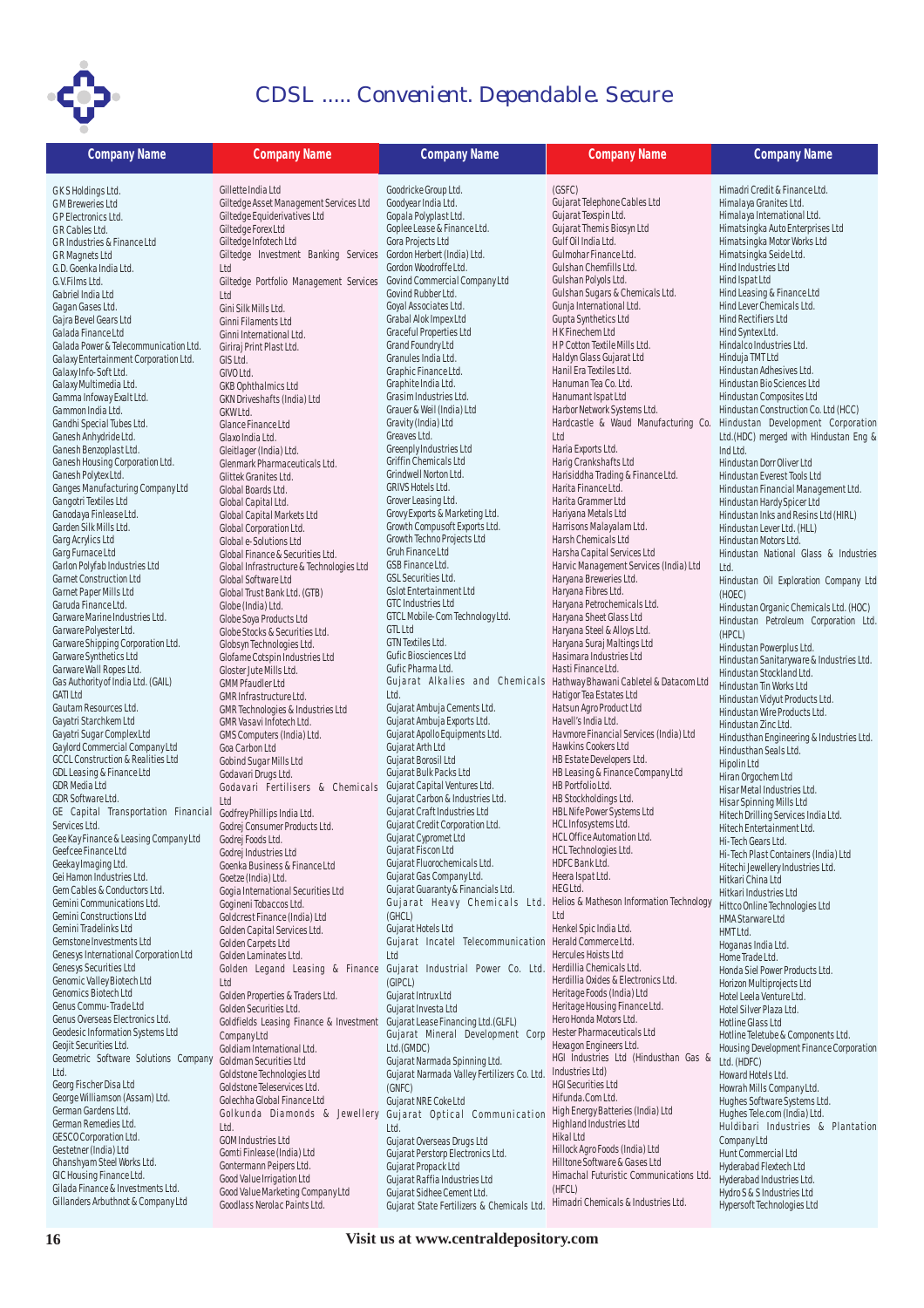# CDSL ..... Convenient. Dependable. Secure

| Company Name | Company Name | Company Name | Company Name | Company Name |
|---|---|---|---|---|

G K S Holdings Ltd.
G M Breweries Ltd
G P Electronics Ltd.
G R Cables Ltd.
G R Industries & Finance Ltd
G R Magnets Ltd
G.D. Goenka India Ltd.
G.V.Films Ltd.
Gabriel India Ltd
Gagan Gases Ltd.
Gajra Bevel Gears Ltd
Galada Finance Ltd
Galada Power & Telecommunication Ltd.
Galaxy Entertainment Corporation Ltd.
Galaxy Info-Soft Ltd.
Galaxy Multimedia Ltd.
Gamma Infoway Exalt Ltd.
Gammon India Ltd.
Gandhi Special Tubes Ltd.
Ganesh Anhydride Ltd.
Ganesh Benzoplast Ltd.
Ganesh Housing Corporation Ltd.
Ganesh Polytex Ltd.
Ganges Manufacturing Company Ltd
Gangotri Textiles Ltd
Ganodaya Finlease Ltd.
Garden Silk Mills Ltd.
Garg Acrylics Ltd
Garg Furnace Ltd
Garlon Polyfab Industries Ltd
Garnet Construction Ltd
Garnet Paper Mills Ltd
Garuda Finance Ltd.
Garware Marine Industries Ltd.
Garware Polyester Ltd.
Garware Shipping Corporation Ltd.
Garware Synthetics Ltd
Garware Wall Ropes Ltd.
Gas Authority of India Ltd. (GAIL)
GATI Ltd
Gautam Resources Ltd.
Gayatri Starchkem Ltd
Gayatri Sugar Complex Ltd
Gaylord Commercial Company Ltd
GCCL Construction & Realities Ltd
GDL Leasing & Finance Ltd
GDR Media Ltd
GDR Software Ltd.
GE Capital Transportation Financial Services Ltd.
Gee Kay Finance & Leasing Company Ltd
Geefcee Finance Ltd
Geekay Imaging Ltd.
Gei Hamon Industries Ltd.
Gem Cables & Conductors Ltd.
Gemini Communications Ltd.
Gemini Constructions Ltd
Gemini Tradelinks Ltd
Gemstone Investments Ltd
Genesys International Corporation Ltd
Genesys Securities Ltd
Genomic Valley Biotech Ltd
Genomics Biotech Ltd
Genus Commu-Trade Ltd
Genus Overseas Electronics Ltd.
Geodesic Information Systems Ltd
Geojit Securities Ltd.
Geometric Software Solutions Company Ltd.
Georg Fischer Disa Ltd
George Williamson (Assam) Ltd.
German Gardens Ltd.
German Remedies Ltd.
GESCO Corporation Ltd.
Gestetner (India) Ltd
Ghanshyam Steel Works Ltd.
GIC Housing Finance Ltd.
Gilada Finance & Investments Ltd.
Gillanders Arbuthnot & Company Ltd
Gillette India Ltd
Giltedge Asset Management Services Ltd
Giltedge Equiderivatives Ltd
Giltedge Forex Ltd
Giltedge Infotech Ltd
Giltedge Investment Banking Services Ltd
Giltedge Portfolio Management Services Ltd
Gini Silk Mills Ltd.
Ginni Filaments Ltd
Ginni International Ltd.
Giriraj Print Plast Ltd.
GIS Ltd.
GIVO Ltd.
GKB Ophthalmics Ltd
GKN Driveshafts (India) Ltd
GKW Ltd.
Glance Finance Ltd
Glaxo India Ltd.
Gleitlager (India) Ltd.
Glenmark Pharmaceuticals Ltd.
Glittek Granites Ltd.
Global Boards Ltd.
Global Capital Ltd.
Global Capital Markets Ltd
Global Corporation Ltd.
Global e-Solutions Ltd
Global Finance & Securities Ltd.
Global Infrastructure & Technologies Ltd
Global Software Ltd
Global Trust Bank Ltd. (GTB)
Globe (India) Ltd.
Globe Soya Products Ltd
Globe Stocks & Securities Ltd.
Globsyn Technologies Ltd.
Glofame Cotspin Industries Ltd
Gloster Jute Mills Ltd.
GMM Pfaudler Ltd
GMR Infrastructure Ltd.
GMR Technologies & Industries Ltd
GMR Vasavi Infotech Ltd.
GMS Computers (India) Ltd.
Goa Carbon Ltd
Gobind Sugar Mills Ltd
Godavari Drugs Ltd.
Godavari Fertilisers & Chemicals Ltd
Godfrey Phillips India Ltd.
Godrej Consumer Products Ltd.
Godrej Foods Ltd.
Godrej Industries Ltd
Goenka Business & Finance Ltd
Goetze (India) Ltd.
Gogia International Securities Ltd
Gogineni Tobaccos Ltd.
Goldcrest Finance (India) Ltd
Golden Capital Services Ltd.
Golden Carpets Ltd
Golden Laminates Ltd.
Golden Legand Leasing & Finance Ltd
Golden Properties & Traders Ltd.
Golden Securities Ltd.
Goldfields Leasing Finance & Investment Company Ltd
Goldiam International Ltd.
Goldman Securities Ltd
Goldstone Technologies Ltd
Goldstone Teleservices Ltd.
Golechha Global Finance Ltd
Golkunda Diamonds & Jewellery Ltd.
GOM Industries Ltd
Gomti Finlease (India) Ltd
Gontermann Peipers Ltd.
Good Value Irrigation Ltd
Good Value Marketing Company Ltd
Goodlass Nerolac Paints Ltd.
Goodricke Group Ltd.
Goodyear India Ltd.
Gopala Polyplast Ltd.
Goplee Lease & Finance Ltd.
Gora Projects Ltd
Gordon Herbert (India) Ltd.
Gordon Woodroffe Ltd.
Govind Commercial Company Ltd
Govind Rubber Ltd.
Goyal Associates Ltd.
Grabal Alok Impex Ltd
Graceful Properties Ltd
Grand Foundry Ltd
Granules India Ltd.
Graphic Finance Ltd.
Graphite India Ltd.
Grasim Industries Ltd.
Grauer & Weil (India) Ltd
Gravity (India) Ltd
Greaves Ltd.
Greenply Industries Ltd
Griffin Chemicals Ltd
Grindwell Norton Ltd.
GRIVS Hotels Ltd.
Grover Leasing Ltd.
Grovy Exports & Marketing Ltd.
Growth Compusoft Exports Ltd.
Growth Techno Projects Ltd
Gruh Finance Ltd
GSB Finance Ltd.
GSL Securities Ltd.
Gslot Entertainment Ltd
GTC Industries Ltd
GTCL Mobile-Com Technology Ltd.
GTL Ltd
GTN Textiles Ltd.
Gufic Biosciences Ltd
Gufic Pharma Ltd.
Gujarat Alkalies and Chemicals Ltd.
Gujarat Ambuja Cements Ltd.
Gujarat Ambuja Exports Ltd.
Gujarat Apollo Equipments Ltd.
Gujarat Arth Ltd
Gujarat Borosil Ltd
Gujarat Bulk Packs Ltd
Gujarat Capital Ventures Ltd.
Gujarat Carbon & Industries Ltd.
Gujarat Craft Industries Ltd
Gujarat Credit Corporation Ltd.
Gujarat Cypromet Ltd
Gujarat Fiscon Ltd
Gujarat Fluorochemicals Ltd.
Gujarat Gas Company Ltd.
Gujarat Guaranty & Financials Ltd.
Gujarat Heavy Chemicals Ltd. (GHCL)
Gujarat Hotels Ltd
Gujarat Incatel Telecommunication Ltd
Gujarat Industrial Power Co. Ltd. (GIPCL)
Gujarat Intrux Ltd
Gujarat Investa Ltd
Gujarat Lease Financing Ltd.(GLFL)
Gujarat Mineral Development Corp Ltd.(GMDC)
Gujarat Narmada Spinning Ltd.
Gujarat Narmada Valley Fertilizers Co. Ltd. (GNFC)
Gujarat NRE Coke Ltd
Gujarat Optical Communication Ltd.
Gujarat Overseas Drugs Ltd
Gujarat Perstorp Electronics Ltd.
Gujarat Propack Ltd
Gujarat Raffia Industries Ltd
Gujarat Sidhee Cement Ltd.
Gujarat State Fertilizers & Chemicals Ltd. (GSFC)
Gujarat Telephone Cables Ltd
Gujarat Texspin Ltd.
Gujarat Themis Biosyn Ltd
Gulf Oil India Ltd.
Gulmohar Finance Ltd.
Gulshan Chemfills Ltd.
Gulshan Polyols Ltd.
Gulshan Sugars & Chemicals Ltd.
Gunja International Ltd.
Gupta Synthetics Ltd
H K Finechem Ltd
H P Cotton Textile Mills Ltd.
Haldyn Glass Gujarat Ltd
Hanil Era Textiles Ltd.
Hanuman Tea Co. Ltd.
Hanumant Ispat Ltd
Harbor Network Systems Ltd.
Hardcastle & Waud Manufacturing Co. Ltd
Haria Exports Ltd.
Harig Crankshafts Ltd
Harisiddha Trading & Finance Ltd.
Harita Finance Ltd.
Harita Grammer Ltd
Hariyana Metals Ltd
Harrisons Malayalam Ltd.
Harsh Chemicals Ltd
Harsha Capital Services Ltd
Harvic Management Services (India) Ltd
Haryana Breweries Ltd.
Haryana Fibres Ltd.
Haryana Petrochemicals Ltd.
Haryana Sheet Glass Ltd
Haryana Steel & Alloys Ltd.
Haryana Suraj Maltings Ltd
Hasimara Industries Ltd
Hasti Finance Ltd.
Hathway Bhawani Cabletel & Datacom Ltd
Hatigor Tea Estates Ltd
Hatsun Agro Product Ltd
Havell's India Ltd.
Havmore Financial Services (India) Ltd
Hawkins Cookers Ltd
HB Estate Developers Ltd.
HB Leasing & Finance Company Ltd
HB Portfolio Ltd.
HB Stockholdings Ltd.
HBL Nife Power Systems Ltd
HCL Infosystems Ltd.
HCL Office Automation Ltd.
HCL Technologies Ltd.
HDFC Bank Ltd.
Heera Ispat Ltd.
HEG Ltd.
Helios & Matheson Information Technology Ltd
Henkel Spic India Ltd.
Herald Commerce Ltd.
Hercules Hoists Ltd
Herdillia Chemicals Ltd.
Herdillia Oxides & Electronics Ltd.
Heritage Foods (India) Ltd
Heritage Housing Finance Ltd.
Hero Honda Motors Ltd.
Hester Pharmaceuticals Ltd
Hexagon Engineers Ltd.
HGI Industries Ltd (Hindusthan Gas & Industries Ltd)
HGI Securities Ltd
Hifunda.Com Ltd.
High Energy Batteries (India) Ltd
Highland Industries Ltd
Hikal Ltd
Hillock Agro Foods (India) Ltd
Hilltone Software & Gases Ltd
Himachal Futuristic Communications Ltd. (HFCL)
Himadri Chemicals & Industries Ltd.
Himadri Credit & Finance Ltd.
Himalaya Granites Ltd.
Himalaya International Ltd.
Himatsingka Auto Enterprises Ltd
Himatsingka Motor Works Ltd
Himatsingka Seide Ltd.
Hind Industries Ltd
Hind Ispat Ltd
Hind Leasing & Finance Ltd
Hind Lever Chemicals Ltd.
Hind Rectifiers Ltd
Hind Syntex Ltd.
Hindalco Industries Ltd.
Hinduja TMT Ltd
Hindustan Adhesives Ltd.
Hindustan Bio Sciences Ltd
Hindustan Composites Ltd
Hindustan Construction Co. Ltd (HCC)
Hindustan Development Corporation Ltd.(HDC) merged with Hindustan Eng & Ind Ltd.
Hindustan Dorr Oliver Ltd
Hindustan Everest Tools Ltd
Hindustan Financial Management Ltd.
Hindustan Hardy Spicer Ltd
Hindustan Inks and Resins Ltd (HIRL)
Hindustan Lever Ltd. (HLL)
Hindustan Motors Ltd.
Hindustan National Glass & Industries Ltd.
Hindustan Oil Exploration Company Ltd (HOEC)
Hindustan Organic Chemicals Ltd. (HOC)
Hindustan Petroleum Corporation Ltd. (HPCL)
Hindustan Powerplus Ltd.
Hindustan Sanitaryware & Industries Ltd.
Hindustan Stockland Ltd.
Hindustan Tin Works Ltd
Hindustan Vidyut Products Ltd.
Hindustan Wire Products Ltd.
Hindustan Zinc Ltd.
Hindusthan Engineering & Industries Ltd.
Hindusthan Seals Ltd.
Hipolin Ltd
Hiran Orgochem Ltd
Hisar Metal Industries Ltd.
Hisar Spinning Mills Ltd
Hitech Drilling Services India Ltd.
Hitech Entertainment Ltd.
Hi-Tech Gears Ltd.
Hi-Tech Plast Containers (India) Ltd
Hitechi Jewellery Industries Ltd.
Hitkari China Ltd
Hitkari Industries Ltd
Hittco Online Technologies Ltd
HMA Starware Ltd
HMT Ltd.
Hoganas India Ltd.
Home Trade Ltd.
Honda Siel Power Products Ltd.
Horizon Multiprojects Ltd
Hotel Leela Venture Ltd.
Hotel Silver Plaza Ltd.
Hotline Glass Ltd
Hotline Teletube & Components Ltd.
Housing Development Finance Corporation Ltd. (HDFC)
Howard Hotels Ltd.
Howrah Mills Company Ltd.
Hughes Software Systems Ltd.
Hughes Tele.com (India) Ltd.
Huldibari Industries & Plantation Company Ltd
Hunt Commercial Ltd
Hyderabad Flextech Ltd
Hyderabad Industries Ltd.
Hydro S & S Industries Ltd
Hypersoft Technologies Ltd

Visit us at www.centraldepository.com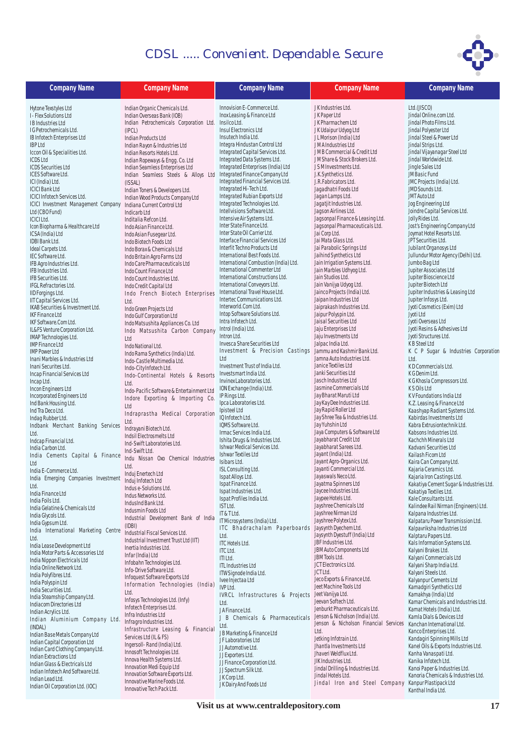# CDSL ..... Convenient. Dependable. Secure

| Company Name | Company Name | Company Name | Company Name | Company Name |
|---|---|---|---|---|
| Hytone Textyles Ltd | Indian Organic Chemicals Ltd. | Innovision E-Commerce Ltd. | J K Industries Ltd. | Ltd. (JISCO) |
| I - Flex Solutions Ltd | Indian Overseas Bank (IOB) | InoxLeasing & Finance Ltd | J K Paper Ltd | Jindal Online.com Ltd. |
| I B Industries Ltd | Indian Petrochemicals Corporation Ltd. (IPCL) | Insilco Ltd. | J K Pharmachem Ltd | Jindal Photo Films Ltd. |
| I G Petrochemicals Ltd. | Indian Products Ltd | Insul Electronics Ltd | J K Udaipur Udyog Ltd | Jindal Polyester Ltd |
| IB Infotech Enterprises Ltd | Indian Rayon & Industries Ltd | Insutech India Ltd. | J L Morison (India) Ltd | Jindal Steel & Power Ltd |
| IBP Ltd | Indian Resorts Hotels Ltd. | Integra Hindustan Control Ltd | J M A Industries Ltd | Jindal Strips Ltd. |
| Iccon Oil & Specialities Ltd. | Indian Ropeways & Engg. Co. Ltd | Integrated Capital Services Ltd. | J M B Commercial & Credit Ltd | Jindal Vijayanagar Steel Ltd |
| ICDS Ltd | Indian Seamless Enterprises Ltd | Integrated Data Systems Ltd. | J M Share & Stock Brokers Ltd. | Jindal Worldwide Ltd. |
| ICDS Securities Ltd | Indian Seamless Steels & Alloys Ltd (ISSAL) | Integrated Enterprises (India) Ltd | J S M Investments Ltd. | Jingle Sales Ltd |
| ICES Software Ltd. | Indian Toners & Developers Ltd. | Integrated Finance Company Ltd | J.K.Synthetics Ltd. | JM Basic Fund |
| ICI (India) Ltd. | Indian Wood Products Company Ltd | Integrated Financial Services Ltd. | J.R.Fabricators Ltd. | JMC Projects (India) Ltd. |
| ICICI Bank Ltd | Indiana Current Control Ltd | Integrated Hi-Tech Ltd. | Jagadhatri Foods Ltd | JMD Sounds Ltd. |
| ICICI Infotech Services Ltd. | Indicarb Ltd | Integrated Rubian Exports Ltd | Jagan Lamps Ltd. | JMT Auto Ltd |
| ICICI Investment Management Company Ltd (CBO Fund) | Inditalia Refcon Ltd. | Integrated Technologies Ltd. | Jagatjit Industries Ltd. | Jog Engineering Ltd |
| ICICI Ltd. | Indo Asian Finance Ltd. | Intellvisions Software Ltd. | Jagson Airlines Ltd. | Joindre Capital Services Ltd. |
| Icon Biopharma & Healthcare Ltd | Indo Asian Fusegear Ltd. | Intensive Air Systems Ltd. | Jagsonpal Finance & Leasing Ltd. | Jolly Rides Ltd. |
| ICSA (India) Ltd | Indo Biotech Foods Ltd | Inter State Finance Ltd. | Jagsonpal Pharmaceuticals Ltd. | Jost's Engineering Company Ltd |
| IDBI Bank Ltd. | Indo Borax & Chemicals Ltd | Inter State Oil Carrier Ltd. | Jai Corp Ltd. | Joymat Hotel Resorts Ltd. |
| Ideal Carpets Ltd. | Indo Britain Agro Farms Ltd | Interface Financial Services Ltd | Jai Mata Glass Ltd. | JPT Securities Ltd. |
| IEC Software Ltd. | Indo Care Pharmaceuticals Ltd | Interfit Techno Products Ltd | Jai Parabolic Springs Ltd | Jubilant Organosys Ltd |
| IFB Agro Industries Ltd. | Indo Count Finance Ltd | International Best Foods Ltd. | Jaihind Synthetics Ltd | Jullundur Motor Agency (Delhi) Ltd. |
| IFB Industries Ltd. | Indo Count Industries Ltd. | International Combustion (India) Ltd. | Jain Irrigation Systems Ltd. | Jumbo Bag Ltd |
| IFB Securities Ltd. | Indo Credit Capital Ltd | International Commenter Ltd | Jain Marbles Udhyog Ltd. | Jupiter Associates Ltd |
| IFGL Refractories Ltd. | Indo French Biotech Enterprises Ltd. | International Constructions Ltd. | Jain Studios Ltd. | Jupiter Bioscience Ltd |
| IID Forgings Ltd. | Indo Green Projects Ltd | International Conveyors Ltd. | Jain Vanijya Udyog Ltd. | Jupiter Biotech Ltd |
| IIT Capital Services Ltd. | Indo Gulf Corporation Ltd | International Travel House Ltd. | Jainco Projects (India) Ltd. | Jupiter Industries & Leasing Ltd |
| IKAB Securities & Investment Ltd. | Indo Matsushita Appliances Co. Ltd | Intertec Communications Ltd. | Jaipan Industries Ltd | Jupiter Infosys Ltd. |
| IKF Finance Ltd | Indo Matsushita Carbon Company Ltd | Interworld.Com Ltd. | Jaiprakash Industries Ltd. | Jyoti Cosmetics (Exim) Ltd |
| IKF Software.Com Ltd. | Indo National Ltd. | Intop Software Solutions Ltd. | Jaipur Polyspin Ltd. | Jyoti Ltd |
| IL&FS Venture Corporation Ltd. | Indo Rama Synthetics (India) Ltd. | Intra Infotech Ltd. | Jaisal Securities Ltd | Jyoti Overseas Ltd |
| IMAP Technologies Ltd. | Indo-Castle Multimedia Ltd. | Introl (India) Ltd. | Jaju Enterprises Ltd | Jyoti Resins & Adhesives Ltd |
| IMP Finance Ltd | Indo-City Infotech Ltd. | Intron Ltd. | Jaju Investments Ltd | Jyoti Structures Ltd. |
| IMP Power Ltd | Indo-Continental Hotels & Resorts Ltd. | Invesca Share Securities Ltd | Jalpac India Ltd. | K B Steel Ltd |
| Inani Marbles & Industries Ltd | Indo-Pacific Software & Entertainment Ltd | Investment & Precision Castings Ltd | Jammu and Kashmir Bank Ltd. | K C P Sugar & Industries Corporation Ltd. |
| Inani Securites Ltd. | Indore Exporting & Importing Co. Ltd | Investment Trust of India Ltd. | Jamna Auto Industries Ltd. | K D Commercials Ltd. |
| Incap Financial Services Ltd | Indraprastha Medical Corporation Ltd. | Investsmart India Ltd. | Janice Textiles Ltd | K G Denim Ltd. |
| Incap Ltd. | Indrayani Biotech Ltd. | Invinex Laboratories Ltd. | Janki Securities Ltd | K G Khosla Compressors Ltd. |
| Incon Engineers Ltd | Indsil Electrosmelts Ltd | ION Exchange (India) Ltd. | Jasch Industries Ltd | K S Oils Ltd |
| Incorporated Engineers Ltd | Ind-Swift Laboratories Ltd. | IP Rings Ltd. | Jasmine Commercials Ltd | K V Foundations India Ltd |
| Ind Bank Housing Ltd. | Ind-Swift Ltd. | Ipca Laboratories Ltd. | JayBharat Maruti Ltd | K.Z. Leasing & Finance Ltd |
| Ind Tra Deco Ltd. | Indu Nissan Oxo Chemical Industries Ltd. | Ipisteel Ltd | JayKay Dee Industries Ltd. | Kaashyap Radiant Systems Ltd. |
| Indag Rubber Ltd. | Induj Enertech Ltd | IQ Infotech Ltd. | JayRapid Roller Ltd | Kabirdas Investments Ltd |
| Indbank Merchant Banking Services Ltd. | Induj Infotech Ltd | IQMS Software Ltd. | Jay Shree Tea & Industries Ltd. | Kabra Extrusiontechnik Ltd. |
| Indcap Financial Ltd. | Indus e-Solutions Ltd. | Irmac Services India Ltd. | Jay Yuhshin Ltd | Kabsons Industries Ltd. |
| India Carbon Ltd. | Indus Networks Ltd. | Ishita Drugs & Industries Ltd. | Jaya Computers & Software Ltd | Kachchh Minerals Ltd |
| India Cements Capital & Finance Ltd | IndusInd Bank Ltd. | Ishwar Medical Services Ltd. | Jayabharat Credit Ltd | Kadvani Securities Ltd |
| India E-Commerce Ltd. | Indusmin Foods Ltd | Ishwar Textiles Ltd | Jayabharat Sarees Ltd. | Kailash Ficom Ltd |
| India Emerging Companies Investment Ltd. | Industrial Development Bank of India (IDBI) | Isibars Ltd. | Jayant (India) Ltd. | Kaira Can Company Ltd. |
| India Finance Ltd | Industrial Fiscal Services Ltd. | ISL Consulting Ltd. | Jayant Agro-Organics Ltd. | Kajaria Ceramics Ltd. |
| India Foils Ltd. | Industrial Investment Trust Ltd (IIT) | Ispat Alloys Ltd. | Jayanti Commercial Ltd. | Kajaria Iron Castings Ltd. |
| India Gelatine & Chemicals Ltd | Inertia Industries Ltd. | Ispat Finance Ltd. | Jayaswals Neco Ltd. | Kakatiya Cement Sugar & Industries Ltd. |
| India Glycols Ltd. | Infar (India) Ltd | Ispat Industries Ltd. | Jayatma Spinners Ltd | Kakatiya Textiles Ltd. |
| India Gypsum Ltd. | Infobahn Technologies Ltd. | Ispat Profiles India Ltd. | Jaycee Industries Ltd. | Kale Consultants Ltd. |
| India International Marketing Centre Ltd. | Info-Drive Software Ltd. | IST Ltd. | Jaypee Hotels Ltd. | Kalindee Rail Nirman (Engineers) Ltd. |
| India Lease Development Ltd | Infoquest Software Exports Ltd | IT & T Ltd. | Jayshree Chemicals Ltd | Kalpana Industries Ltd. |
| India Motor Parts & Accessories Ltd | Information Technologies (India) Ltd. | IT Microsystems (India) Ltd. | Jayshree Nirman Ltd | Kalpataru Power Transmission Ltd. |
| India Nippon Electricals Ltd | Infosys Technologies Ltd. (Infy) | ITC Bhadrachalam Paperboards Ltd. | Jayshree Polytex Ltd. | Kalpavriksha Industries Ltd |
| India Online Network Ltd. | Infotech Enterprises Ltd. | ITC Hotels Ltd. | Jaysynth Dyechem Ltd. | Kalptaru Papers Ltd. |
| India Polyfibres Ltd. | Infra Industries Ltd | ITC Ltd. | Jaysynth Dyestuff (India) Ltd | Kals Information Systems Ltd. |
| India Polyspin Ltd | Infragro Industries Ltd. | ITI Ltd. | JBF Industries Ltd. | Kalyani Brakes Ltd. |
| India Securities Ltd. | Infrastructure Leasing & Financial Services Ltd (IL & FS) | ITL Industries Ltd | JBM Auto Components Ltd | Kalyani Commercials Ltd |
| India Steamship Company Ltd. | Ingersoll- Rand (India) Ltd. | ITW Signode India Ltd. | JBM Tools Ltd. | Kalyani Sharp India Ltd. |
| Indiacom Directories Ltd | Innosoft Technologies Ltd. | Ivee Injectaa Ltd | JCT Electronics Ltd. | Kalyani Steels Ltd. |
| Indian Acrylics Ltd. | Innova Health Systems Ltd. | IVP Ltd. | JCT Ltd. | Kalyanpur Cements Ltd |
| Indian Aluminium Company Ltd. (INDAL) | Innovation Medi Equip Ltd | IVRCL Infrastructures & Projects Ltd. | Jeco Exports & Finance Ltd. | Kamadgiri Synthetics Ltd |
| Indian Base Metals Company Ltd | Innovation Software Exports Ltd. | J A Finance Ltd. | Jeet Machine Tools Ltd | Kamakhya (India) Ltd |
| Indian Capital Corporation Ltd | Innovative Marine Foods Ltd. | J B Chemicals & Pharmaceuticals Ltd. | Jeet Vanijya Ltd. | Kamar Chemicals and Industries Ltd. |
| Indian Card Clothing Company Ltd. | Innovative Tech Pack Ltd. | J B Marketing & Finance Ltd | Jeevan Softech Ltd. | Kamat Hotels (India) Ltd. |
| Indian Extractions Ltd | | J F Laboratories Ltd | Jenburkt Pharmaceuticals Ltd. | Kamla Dials & Devices Ltd |
| Indian Glass & Electricals Ltd | | J J Automotive Ltd. | Jenson & Nicholson (India) Ltd. | Kanchan International Ltd. |
| Indian Infotech And Software Ltd. | | J J Exporters Ltd. | Jenson & Nicholson Financial Services Ltd. | Kanco Enterprises Ltd. |
| Indian Lead Ltd. | | J J Finance Corporation Ltd. | Jetking Infotrain Ltd. | Kandagiri Spinning Mills Ltd |
| Indian Oil Corporation Ltd. (IOC) | | J J Spectrum Silk Ltd. | Jhantla Investments Ltd | Kanel Oils & Exports Industries Ltd. |
| | | J K Corp Ltd. | Jhaveri Weldflux Ltd. | Kanha Vanaspati Ltd. |
| | | J K Dairy And Foods Ltd | JIK Industries Ltd. | Kanika Infotech Ltd. |
| | | | Jindal Drilling & Industries Ltd. | Kanoi Paper & Industries Ltd. |
| | | | Jindal Hotels Ltd. | Kanoria Chemicals & Industries Ltd. |
| | | | Jindal Iron and Steel Company | Kanpur Plastipack Ltd |
| | | | | Kanthal India Ltd. |

Visit us at www.centraldepository.com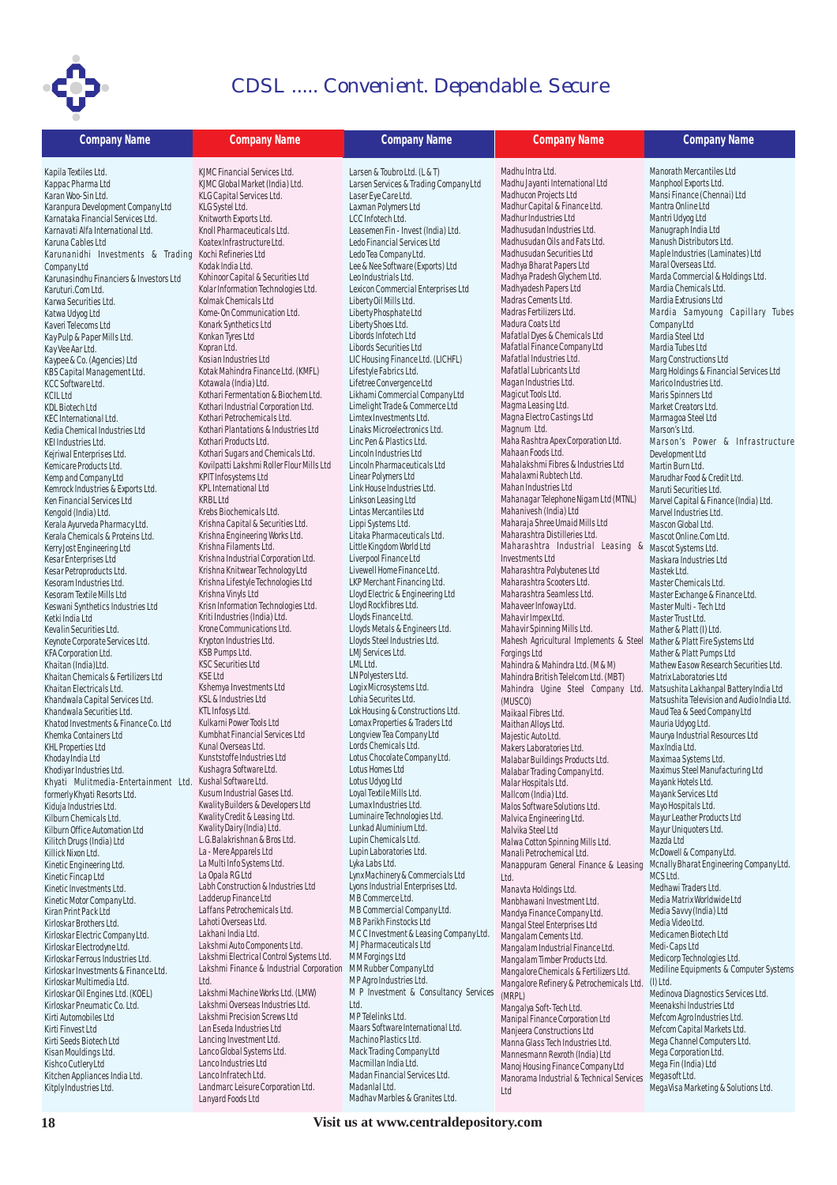# CDSL ..... Convenient. Dependable. Secure

| Company Name | Company Name | Company Name | Company Name | Company Name |
|---|---|---|---|---|
| Kapila Textiles Ltd. | KJMC Financial Services Ltd. | Larsen & Toubro Ltd. (L & T) | Madhu Intra Ltd. | Manorath Mercantiles Ltd |
| Kappac Pharma Ltd | KJMC Global Market (India) Ltd. | Larsen Services & Trading Company Ltd | Madhu Jayanti International Ltd | Manphool Exports Ltd. |
| Karan Woo-Sin Ltd. | KLG Capital Services Ltd. | Laser Eye Care Ltd. | Madhucon Projects Ltd | Mansi Finance (Chennai) Ltd |
| Karanpura Development Company Ltd | KLG Systel Ltd. | Laxman Polymers Ltd | Madhur Capital & Finance Ltd. | Mantra Online Ltd |
| Karnataka Financial Services Ltd. | Knitworth Exports Ltd. | LCC Infotech Ltd. | Madhur Industries Ltd | Mantri Udyog Ltd |
| Karnavati Alfa International Ltd. | Knoll Pharmaceuticals Ltd. | Leasemen Fin - Invest (India) Ltd. | Madhusudan Industries Ltd. | Manugraph India Ltd |
| Karuna Cables Ltd | Koatex Infrastructure Ltd. | Ledo Financial Services Ltd | Madhusudan Oils and Fats Ltd. | Manush Distributors Ltd. |
| Karunanidhi Investments & Trading Company Ltd | Kochi Refineries Ltd | Ledo Tea Company Ltd. | Madhusudan Securities Ltd | Maple Industries (Laminates) Ltd |
| Karunasindhu Financiers & Investors Ltd | Kodak India Ltd. | Lee & Nee Software (Exports) Ltd | Madhya Bharat Papers Ltd | Maral Overseas Ltd. |
| Karuturi.Com Ltd. | Kohinoor Capital & Securities Ltd | Leo Industrials Ltd. | Madhya Pradesh Glychem Ltd. | Marda Commercial & Holdings Ltd. |
| Karwa Securities Ltd. | Kolar Information Technologies Ltd. | Lexicon Commercial Enterprises Ltd | Madhyadesh Papers Ltd | Mardia Chemicals Ltd. |
| Katwa Udyog Ltd | Kolmak Chemicals Ltd | Liberty Oil Mills Ltd. | Madras Cements Ltd. | Mardia Extrusions Ltd |
| Kaveri Telecoms Ltd | Kome-On Communication Ltd. | Liberty Phosphate Ltd | Madras Fertilizers Ltd. | Mardia Samyoung Capillary Tubes Company Ltd |
| KayPulp & Paper Mills Ltd. | Konark Synthetics Ltd | Liberty Shoes Ltd. | Madura Coats Ltd | Mardia Steel Ltd |
| KayVee Aar Ltd. | Konkan Tyres Ltd | Libords Infotech Ltd | Mafatlal Dyes & Chemicals Ltd | Mardia Tubes Ltd |
| Kaypee & Co. (Agencies) Ltd | Kopran Ltd. | Libords Securities Ltd | Mafatlal Finance Company Ltd | Marg Constructions Ltd |
| KBS Capital Management Ltd. | Kosian Industries Ltd | LIC Housing Finance Ltd. (LICHFL) | Mafatlal Industries Ltd. | Marg Holdings & Financial Services Ltd |
| KCC Software Ltd. | Kotak Mahindra Finance Ltd. (KMFL) | Lifestyle Fabrics Ltd. | Mafatlal Lubricants Ltd | Marico Industries Ltd. |
| KCIL Ltd | Kotawala (India) Ltd. | Lifetree Convergence Ltd | Magan Industries Ltd. | Maris Spinners Ltd |
| KDL Biotech Ltd | Kothari Fermentation & Biochem Ltd. | Likhami Commercial Company Ltd | Magicut Tools Ltd. | Market Creators Ltd. |
| KEC International Ltd. | Kothari Industrial Corporation Ltd. | Limelight Trade & Commerce Ltd | Magma Leasing Ltd. | Marmagoa Steel Ltd |
| Kedia Chemical Industries Ltd | Kothari Petrochemicals Ltd. | Limtex Investments Ltd. | Magna Electro Castings Ltd | Marson's Ltd. |
| KEI Industries Ltd. | Kothari Plantations & Industries Ltd | Linaks Microelectronics Ltd. | Magnum Ltd. | Marson's Power & Infrastructure Development Ltd |
| Kejriwal Enterprises Ltd. | Kothari Products Ltd. | Linc Pen & Plastics Ltd. | Maha Rashtra Apex Corporation Ltd. | Martin Burn Ltd. |
| Kemicare Products Ltd. | Kothari Sugars and Chemicals Ltd. | Lincoln Industries Ltd | Mahaan Foods Ltd. | Marudhar Food & Credit Ltd. |
| Kemp and Company Ltd | Kovilpatti Lakshmi Roller Flour Mills Ltd | Lincoln Pharmaceuticals Ltd | Mahalakshmi Fibres & Industries Ltd | Maruti Securities Ltd. |
| Kemrock Industries & Exports Ltd. | KPIT Infosystems Ltd | Linear Polymers Ltd | Mahalaxmi Rubtech Ltd. | Marvel Capital & Finance (India) Ltd. |
| Ken Financial Services Ltd | KPL International Ltd | Link House Industries Ltd. | Mahan Industries Ltd | Marvel Industries Ltd. |
| Kengold (India) Ltd. | KRBL Ltd | Linkson Leasing Ltd | Mahanagar Telephone Nigam Ltd (MTNL) | Mascon Global Ltd. |
| Kerala Ayurveda Pharmacy Ltd. | Krebs Biochemicals Ltd. | Lintas Mercantiles Ltd | Mahanivesh (India) Ltd | Mascot Online.Com Ltd. |
| Kerala Chemicals & Proteins Ltd. | Krishna Capital & Securities Ltd. | Lippi Systems Ltd. | Maharaja Shree Umaid Mills Ltd | Mascot Systems Ltd. |
| Kerry Jost Engineering Ltd | Krishna Engineering Works Ltd. | Litaka Pharmaceuticals Ltd. | Maharashtra Distilleries Ltd. | Maskara Industries Ltd |
| Kesar Enterprises Ltd | Krishna Filaments Ltd. | Little Kingdom World Ltd | Maharashtra Industrial Leasing & Investments Ltd | Mastek Ltd. |
| Kesar Petroproducts Ltd. | Krishna Industrial Corporation Ltd. | Liverpool Finance Ltd | Maharashtra Polybutenes Ltd | Master Chemicals Ltd. |
| Kesoram Industries Ltd. | Krishna Knitwear Technology Ltd | Livewell Home Finance Ltd. | Maharashtra Scooters Ltd. | Master Exchange & Finance Ltd. |
| Kesoram Textile Mills Ltd | Krishna Lifestyle Technologies Ltd | LKP Merchant Financing Ltd. | Maharashtra Seamless Ltd. | Master Multi - Tech Ltd |
| Keswani Synthetics Industries Ltd | Krishna Vinyls Ltd | Lloyd Electric & Engineering Ltd | Mahaveer Infoway Ltd. | Master Trust Ltd. |
| Ketki India Ltd | Krisn Information Technologies Ltd. | Lloyd Rockfibres Ltd. | Mahavir Impex Ltd. | Mather & Platt (I) Ltd. |
| Kevalin Securities Ltd. | Kriti Industries (India) Ltd. | Lloyds Finance Ltd. | Mahavir Spinning Mills Ltd. | Mather & Platt Fire Systems Ltd |
| Keynote Corporate Services Ltd. | Krone Communications Ltd. | Lloyds Metals & Engineers Ltd. | Mahesh Agricultural Implements & Steel Forgings Ltd | Mather & Platt Pumps Ltd |
| KFA Corporation Ltd. | Krypton Industries Ltd. | Lloyds Steel Industries Ltd. | Mahindra & Mahindra Ltd. (M & M) | Mathew Easow Research Securities Ltd. |
| Khaitan (India) Ltd. | KSB Pumps Ltd. | LMJ Services Ltd. | Mahindra British Telelcom Ltd. (MBT) | Matrix Laboratories Ltd |
| Khaitan Chemicals & Fertilizers Ltd | KSC Securities Ltd. | LML Ltd. | Mahindra Ugine Steel Company Ltd. (MUSCO) | Matsushita Lakhanpal Battery India Ltd |
| Khaitan Electricals Ltd. | KSE Ltd | LN Polyesters Ltd. | Maikaal Fibres Ltd. | Matsushita Television and Audio India Ltd. |
| Khandwala Capital Services Ltd. | Kshemya Investments Ltd | Logix Microsystems Ltd. | Maithan Alloys Ltd. | Maud Tea & Seed Company Ltd |
| Khandwala Securities Ltd. | KSL & Industries Ltd | Lohia Securites Ltd. | Majestic Auto Ltd. | Mauria Udyog Ltd. |
| Khatod Investments & Finance Co. Ltd | KTL Infosys Ltd. | Lok Housing & Constructions Ltd. | Makers Laboratories Ltd. | Maurya Industrial Resources Ltd |
| Khemka Containers Ltd | Kulkarni Power Tools Ltd | Lomax Properties & Traders Ltd | Malabar Buildings Products Ltd. | MaxIndia Ltd. |
| KHL Properties Ltd | Kumbhat Financial Services Ltd | Longview Tea Company Ltd | Malabar Trading Company Ltd. | Maximaa Systems Ltd. |
| Khoday India Ltd | Kunal Overseas Ltd. | Lords Chemicals Ltd. | Malar Hospitals Ltd. | Maximus Steel Manufacturing Ltd |
| Khodiyar Industries Ltd. | Kunststoffe Industries Ltd | Lotus Chocolate Company Ltd. | Mallcom (India) Ltd. | Mayank Hotels Ltd. |
| Khyati Mulitmedia-Entertainment Ltd. formerly Khyati Resorts Ltd. | Kushagra Software Ltd. | Lotus Homes Ltd | Malos Software Solutions Ltd. | Mayank Services Ltd |
| Kiduja Industries Ltd. | Kushal Software Ltd. | Lotus Udyog Ltd | Malvica Engineering Ltd. | Mayo Hospitals Ltd. |
| Kilburn Chemicals Ltd. | Kusum Industrial Gases Ltd. | Loyal Textile Mills Ltd. | Malvika Steel Ltd | Mayur Leather Products Ltd |
| Kilburn Office Automation Ltd | Kwality Builders & Developers Ltd | Lumax Industries Ltd. | Malwa Cotton Spinning Mills Ltd. | Mayur Uniquoters Ltd. |
| Kilitch Drugs (India) Ltd | Kwality Credit & Leasing Ltd. | Luminaire Technologies Ltd. | Manali Petrochemical Ltd. | Mazda Ltd |
| Killick Nixon Ltd. | Kwality Dairy (India) Ltd. | Lunkad Aluminium Ltd. | Manappuram General Finance & Leasing Ltd. | McDowell & Company Ltd. |
| Kinetic Engineering Ltd. | L.G.Balakrishnan & Bros Ltd. | Lupin Chemicals Ltd. | Manavta Holdings Ltd. | Mcnally Bharat Engineering Company Ltd. |
| Kinetic Fincap Ltd | La - Mere Apparels Ltd | Lupin Laboratories Ltd. | Manbhawani Investment Ltd. | MCS Ltd. |
| Kinetic Investments Ltd. | La Multi Info Systems Ltd. | Lyka Labs Ltd. | Mandya Finance Company Ltd. | Medhawi Traders Ltd. |
| Kinetic Motor Company Ltd. | La Opala RG Ltd | Lynx Machinery & Commercials Ltd | Mangal Steel Enterprises Ltd | Media Matrix Worldwide Ltd |
| Kiran Print Pack Ltd | Labh Construction & Industries Ltd | Lyons Industrial Enterprises Ltd. | Mangalam Cements Ltd. | Media Savvy (India) Ltd |
| Kirloskar Brothers Ltd. | Ladderup Finance Ltd | MB Commerce Ltd. | Mangalam Industrial Finance Ltd. | Media Video Ltd. |
| Kirloskar Electric Company Ltd. | Laffans Petrochemicals Ltd. | MB Commercial Company Ltd. | Mangalam Timber Products Ltd. | Medicamen Biotech Ltd |
| Kirloskar Electrodyne Ltd. | Lahoti Overseas Ltd. | MB Parikh Finstocks Ltd | Mangalore Chemicals & Fertilizers Ltd. | Medi-Caps Ltd |
| Kirloskar Ferrous Industries Ltd. | Lakhani India Ltd. | MCC Investment & Leasing Company Ltd. | Mangalore Refinery & Petrochemicals Ltd. (MRPL) | Medicorp Technologies Ltd. |
| Kirloskar Investments & Finance Ltd. | Lakshmi Auto Components Ltd. | MJ Pharmaceuticals Ltd | Mangalya Soft-Tech Ltd. | Mediline Equipments & Computer Systems (I) Ltd. |
| Kirloskar Multimedia Ltd. | Lakshmi Electrical Control Systems Ltd. | MM Forgings Ltd | Manipal Finance Corporation Ltd | Medinova Diagnostics Services Ltd. |
| Kirloskar Oil Engines Ltd. (KOEL) | Lakshmi Finance & Industrial Corporation Ltd. | MM Rubber Company Ltd | Manjeera Constructions Ltd | Meenakshi Industries Ltd |
| Kirloskar Pneumatic Co. Ltd. | Lakshmi Machine Works Ltd. (LMW) | MP Agro Industries Ltd. | Manna Glass Tech Industries Ltd. | Mefcom Agro Industries Ltd. |
| Kirti Automobiles Ltd | Lakshmi Overseas Industries Ltd. | M P Investment & Consultancy Services Ltd. | Mannesmann Rexroth (India) Ltd | Mefcom Capital Markets Ltd. |
| Kirti Finvest Ltd | Lakshmi Precision Screws Ltd | MP Telelinks Ltd. | Manoj Housing Finance Company Ltd | Mega Channel Computers Ltd. |
| Kirti Seeds Biotech Ltd | Lan Eseda Industries Ltd | Maars Software International Ltd. | Manorama Industrial & Technical Services Ltd | Mega Corporation Ltd. |
| Kisan Mouldings Ltd. | Lancing Investment Ltd. | Machino Plastics Ltd. | | Mega Fin (India) Ltd |
| Kishco Cutlery Ltd | Lanco Global Systems Ltd. | Mack Trading Company Ltd | | Megasoft Ltd. |
| Kitchen Appliances India Ltd. | Lanco Industries Ltd | Macmillan India Ltd. | | Mega Visa Marketing & Solutions Ltd. |
| Kitply Industries Ltd. | Lanco Infratech Ltd. | Madan Financial Services Ltd. | | |
| | Landmarc Leisure Corporation Ltd. | Madanlal Ltd. | | |
| | Lanyard Foods Ltd | Madhav Marbles & Granites Ltd. | | |

Visit us at www.centraldepository.com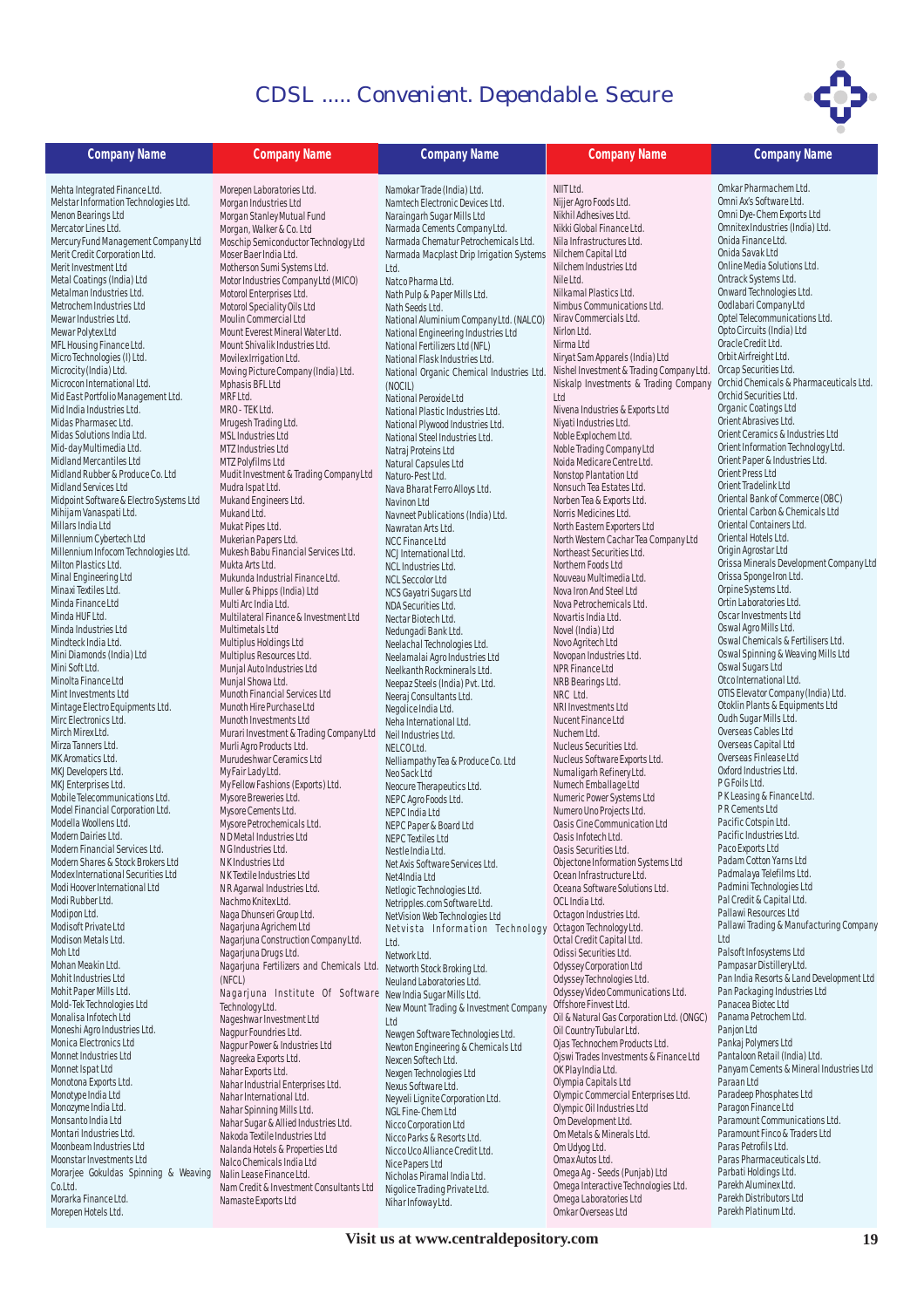# CDSL ..... Convenient. Dependable. Secure

| Company Name | Company Name | Company Name | Company Name | Company Name |
|---|---|---|---|---|
| Mehta Integrated Finance Ltd. | Morepen Laboratories Ltd. | Namokar Trade (India) Ltd. | NIIT Ltd. | Omkar Pharmachem Ltd. |
| Melstar Information Technologies Ltd. | Morgan Industries Ltd | Namtech Electronic Devices Ltd. | Nijjer Agro Foods Ltd. | Omni Ax's Software Ltd. |
| Menon Bearings Ltd | Morgan Stanley Mutual Fund | Naraingarh Sugar Mills Ltd | Nikhil Adhesives Ltd. | Omni Dye-Chem Exports Ltd |
| Mercator Lines Ltd. | Morgan, Walker & Co. Ltd | Narmada Cements Company Ltd. | Nikki Global Finance Ltd. | Omnitex Industries (India) Ltd. |
| Mercury Fund Management Company Ltd | Moschip Semiconductor Technology Ltd | Narmada Chematur Petrochemicals Ltd. | Nila Infrastructures Ltd. | Onida Finance Ltd. |
| Merit Credit Corporation Ltd. | Moser Baer India Ltd. | Narmada Macplast Drip Irrigation Systems Ltd. | Nilchem Capital Ltd | Onida Savak Ltd |
| Merit Investment Ltd | Motherson Sumi Systems Ltd. | Natco Pharma Ltd. | Nilchem Industries Ltd | Online Media Solutions Ltd. |
| Metal Coatings (India) Ltd | Motor Industries Company Ltd (MICO) | Nath Pulp & Paper Mills Ltd. | Nile Ltd. | Ontrack Systems Ltd. |
| Metalman Industries Ltd. | Motorol Enterprises Ltd. | Nath Seeds Ltd. | Nilkamal Plastics Ltd. | Onward Technologies Ltd. |
| Metrochem Industries Ltd | Motorol Speciality Oils Ltd | National Aluminium Company Ltd. (NALCO) | Nimbus Communications Ltd. | Oodlabari Company Ltd |
| Mewar Industries Ltd. | Moulin Commercial Ltd | National Engineering Industries Ltd | Nirav Commercials Ltd. | Optel Telecommunications Ltd. |
| Mewar Polytex Ltd | Mount Everest Mineral Water Ltd. | National Fertilizers Ltd (NFL) | Nirlon Ltd. | Opto Circuits (India) Ltd |
| MFL Housing Finance Ltd. | Mount Shivalik Industries Ltd. | National Flask Industries Ltd. | Nirma Ltd | Oracle Credit Ltd. |
| Micro Technologies (I) Ltd. | Movilex Irrigation Ltd. | National Organic Chemical Industries Ltd. (NOCIL) | Niryat Sam Apparels (India) Ltd | Orbit Airfreight Ltd. |
| Microcity (India) Ltd. | Moving Picture Company (India) Ltd. | National Peroxide Ltd | Nishel Investment & Trading Company Ltd. | Orcap Securities Ltd. |
| Microcon International Ltd. | Mphasis BFL Ltd | National Plastic Industries Ltd. | Niskalp Investments & Trading Company Ltd | Orchid Chemicals & Pharmaceuticals Ltd. |
| Mid East Portfolio Management Ltd. | MRF Ltd. | National Plywood Industries Ltd. | Nivena Industries & Exports Ltd | Orchid Securities Ltd. |
| Mid India Industries Ltd. | MRO - TEK Ltd. | National Steel Industries Ltd. | Niyati Industries Ltd. | Organic Coatings Ltd |
| Midas Pharmasec Ltd. | Mrugesh Trading Ltd. | Natraj Proteins Ltd | Noble Explochem Ltd. | Orient Abrasives Ltd. |
| Midas Solutions India Ltd. | MSL Industries Ltd | Natural Capsules Ltd | Noble Trading Company Ltd | Orient Ceramics & Industries Ltd |
| Mid-day Multimedia Ltd. | MTZ Industries Ltd | Naturo-Pest Ltd. | Noida Medicare Centre Ltd. | Orient Information Technology Ltd. |
| Midland Mercantiles Ltd | MTZ Polyfilms Ltd | Nava Bharat Ferro Alloys Ltd. | Nonstop Plantation Ltd | Orient Paper & Industries Ltd. |
| Midland Rubber & Produce Co. Ltd | Mudit Investment & Trading Company Ltd | Navinon Ltd | Nonsuch Tea Estates Ltd. | Orient Press Ltd |
| Midland Services Ltd | Mudra Ispat Ltd. | Navneet Publications (India) Ltd. | Norben Tea & Exports Ltd. | Orient Tradelink Ltd |
| Midpoint Software & Electro Systems Ltd | Mukand Engineers Ltd. | Nawratan Arts Ltd. | Norris Medicines Ltd. | Oriental Bank of Commerce (OBC) |
| Mihijam Vanaspati Ltd. | Mukand Ltd. | NCC Finance Ltd | North Eastern Exporters Ltd | Oriental Carbon & Chemicals Ltd |
| Millars India Ltd | Mukat Pipes Ltd. | NCJ International Ltd. | North Western Cachar Tea Company Ltd | Oriental Containers Ltd. |
| Millennium Cybertech Ltd | Mukerian Papers Ltd. | NCL Industries Ltd. | Northeast Securities Ltd. | Oriental Hotels Ltd. |
| Millennium Infocom Technologies Ltd. | Mukesh Babu Financial Services Ltd. | NCL Seccolor Ltd | Northern Foods Ltd | Origin Agrostar Ltd |
| Milton Plastics Ltd. | Mukta Arts Ltd. | NCS Gayatri Sugars Ltd | Nouveau Multimedia Ltd. | Orissa Minerals Development Company Ltd |
| Minal Engineering Ltd | Mukunda Industrial Finance Ltd. | NDA Securities Ltd. | Nova Iron And Steel Ltd | Orissa Sponge Iron Ltd. |
| Minaxi Textiles Ltd. | Muller & Phipps (India) Ltd | Nectar Biotech Ltd. | Nova Petrochemicals Ltd. | Orpine Systems Ltd. |
| Minda Finance Ltd | Multi Arc India Ltd. | Nedungadi Bank Ltd. | Novartis India Ltd. | Ortin Laboratories Ltd. |
| Minda HUF Ltd. | Multilateral Finance & Investment Ltd | Neelachal Technologies Ltd. | Novel (India) Ltd | Oscar Investments Ltd |
| Minda Industries Ltd | Multimetals Ltd | Neelamalai Agro Industries Ltd | Novo Agritech Ltd | Oswal Agro Mills Ltd. |
| Mindteck India Ltd. | Multiplus Holdings Ltd | Neelkanth Rockminerals Ltd. | Novopan Industries Ltd. | Oswal Chemicals & Fertilisers Ltd. |
| Mini Diamonds (India) Ltd | Multiplus Resources Ltd. | Neepaz Steels (India) Pvt. Ltd. | NPR Finance Ltd | Oswal Spinning & Weaving Mills Ltd |
| Mini Soft Ltd. | Munjal Auto Industries Ltd | Neeraj Consultants Ltd. | NRB Bearings Ltd. | Oswal Sugars Ltd |
| Minolta Finance Ltd | Munjal Showa Ltd. | Negolice India Ltd. | NRC Ltd. | Otco International Ltd. |
| Mint Investments Ltd | Munoth Financial Services Ltd | Neha International Ltd. | NRI Investments Ltd | OTIS Elevator Company (India) Ltd. |
| Mintage Electro Equipments Ltd. | Munoth Hire Purchase Ltd | Neil Industries Ltd. | Nucent Finance Ltd | Otoklin Plants & Equipments Ltd |
| Mirc Electronics Ltd. | Munoth Investments Ltd | NELCO Ltd. | Nuchem Ltd. | Oudh Sugar Mills Ltd. |
| Mirch Mirex Ltd. | Murari Investment & Trading Company Ltd | Nelliampathy Tea & Produce Co. Ltd | Nucleus Securities Ltd. | Overseas Cables Ltd |
| Mirza Tanners Ltd. | Murli Agro Products Ltd. | Neo Sack Ltd | Nucleus Software Exports Ltd. | Overseas Capital Ltd |
| MK Aromatics Ltd. | Murudeshwar Ceramics Ltd | Neocure Therapeutics Ltd. | Numaligarh Refinery Ltd. | Overseas Finlease Ltd |
| MKJ Developers Ltd. | My Fair Lady Ltd. | NEPC Agro Foods Ltd. | Numech Emballage Ltd | Oxford Industries Ltd. |
| MKJ Enterprises Ltd. | My Fellow Fashions (Exports) Ltd. | NEPC India Ltd | Numeric Power Systems Ltd | P G Foils Ltd. |
| Mobile Telecommunications Ltd. | Mysore Breweries Ltd. | NEPC Paper & Board Ltd | Numero Uno Projects Ltd. | P K Leasing & Finance Ltd. |
| Model Financial Corporation Ltd. | Mysore Cements Ltd. | NEPC Textiles Ltd | Oasis Cine Communication Ltd | P R Cements Ltd |
| Modella Woollens Ltd. | Mysore Petrochemicals Ltd. | Nestle India Ltd. | Oasis Infotech Ltd. | Pacific Cotspin Ltd. |
| Modern Dairies Ltd. | N D Metal Industries Ltd | Net Axis Software Services Ltd. | Oasis Securities Ltd. | Pacific Industries Ltd. |
| Modern Financial Services Ltd. | N G Industries Ltd. | Net4India Ltd | Objectone Information Systems Ltd | Paco Exports Ltd |
| Modern Shares & Stock Brokers Ltd | N K Industries Ltd | Netlogic Technologies Ltd. | Ocean Infrastructure Ltd. | Padam Cotton Yarns Ltd |
| Modex International Securities Ltd | N K Textile Industries Ltd | Netripples.com Software Ltd. | Oceana Software Solutions Ltd. | Padmalaya Telefilms Ltd. |
| Modi Hoover International Ltd | N R Agarwal Industries Ltd. | NetVision Web Technologies Ltd | OCL India Ltd. | Padmini Technologies Ltd |
| Modi Rubber Ltd. | Nachmo Knitex Ltd. | Netvista Information Technology Ltd. | Octagon Industries Ltd. | Pal Credit & Capital Ltd. |
| Modipon Ltd. | Naga Dhunseri Group Ltd. | Network Ltd. | Octagon Technology Ltd. | Pallawi Resources Ltd |
| Modisoft Private Ltd | Nagarjuna Agrichem Ltd | Networth Stock Broking Ltd. | Octal Credit Capital Ltd. | Pallawi Trading & Manufacturing Company Ltd |
| Modison Metals Ltd. | Nagarjuna Construction Company Ltd. | Neuland Laboratories Ltd. | Odissi Securities Ltd. | Palsoft Infosystems Ltd |
| Moh Ltd | Nagarjuna Drugs Ltd. | New India Sugar Mills Ltd. | Odyssey Corporation Ltd | Pampasar Distillery Ltd. |
| Mohan Meakin Ltd. | Nagarjuna Fertilizers and Chemicals Ltd. (NFCL) | New Mount Trading & Investment Company Ltd | Odyssey Technologies Ltd. | Pan India Resorts & Land Development Ltd |
| Mohit Industries Ltd | Nagarjuna Institute Of Software Technology Ltd. | Newgen Software Technologies Ltd. | Odyssey Video Communications Ltd. | Pan Packaging Industries Ltd |
| Mohit Paper Mills Ltd. | Nageshwar Investment Ltd | Newton Engineering & Chemicals Ltd | Offshore Finvest Ltd. | Panacea Biotec Ltd |
| Mold-Tek Technologies Ltd | Nagpur Foundries Ltd. | Nexcen Softech Ltd. | Oil & Natural Gas Corporation Ltd. (ONGC) | Panama Petrochem Ltd. |
| Monalisa Infotech Ltd | Nagpur Power & Industries Ltd | Nexgen Technologies Ltd | Oil Country Tubular Ltd. | Panjon Ltd |
| Moneshi Agro Industries Ltd. | Nagreeka Exports Ltd. | Nexus Software Ltd. | Ojas Technochem Products Ltd. | Pankaj Polymers Ltd |
| Monica Electronics Ltd | Nahar Exports Ltd. | Neyveli Lignite Corporation Ltd. | Ojswi Trades Investments & Finance Ltd | Pantaloon Retail (India) Ltd. |
| Monnet Industries Ltd | Nahar Industrial Enterprises Ltd. | NGL Fine-Chem Ltd | OK Play India Ltd. | Panyam Cements & Mineral Industries Ltd |
| Monnet Ispat Ltd | Nahar International Ltd. | Nicco Corporation Ltd | Olympia Capitals Ltd | Paraan Ltd |
| Monotona Exports Ltd. | Nahar Spinning Mills Ltd. | Nicco Parks & Resorts Ltd. | Olympic Commercial Enterprises Ltd. | Paradeep Phosphates Ltd |
| Monotype India Ltd | Nahar Sugar & Allied Industries Ltd. | Nicco Uco Alliance Credit Ltd. | Olympic Oil Industries Ltd | Paragon Finance Ltd |
| Monozyme India Ltd. | Nakoda Textile Industries Ltd | Nice Papers Ltd | Om Development Ltd. | Paramount Communications Ltd. |
| Monsanto India Ltd | Nalanda Hotels & Properties Ltd | Nicholas Piramal India Ltd. | Om Metals & Minerals Ltd. | Paramount Finco & Traders Ltd |
| Montari Industries Ltd. | Nalco Chemicals India Ltd | Nigolice Trading Private Ltd. | Om Udyog Ltd. | Paras Petrofils Ltd. |
| Moonbeam Industries Ltd | Nalin Lease Finance Ltd. | Nihar Infoway Ltd. | Omax Autos Ltd. | Paras Pharmaceuticals Ltd. |
| Moonstar Investments Ltd | Nam Credit & Investment Consultants Ltd | | Omega Ag - Seeds (Punjab) Ltd | Parbati Holdings Ltd. |
| Morarjee Gokuldas Spinning & Weaving Co. Ltd. | Namaste Exports Ltd | | Omega Interactive Technologies Ltd. | Parekh Aluminex Ltd. |
| Moraka Finance Ltd. | | | Omega Laboratories Ltd | Parekh Distributors Ltd |
| Morepen Hotels Ltd. | | | Omkar Overseas Ltd | Parekh Platinum Ltd. |

Visit us at www.centraldepository.com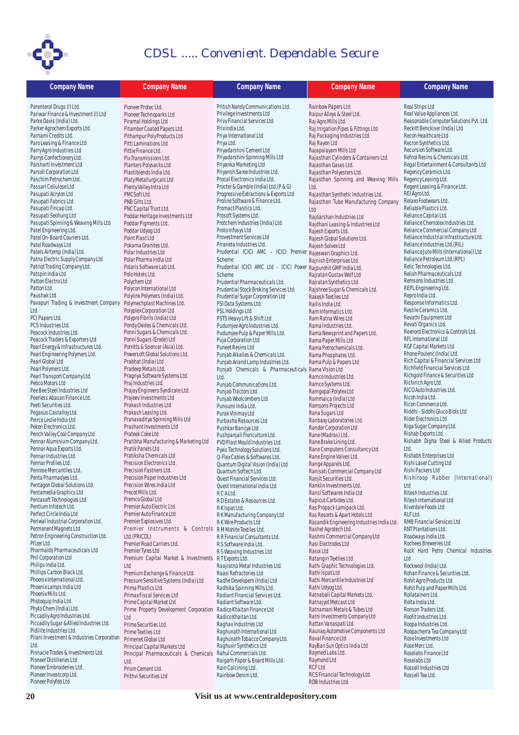# CDSL ..... Convenient. Dependable. Secure

| Company Name | Company Name | Company Name | Company Name | Company Name |
|---|---|---|---|---|
| Parenteral Drugs (I) Ltd. | Pioneer Protec Ltd. | Pritish Nandy Communications Ltd. | Rainbow Papers Ltd | Real Strips Ltd |
| Pariwar Finance & Investment (I) Ltd | Pioneer Technoparks Ltd | Privilege Investments Ltd | Raipur Alloys & Steel Ltd. | Real Value Appliances Ltd. |
| Parke Davis (India) Ltd. | Piramal Holdings Ltd | Privy Financial Services Ltd | Raj Agro Mills Ltd. | Reasonable Computer Solutions Pvt. Ltd. |
| Parker Agrochem Exports Ltd. | Pitamber Coated Papers Ltd. | Prix India Ltd. | Raj Irrigation Pipes & Fittings Ltd | Reckitt Benckiser (India) Ltd |
| Parnami Credits Ltd. | Pithampur Poly Products Ltd | Priya International Ltd | Raj Packaging Industries Ltd. | Recon Healthcare Ltd |
| Paro Leasing & Finance Ltd | Pitti Laminations Ltd | Priya Ltd. | Raj Rayon Ltd | Recron Synthetics Ltd. |
| Parry Agro Industries Ltd | Pittie Finance Ltd. | Priyadarshini Cement Ltd | Rajapalayam Mills Ltd | Recursion Software Ltd. |
| Parrys Confectionery Ltd. | Pix Transmissions Ltd. | Priyadarshini Spinning Mills Ltd | Rajasthan Cylinders & Containers Ltd. | Refnol Resins & Chemicals Ltd. |
| Parsharti Investment Ltd | Planters Polysacks Ltd | Priyanka Marketing Ltd | Rajasthan Gases Ltd. | Regal Entertainment & Consultants Ltd |
| Parsoli Corporation Ltd. | Plastiblends India Ltd. | Priyansh Saree Industries Ltd. | Rajasthan Polyesters Ltd. | Regency Ceramics Ltd. |
| Paschim Petrochem Ltd. | Platy Metallurgicals Ltd | Procal Electronics India Ltd. | Rajasthan Spinning and Weaving Mills Ltd. | Regency Leasing Ltd. |
| Passari Cellulose Ltd | Plenty Valley Intra Ltd | Procter & Gamble (India) Ltd.(P & G) | Rajasthan Synthetic Industries Ltd. | Regent Leasing & Finance Ltd. |
| Pasupati Acrylon Ltd | PMC Soft Ltd. | Progressive Extractions & Exports Ltd | Rajasthan Tube Manufacturing Company Ltd | REI Agro Ltd. |
| Pasupati Fabrics Ltd | PNB Gilts Ltd. | Proline Software & Finance Ltd. | Rajdarshan Industries Ltd | Relaxo Footwears Ltd. |
| Pasupati Fincap Ltd. | PNC Capital Trust Ltd. | Promact Plastics Ltd. | Rajdhani Leasing & Industries Ltd | Reliable Plastics Ltd. |
| Pasupati Seohung Ltd | Poddar Heritage Investments Ltd | Prosoft Systems Ltd. | Rajesh Exports Ltd. | Reliance Capital Ltd. |
| Pasupati Spinning & Weaving Mills Ltd | Poddar Pigments Ltd. | Protchem Industries (India) Ltd. | Rajesh Global Solutions Ltd. | Reliance Chemotex Industries Ltd. |
| Patel Engineering Ltd. | Poddar Udyog Ltd | Proto Infosys Ltd | Rajesh Solvex Ltd | Reliance Commercial Company Ltd |
| Patel On-Board Couriers Ltd. | Point Plast Ltd | Provestment Services Ltd | Rajeswari Graphics Ltd. | Reliance Industrial Infrastructure Ltd. |
| Patel Roadways Ltd | Pokarna Granites Ltd. | Prraneta Industries Ltd. | Rajnish Enterprises Ltd. | Reliance Industries Ltd.(RIL) |
| Patels Airtemp (India) Ltd. | Polar Industries Ltd | Prudential ICICI AMC - ICICI Premier Scheme | Rajpurohit GMP India Ltd. | Reliance Jute Mills (International) Ltd |
| Patna Electric Supply Company Ltd | Polar Pharma India Ltd | Prudential ICICI AMC Ltd - ICICI Power Scheme | Rajratan Gustav Wolf Ltd | Reliance Petroleum Ltd.(RPL) |
| Patriot Trading Company Ltd. | Polaris Software Lab Ltd. | Prudential Pharmaceuticals Ltd. | Rajratan Synthetics Ltd. | Relic Technologies Ltd. |
| Patspin India Ltd | Polo Hotels Ltd. | Prudential Stock Broking Services Ltd | Rajshree Sugar & Chemicals Ltd. | Relish Pharmaceuticals Ltd |
| Patton Electro Ltd | Polychem Ltd | Prudential Sugar Corporation Ltd | Rakesh Textiles Ltd | Remsons Industries Ltd |
| Patton Ltd | Polycon International Ltd | PSI Data Systems Ltd. | Rallis India Ltd. | REPL Engineering Ltd. |
| Paushak Ltd | Polylink Polymers (India) Ltd. | PSL Holdings Ltd | Ram Informatics Ltd. | Repro India Ltd. |
| Pavapuri Trading & Investment Company Ltd. | Polymechplast Machines Ltd. | PSTS Heavy Lift & Shift Ltd | Ram Ratna Wires Ltd | Response Informatics Ltd. |
| PCI Papers Ltd. | Polyplex Corporation Ltd | Pudumjee Agro Industries Ltd. | Rama Industries Ltd. | Restile Ceramics Ltd. |
| PCS Industries Ltd. | Polypro Fibrils (India) Ltd | Pudumjee Pulp & Paper Mills Ltd. | Rama Newsprint and Papers Ltd. | Revathi Equipment Ltd |
| Peacock Industries Ltd. | Pondy Oxides & Chemicals Ltd. | Puja Corporation Ltd | Rama Paper Mills Ltd | Revati Organics Ltd. |
| Peacock Traders & Exporters Ltd | Ponni Sugars & Chemicals Ltd. | Puneet Resins Ltd | Rama Petrochemicals Ltd. | Rexnord Electronics & Controls Ltd. |
| Pearl Energy & Infrastructures Ltd. | Ponni Sugars (Erode) Ltd | Punjab Alkalies & Chemicals Ltd. | Rama Phosphates Ltd. | RFL International Ltd |
| Pearl Engineering Polymers Ltd. | Porritts & Spencer (Asia) Ltd. | Punjab Anand Lamp Industries Ltd. | Rama Pulp & Papers Ltd | RGF Capital Markets Ltd |
| Pearl Global Ltd | Powersoft Global Solutions Ltd. | Punjab Chemicals & Pharmaceuticals Ltd. | Rama Vision Ltd | Rhone Poulenc (India) Ltd. |
| Pearl Polymers Ltd. | Prabhat (India) Ltd | Punjab Communications Ltd. | Ramco Industries Ltd. | Rich Capital & Financial Services Ltd |
| Pearl Transport Company Ltd. | Pradeep Metals Ltd. | Punjab Tractors Ltd. | Ramco Systems Ltd. | Richfield Financial Services Ltd |
| Pebco Motors Ltd | Pragnya Software Systems Ltd. | Punjab Woolcombers Ltd | Ramgopal Polytex Ltd | Richgold Finance & Securities Ltd |
| Pee Bee Steel Industries Ltd | Praj Industries Ltd. | Punsumi India Ltd. | Rammaica (India) Ltd | Richirich Agro Ltd. |
| Peerless Abasan Finance Ltd. | Prajay Engineers Syndicate Ltd. | Purak Vinimay Ltd | Ramsons Projects Ltd | RICO Auto Industries Ltd. |
| Peeti Securities Ltd. | Prajeev Investments Ltd | Purbasha Resources Ltd | Rana Sugars Ltd | Ricoh India Ltd. |
| Pegasus Castalloy Ltd. | Prakash Industries Ltd | Pushkar Banijya Ltd | Ranbaxy Laboratories Ltd. | Ricon Commerce Ltd. |
| Peirce Leslie India Ltd | Prakash Leasing Ltd. | Pushpanjali Floriculture Ltd. | Rander Corporation Ltd | Riddhi - Siddhi Gluco Biols Ltd |
| Pekon Electronics Ltd. | Pranavaditya Spinning Mills Ltd | PVD Plast Mould Industries Ltd. | Rane (Madras) Ltd. | Rider Electronics Ltd |
| Pench Valley Coal Company Ltd | Prashant Investments Ltd | Pyxis Technology Solutions Ltd. | Rane Brake Lining Ltd. | Riga Sugar Company Ltd. |
| Pennar Aluminium Company Ltd. | Prateek Coke Ltd | Q-Flex Cables & Softwares Ltd. | Rane Computers Consultancy Ltd. | Rishab Exports Ltd. |
| Pennar Aqua Exports Ltd. | Pratibha Manufacturing & Marketing Ltd | Quantum Digital Vision (India) Ltd | Rane Engine Valves Ltd. | Rishabh Digha Steel & Allied Products Ltd. |
| Pennar Industries Ltd. | Pratik Panels Ltd | Quantum Softech Ltd. | Range Apparels Ltd. | Rishabh Enterprises Ltd |
| Pennar Profiles Ltd. | Pratiksha Chemicals Ltd | Quest Financial Services Ltd. | Ranisati Commercial Company Ltd | Rishi Laser Cutting Ltd |
| Penrose Mercantiles Ltd. | Precision Electronics Ltd. | Quest International India Ltd | Ranjit Securities Ltd. | Rishi Packers Ltd |
| Penta Pharmadyes Ltd. | Precision Fastners Ltd. | R C A Ltd. | Ranklin Investments Ltd. | Rishiroop Rubber (International) Ltd |
| Pentagon Global Solutions Ltd. | Precision Paper Industries Ltd | R D Estates & Resources Ltd. | Ransi Softwares India Ltd | Ritesh Industries Ltd. |
| Pentamedia Graphics Ltd | Precision Wires India Ltd | R K Ispat Ltd. | Rapicut Carbides Ltd. | Ritesh International Ltd |
| Pentasoft Technologies Ltd | Precot Mills Ltd. | R K Manufacturing Company Ltd | Ras Propack Lamipack Ltd. | Riverdale Foods Ltd |
| Pentium Infotech Ltd. | Premco Global Ltd | R K Wire Products Ltd | Ras Resorts & Apart Hotels Ltd | RLF Ltd. |
| Perfect Circle India Ltd | Premier Auto Electric Ltd. | R M Mohite Textiles Ltd. | Rasandik Engineering Industries India Ltd. | RMB Financial Services Ltd |
| Periwal Industrial Corporation Ltd. | Premier Auto Finance Ltd | R R Financial Consultants Ltd. | Rashel Agrotech Ltd. | RNT Plantations Ltd. |
| Permanent Magnets Ltd | Premier Explosives Ltd. | R S Software India Ltd. | Rashmi Commercial Company Ltd | Roadways India Ltd. |
| Petron Engineering Construction Ltd. | Premier Instruments & Controls Ltd.(PRICOL) | R S Weaving Industries Ltd | Rasi Electrodes Ltd | Rochees Breweries Ltd |
| Pfizer Ltd. | Premier Road Carriers Ltd. | R T Exports Ltd. | Rasoi Ltd | Rock Hard Petro Chemical Industries Ltd |
| Pharmaids Pharmaceuticals Ltd | Premier Tyres Ltd | Raajratna Metal Industries Ltd. | Ratangiri Textiles Ltd | Rockwool (India) Ltd. |
| Phil Corporation Ltd | Premium Capital Market & Investments Ltd | Raasi Refractories Ltd | Rathi Graphic Technologies Ltd. | Rohan Finance & Securities Ltd. |
| Philips India Ltd. | Premium Exchange & Finance Ltd. | Radhe Developers (India) Ltd | Rathi Ispat Ltd | Rohit Agro Products Ltd |
| Phillips Carbon Black Ltd. | Pressure Sensitive Systems (India) Ltd | Radhika Spinning Mills Ltd. | Rathi Mercantile Industries Ltd | Rohit Pulp and Paper Mills Ltd. |
| Phoenix International Ltd. | Prima Plastics Ltd. | Radiant Financial Services Ltd. | Rathi Udyog Ltd. | Rollatainers Ltd. |
| Phoenix Lamps India Ltd | Primax Fiscal Services Ltd | Radiant Software Ltd. | Ratnabali Capital Markets Ltd. | Rolta India Ltd. |
| Phoenix Mills Ltd. | Prime Capital Market Ltd | Radico Khaitan Finance Ltd | Ratnajyot Metcast Ltd | Ronson Traders Ltd. |
| Photoquip India Ltd. | Prime Property Development Corporation Ltd | Radico Khaitan Ltd. | Ratnamani Metals & Tubes Ltd | Roofit Industries Ltd. |
| Phyto Chem (India) Ltd. | Prime Securities Ltd. | Raghav Industries Ltd | Ratni Investments Company Ltd | Roopa Industries Ltd. |
| Piccadily Agro Industries Ltd. | Prime Textiles Ltd | Raghunath International Ltd | Rattan Vanaspati Ltd. | Roopacherra Tea Company Ltd |
| Piccadily Sugar & Allied Industries Ltd. | Primenet Global Ltd | Raghunath Tobacco Company Ltd. | Raunaq Automotive Components Ltd | Rose Investments Ltd |
| Pidilite Industries Ltd. | Principal Capital Markets Ltd | Raghuvir Synthetics Ltd | Raval Finance Ltd | Rose Merc Ltd. |
| Pilani Investment & Industries Corporation Ltd. | Principal Pharmaceuticals & Chemicals Ltd. | Rahul Commercials Ltd. | RayBan Sun Optics India Ltd | Roselabs Finance Ltd |
| Pinnacle Trades & Investments Ltd. | Prism Cement Ltd. | Raigarh Paper & Board Mills Ltd. | Raymed Labs Ltd. | Roselabs Ltd |
| Pioneer Distilleries Ltd | Prithvi Securities Ltd | Rain Calcining Ltd. | Raymond Ltd | Rossell Industries Ltd |
| Pioneer Embroideries Ltd. | | Rainbow Denim Ltd. | RCF Ltd | Rossell Tea Ltd. |
| Pioneer Investcorp Ltd. | | | RCS Financial Technology Ltd. | |
| Pioneer Polyfeb Ltd. | | | RDB Industries Ltd. | |

Visit us at www.centraldepository.com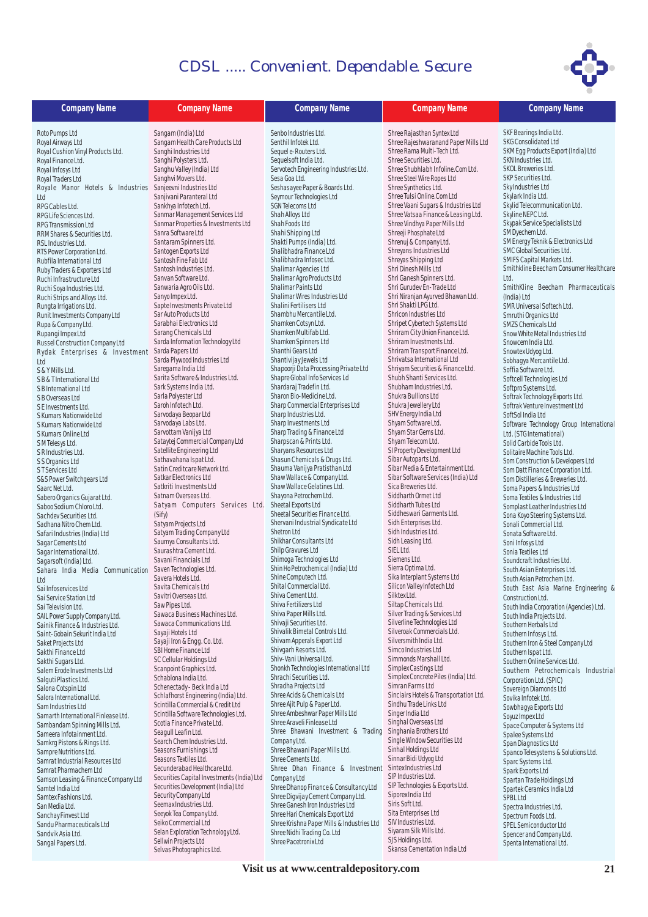# CDSL ..... Convenient. Dependable. Secure

| Company Name | Company Name | Company Name | Company Name | Company Name |
|---|---|---|---|---|
| Roto Pumps Ltd | Sangam (India) Ltd | Senbo Industries Ltd. | Shree Rajasthan Syntex Ltd | SKF Bearings India Ltd. |
| Royal Airways Ltd | Sangam Health Care Products Ltd | Senthil Infotek Ltd. | Shree Rajeshwaranand Paper Mills Ltd | SKG Consolidated Ltd |
| Royal Cushion Vinyl Products Ltd. | Sanghi Industries Ltd | Sequel e-Routers Ltd. | Shree Rama Multi-Tech Ltd. | SKM Egg Products Export (India) Ltd |
| Royal Finance Ltd. | Sanghi Polysters Ltd. | Sequelsoft India Ltd. | Shree Securities Ltd. | SKN Industries Ltd. |
| Royal Infosys Ltd | Sanghu Valley (India) Ltd | Servotech Engineering Industries Ltd. | Shree Shubhlabh Infoline.Com Ltd. | SKOL Breweries Ltd. |
| Royal Traders Ltd | Sanghvi Movers Ltd. | Sesa Goa Ltd. | Shree Steel Wire Ropes Ltd | SKP Securities Ltd. |
| Royale Manor Hotels & Industries Ltd | Sanjeevni Industries Ltd | Seshasayee Paper & Boards Ltd. | Shree Synthetics Ltd. | Sky Industries Ltd |
| RPG Cables Ltd. | Sanjivani Paranteral Ltd | Seymour Technologies Ltd | Shree Tulsi Online.Com Ltd | Skylark India Ltd. |
| RPG Life Sciences Ltd. | Sankhya Infotech Ltd. | SGN Telecoms Ltd | Shree Vaani Sugars & Industries Ltd | Skylid Telecommunication Ltd. |
| RPG Transmission Ltd | Sanmar Management Services Ltd | Shah Alloys Ltd | Shree Vatsaa Finance & Leasing Ltd. | Skyline NEPC Ltd. |
| RRM Shares & Securities Ltd. | Sanmar Properties & Investments Ltd | Shah Foods Ltd | Shree Vindhya Paper Mills Ltd | Skypak Service Specialists Ltd |
| RSL Industries Ltd. | Sanra Software Ltd | Shahi Shipping Ltd | Shreeji Phosphate Ltd | SM Dyechem Ltd. |
| RTS Power Corporation Ltd. | Santaram Spinners Ltd. | Shakti Pumps (India) Ltd. | Shrenuj & Company Ltd. | SM Energy Teknik & Electronics Ltd |
| Rubfila International Ltd | Santogen Exports Ltd | Shalibhadra Finance Ltd | Shreyans Industries Ltd | SMC Global Securities Ltd. |
| Ruby Traders & Exporters Ltd | Santosh Fine Fab Ltd | Shalibhadra Infosec Ltd. | Shreyas Shipping Ltd | SMIFS Capital Markets Ltd. |
| Ruchi Infrastructure Ltd | Santosh Industries Ltd. | Shalimar Agencies Ltd | Shri Dinesh Mills Ltd | Smithkline Beecham Consumer Healthcare Ltd. |
| Ruchi Soya Industries Ltd. | Sanvan Software Ltd. | Shalimar Agro Products Ltd | Shri Ganesh Spinners Ltd. | SmithKline Beecham Pharmaceuticals (India) Ltd |
| Ruchi Strips and Alloys Ltd. | Sanwaria Agro Oils Ltd. | Shalimar Paints Ltd | Shri Gurudev En-Trade Ltd | SMR Universal Softech Ltd. |
| Rungta Irrigations Ltd. | Sanyo Impex Ltd. | Shalimar Wires Industries Ltd | Shri Niranjan Ayurved Bhawan Ltd. | Smruthi Organics Ltd |
| Runit Investments Company Ltd | Sapte Investments Private Ltd | Shalini Fertilisers Ltd | Shri Shakti LPG Ltd. | SMZS Chemicals Ltd |
| Rupa & Company Ltd. | Sar Auto Products Ltd | Shambhu Mercantile Ltd. | Shricon Industries Ltd | Snow White Metal Industries Ltd |
| Rupangi Impex Ltd | Sarabhai Electronics Ltd | Shamken Cotsyn Ltd. | Shripet Cybertech Systems Ltd | Snowcem India Ltd. |
| Russel Construction Company Ltd | Sarang Chemicals Ltd | Shamken Multifab Ltd. | Shriram City Union Finance Ltd. | Snowtex Udyog Ltd. |
| Rydak Enterprises & Investment Ltd | Sarda Information Technology Ltd | Shamken Spinners Ltd | Shriram Investments Ltd. | Sobhagya Mercantile Ltd. |
| S & Y Mills Ltd. | Sarda Papers Ltd | Shanthi Gears Ltd | Shriram Transport Finance Ltd. | Soffia Software Ltd. |
| S B & T International Ltd | Sarda Plywood Industries Ltd | Shantivijay Jewels Ltd | Shrivatsa International Ltd | Softcell Technologies Ltd |
| S B International Ltd | Saregama India Ltd | Shapoorji Data Processing Private Ltd | Shriyam Securities & Finance Ltd. | Softpro Systems Ltd. |
| S B Overseas Ltd | Sarita Software & Industries Ltd. | Shapre Global Info Services Ld | Shubh Shanti Services Ltd. | Softrak Technology Exports Ltd. |
| S E Investments Ltd. | Sark Systems India Ltd. | Shardaraj Tradefin Ltd. | Shubham Industries Ltd. | Softrak Venture Investment Ltd |
| S Kumars Nationwide Ltd | Sarla Polyester Ltd | Sharon Bio-Medicine Ltd. | Shukra Bullions Ltd | SoftSol India Ltd |
| S Kumars Nationwide Ltd | Saroh Infotech Ltd. | Sharp Commercial Enterprises Ltd | Shukra Jewellery Ltd | Software Technology Group International Ltd. (STG International) |
| S Kumars Online Ltd | Sarvodaya Beopar Ltd | Sharp Industries Ltd. | SHV Energy India Ltd | Solid Carbide Tools Ltd. |
| S M Telesys Ltd. | Sarvodaya Labs Ltd. | Sharp Investments Ltd | Shyam Software Ltd. | Solitaire Machine Tools Ltd. |
| S R Industries Ltd. | Sarvottam Vanijya Ltd | Sharp Trading & Finance Ltd | Shyam Star Gems Ltd. | Som Construction & Developers Ltd |
| S S Organics Ltd | Sataytej Commercial Company Ltd | Sharpscan & Prints Ltd. | Shyam Telecom Ltd. | Som Datt Finance Corporation Ltd. |
| S T Services Ltd | Satellite Engineering Ltd | Sharyans Resources Ltd | SI Property Development Ltd | Som Distilleries & Breweries Ltd. |
| S&S Power Switchgears Ltd | Sathavahana Ispat Ltd. | Shasun Chemicals & Drugs Ltd. | Sibar Autoparts Ltd. | Soma Papers & Industries Ltd |
| Saarc Net Ltd. | Satin Creditcare Network Ltd. | Shauma Vanijya Pratisthan Ltd | Sibar Media & Entertainment Ltd. | Soma Textiles & Industries Ltd |
| Sabero Organics Gujarat Ltd. | Satkar Electronics Ltd | Shaw Wallace & Company Ltd. | Sibar Software Services (India) Ltd | Somplast Leather Industries Ltd |
| Saboo Sodium Chloro Ltd. | Satkriti Investments Ltd | Shaw Wallace Gelatines Ltd. | Sica Breweries Ltd. | Sona Koyo Steering Systems Ltd. |
| Sachdev Securities Ltd. | Satnam Overseas Ltd. | Shayona Petrochem Ltd. | Siddharth Ormet Ltd | Sonali Commercial Ltd. |
| Sadhana Nitro Chem Ltd. | Satyam Computers Services Ltd. (Sify) | Sheetal Exports Ltd | Siddharth Tubes Ltd | Sonata Software Ltd. |
| Safari Industries (India) Ltd | Satyam Projects Ltd | Sheetal Securities Finance Ltd. | Siddheswari Garments Ltd. | Soni Infosys Ltd |
| Sagar Cements Ltd | Satyam Trading Company Ltd | Shervani Industrial Syndicate Ltd | Sidh Enterprises Ltd. | Sonia Textiles Ltd |
| Sagar International Ltd. | Saumya Consultants Ltd. | Shetron Ltd | Sidh Industries Ltd. | Soundcraft Industries Ltd. |
| Sagarsoft (India) Ltd. | Saurashtra Cement Ltd. | Shikhar Consultants Ltd | Sidh Leasing Ltd. | South Asian Enterprises Ltd. |
| Sahara India Media Communication Ltd | Savani Financials Ltd | Shilp Gravures Ltd | SIEL Ltd. | South Asian Petrochem Ltd. |
| Sai Infoservices Ltd | Saven Technologies Ltd. | Shimoga Technologies Ltd | Siemens Ltd. | South East Asia Marine Engineering & Construction Ltd. |
| Sai Service Station Ltd | Savera Hotels Ltd. | Shin Ho Petrochemical (India) Ltd | Sierra Optima Ltd. | South India Corporation (Agencies) Ltd. |
| Sai Television Ltd. | Savita Chemicals Ltd | Shine Computech Ltd. | Sika Interplant Systems Ltd | South India Projects Ltd. |
| SAIL Power Supply Company Ltd. | Savitri Overseas Ltd. | Shital Commercial Ltd. | Silicon Valley Infotech Ltd | Southern Herbals Ltd |
| Sainik Finance & Industries Ltd. | Saw Pipes Ltd. | Shiva Cement Ltd. | Silktex Ltd. | Southern Infosys Ltd. |
| Saint-Gobain Sekurit India Ltd | Sawaca Business Machines Ltd. | Shiva Fertilizers Ltd | Siltap Chemicals Ltd. | Southern Iron & Steel Company Ltd |
| Saket Projects Ltd | Sawaca Communications Ltd. | Shiva Paper Mills Ltd. | Silver Trading & Services Ltd | Southern Ispat Ltd. |
| Sakthi Finance Ltd | Sayaji Hotels Ltd | Shivaji Securities Ltd. | Silverline Technologies Ltd | Southern Online Services Ltd. |
| Sakthi Sugars Ltd. | Sayaji Iron & Engg. Co. Ltd. | Shivalik Bimetal Controls Ltd. | Silveroak Commercials Ltd. | Southern Petrochemicals Industrial Corporation Ltd. (SPIC) |
| Salem Erode Investments Ltd | SBI Home Finance Ltd | Shivam Apperals Export Ltd | Silversmith India Ltd. | Sovereign Diamonds Ltd |
| Salguti Plastics Ltd. | SC Cellular Holdings Ltd | Shivgarh Resorts Ltd. | Simco Industries Ltd | Sovika Infotek Ltd. |
| Salona Cotspin Ltd | Scanpoint Graphics Ltd. | Shiv-Vani Universal Ltd. | Simmonds Marshall Ltd. | Sowbhagya Exports Ltd |
| Salora International Ltd. | Schablona India Ltd. | Shonkh Technologies International Ltd | Simplex Castings Ltd | Soyuz Impex Ltd |
| Sam Industries Ltd | Schenectady - Beck India Ltd | Shrachi Securities Ltd. | Simplex Concrete Piles (India) Ltd. | Space Computer & Systems Ltd |
| Samarth International Finlease Ltd. | Schlafhorst Engineering (India) Ltd. | Shradha Projects Ltd | Simran Farms Ltd | Spalee Systems Ltd |
| Sambandam Spinning Mills Ltd. | Scintilla Commercial & Credit Ltd | Shree Acids & Chemicals Ltd | Sinclairs Hotels & Transportation Ltd. | Span Diagnostics Ltd |
| Sameera Infotainment Ltd. | Scintilla Software Technologies Ltd. | Shree Ajit Pulp & Paper Ltd. | Sindhu Trade Links Ltd | Spanco Telesystems & Solutions Ltd. |
| Samkrg Pistons & Rings Ltd. | Scotia Finance Private Ltd. | Shree Ambeshwar Paper Mills Ltd | Singer India Ltd | Sparc Systems Ltd. |
| Sampre Nutritions Ltd. | Seagull Leafin Ltd. | Shree Araveli Finlease Ltd | Singhal Overseas Ltd | Spark Exports Ltd |
| Samrat Industrial Resources Ltd | Search Chem Industries Ltd. | Shree Bhawani Investment & Trading Company Ltd. | Singhania Brothers Ltd | Spartan Trade Holdings Ltd |
| Samrat Pharmachem Ltd | Seasons Furnishings Ltd | Shree Bhawani Paper Mills Ltd. | Single Window Securities Ltd | Spartek Ceramics India Ltd |
| Samson Leasing & Finance Company Ltd | Seasons Textiles Ltd. | Shree Cements Ltd. | Sinhal Holdings Ltd | SPBL Ltd |
| Samtel India Ltd | Secunderabad Healthcare Ltd. | Shree Dhan Finance & Investment Company Ltd | Sinnar Bidi Udyog Ltd | Spectra Industries Ltd. |
| Samtex Fashions Ltd. | Securities Capital Investments (India) Ltd | Shree Dhanop Finance & Consultancy Ltd | Sintex Industries Ltd | Spectrum Foods Ltd. |
| San Media Ltd. | Securities Development (India) Ltd | Shree Digvijay Cement Company Ltd. | SIP Industries Ltd. | SPEL Semiconductor Ltd |
| Sanchay Finvest Ltd | Security Company Ltd | Shree Ganesh Iron Industries Ltd | SIP Technologies & Exports Ltd. | Spencer and Company Ltd. |
| Sandu Pharmaceuticals Ltd | Seemax Industries Ltd. | Shree Hari Chemicals Export Ltd | Siporex India Ltd | Spenta International Ltd. |
| Sandvik Asia Ltd. | Seeyok Tea Company Ltd. | Shree Krishna Paper Mills & Industries Ltd | Siris Soft Ltd. | |
| Sangal Papers Ltd. | Seiko Commercial Ltd | Shree Nidhi Trading Co. Ltd | Sita Enterprises Ltd | |
| | Selan Exploration Technology Ltd. | Shree Pacetronix Ltd | SIV Industries Ltd. | |
| | Sellwin Projects Ltd | | Siyaram Silk Mills Ltd. | |
| | Selvas Photographics Ltd. | | SJS Holdings Ltd. | |
| | | | Skansa Cementation India Ltd | |

Visit us at www.centraldepository.com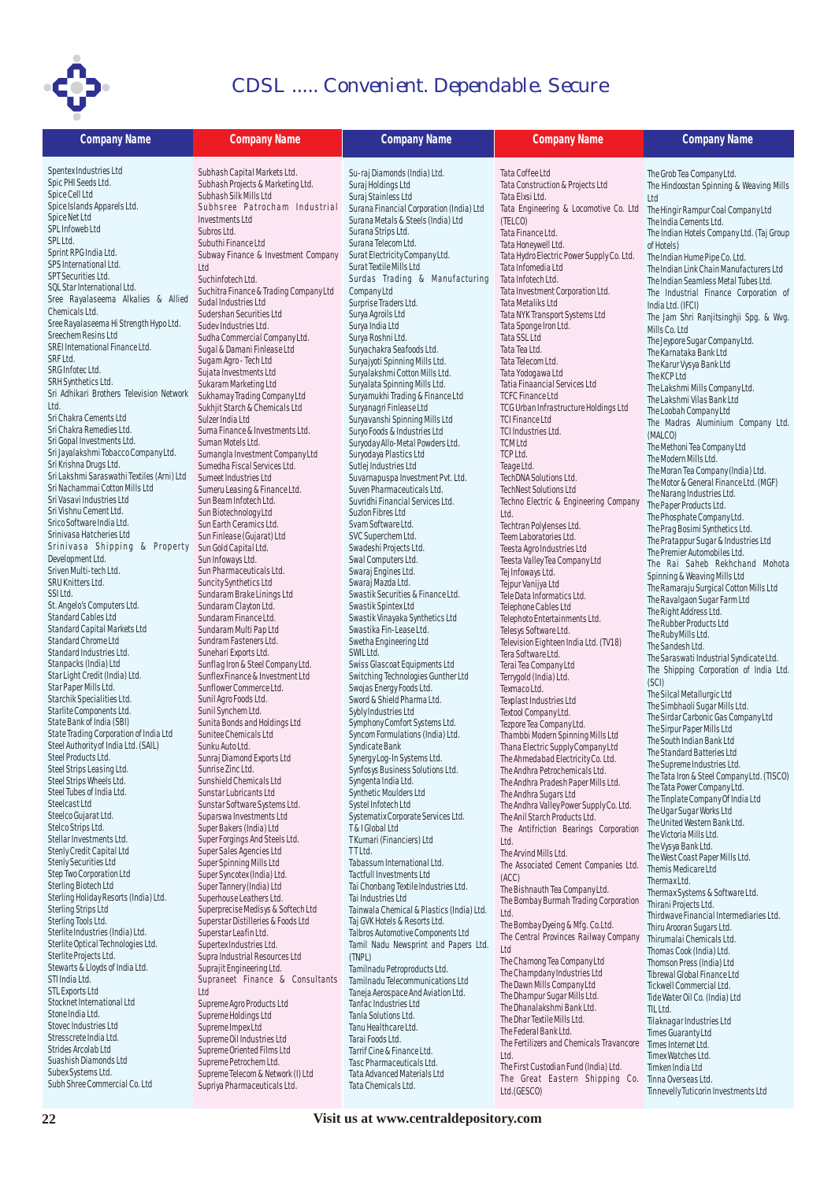# CDSL ..... Convenient. Dependable. Secure

| Company Name | Company Name | Company Name | Company Name | Company Name |
|---|---|---|---|---|

Spentex Industries Ltd
Spic PHI Seeds Ltd.
Spice Cell Ltd
Spice Islands Apparels Ltd.
Spice Net Ltd
SPL Infoweb Ltd
SPL Ltd.
Sprint RPG India Ltd.
SPS International Ltd.
SPT Securities Ltd.
SQL Star International Ltd.
Sree Rayalaseema Alkalies & Allied Chemicals Ltd.
Sree Rayalaseema Hi Strength Hypo Ltd.
Sreechem Resins Ltd
SREI International Finance Ltd.
SRF Ltd.
SRG Infotec Ltd.
SRH Synthetics Ltd.
Sri Adhikari Brothers Television Network Ltd.
Sri Chakra Cements Ltd
Sri Chakra Remedies Ltd.
Sri Gopal Investments Ltd.
Sri Jayalakshmi Tobacco Company Ltd.
Sri Krishna Drugs Ltd.
Sri Lakshmi Saraswathi Textiles (Arni) Ltd
Sri Nachammai Cotton Mills Ltd
Sri Vasavi Industries Ltd
Sri Vishnu Cement Ltd.
Srico Software India Ltd.
Srinivasa Hatcheries Ltd
Srinivasa Shipping & Property Development Ltd.
Sriven Multi-tech Ltd.
SRU Knitters Ltd.
SSI Ltd.
St. Angelo's Computers Ltd.
Standard Cables Ltd
Standard Capital Markets Ltd
Standard Chrome Ltd
Standard Industries Ltd.
Stanpacks (India) Ltd
Star Light Credit (India) Ltd.
Star Paper Mills Ltd.
Starchik Specialities Ltd.
Starlite Components Ltd.
State Bank of India (SBI)
State Trading Corporation of India Ltd
Steel Authority of India Ltd. (SAIL)
Steel Products Ltd.
Steel Strips Leasing Ltd.
Steel Strips Wheels Ltd.
Steel Tubes of India Ltd.
Steelcast Ltd
Steelco Gujarat Ltd.
Stelco Strips Ltd.
Stellar Investments Ltd.
Stenly Credit Capital Ltd
Stenly Securities Ltd
Step Two Corporation Ltd
Sterling Biotech Ltd
Sterling Holiday Resorts (India) Ltd.
Sterling Strips Ltd
Sterling Tools Ltd.
Sterlite Industries (India) Ltd.
Sterlite Optical Technologies Ltd.
Sterlite Projects Ltd.
Stewarts & Lloyds of India Ltd.
STI India Ltd.
STL Exports Ltd
Stocknet International Ltd
Stone India Ltd.
Stovec Industries Ltd
Stresscrete India Ltd.
Strides Arcolab Ltd
Suashish Diamonds Ltd
Subex Systems Ltd.
Subh Shree Commercial Co. Ltd

Subhash Capital Markets Ltd.
Subhash Projects & Marketing Ltd.
Subhash Silk Mills Ltd
Subhsree Patrocham Industrial Investments Ltd
Subros Ltd.
Subuthi Finance Ltd
Subway Finance & Investment Company Ltd
Suchinfotech Ltd.
Suchitra Finance & Trading Company Ltd
Sudal Industries Ltd
Sudershan Securities Ltd
Sudev Industries Ltd.
Sudha Commercial Company Ltd.
Sugal & Damani Finlease Ltd
Sugam Agro - Tech Ltd
Sujata Investments Ltd
Sukaram Marketing Ltd
Sukhamay Trading Company Ltd
Sukhjit Starch & Chemicals Ltd
Sulzer India Ltd
Suma Finance & Investments Ltd.
Suman Motels Ltd.
Sumangla Investment Company Ltd
Sumedha Fiscal Services Ltd.
Sumeet Industries Ltd
Sumeru Leasing & Finance Ltd.
Sun Beam Infotech Ltd.
Sun Biotechnology Ltd
Sun Earth Ceramics Ltd.
Sun Finlease (Gujarat) Ltd
Sun Gold Capital Ltd.
Sun Infoways Ltd.
Sun Pharmaceuticals Ltd.
Suncity Synthetics Ltd
Sundaram Brake Linings Ltd
Sundaram Clayton Ltd.
Sundaram Finance Ltd.
Sundaram Multi Pap Ltd
Sundram Fasteners Ltd.
Sunehari Exports Ltd.
Sunflag Iron & Steel Company Ltd.
Sunflex Finance & Investment Ltd
Sunflower Commerce Ltd.
Sunil Agro Foods Ltd.
Sunil Synchem Ltd.
Sunita Bonds and Holdings Ltd
Sunitee Chemicals Ltd
Sunku Auto Ltd.
Sunraj Diamond Exports Ltd
Sunrise Zinc Ltd.
Sunshield Chemicals Ltd
Sunstar Lubricants Ltd
Sunstar Software Systems Ltd.
Suparswa Investments Ltd
Super Bakers (India) Ltd
Super Forgings And Steels Ltd.
Super Sales Agencies Ltd
Super Spinning Mills Ltd
Super Syncotex (India) Ltd.
Super Tannery (India) Ltd
Superhouse Leathers Ltd.
Superprecise Medisys & Softech Ltd
Superstar Distilleries & Foods Ltd
Superstar Leafin Ltd.
Supertex Industries Ltd.
Supra Industrial Resources Ltd
Suprajit Engineering Ltd.
Supraneet Finance & Consultants Ltd
Supreme Agro Products Ltd
Supreme Holdings Ltd
Supreme Impex Ltd
Supreme Oil Industries Ltd
Supreme Oriented Films Ltd
Supreme Petrochem Ltd.
Supreme Telecom & Network (I) Ltd
Supriya Pharmaceuticals Ltd.

Su-raj Diamonds (India) Ltd.
Suraj Holdings Ltd
Suraj Stainless Ltd
Surana Financial Corporation (India) Ltd
Surana Metals & Steels (India) Ltd
Surana Strips Ltd.
Surana Telecom Ltd.
Surat Electricity Company Ltd.
Surat Textile Mills Ltd
Surdas Trading & Manufacturing Company Ltd
Surprise Traders Ltd.
Surya Agro Ltd
Surya India Ltd
Surya Roshni Ltd.
Suryachakra Seafoods Ltd.
Suryajyoti Spinning Mills Ltd.
Suryalakshmi Cotton Mills Ltd.
Suryalata Spinning Mills Ltd.
Suryamukhi Trading & Finance Ltd
Suryanagri Finlease Ltd
Suryavanshi Spinning Mills Ltd
Suryo Foods & Industries Ltd
Suryoday Allo-Metal Powders Ltd.
Suryodaya Plastics Ltd
Sutlej Industries Ltd
Suvarnapuspa Investment Pvt. Ltd.
Suven Pharmaceuticals Ltd.
Suvridhi Financial Services Ltd.
Suzlon Fibres Ltd
Svam Software Ltd.
SVC Superchem Ltd.
Swadeshi Projects Ltd.
Swal Computers Ltd.
Swaraj Engines Ltd.
Swaraj Mazda Ltd.
Swastik Securities & Finance Ltd.
Swastik Spintex Ltd
Swastik Vinayaka Synthetics Ltd
Swastika Fin-Lease Ltd.
Swetha Engineering Ltd
SWIL Ltd.
Swiss Glascoat Equipments Ltd
Switching Technologies Gunther Ltd
Swojas Energy Foods Ltd.
Sword & Shield Pharma Ltd.
Sybly Industries Ltd
Symphony Comfort Systems Ltd.
Syncom Formulations (India) Ltd.
Syndicate Bank
Synergy Log-In Systems Ltd.
Synfosys Business Solutions Ltd.
Syngenta India Ltd.
Synthetic Moulders Ltd
Systel Infotech Ltd
Systematix Corporate Services Ltd.
T & I Global Ltd
T Kumari (Financiers) Ltd
T T Ltd.
Tabassum International Ltd.
Tactfull Investments Ltd
Tai Chonbang Textile Industries Ltd.
Tai Industries Ltd
Tainwala Chemical & Plastics (India) Ltd.
Taj GVK Hotels & Resorts Ltd.
Talbros Automotive Components Ltd
Tamil Nadu Newsprint and Papers Ltd. (TNPL)
Tamilnadu Petroproducts Ltd.
Tamilnadu Telecommunications Ltd
Taneja Aerospace And Aviation Ltd.
Tanfac Industries Ltd
Tanla Solutions Ltd.
Tanu Healthcare Ltd.
Tarai Foods Ltd.
Tarrif Cine & Finance Ltd.
Tasc Pharmaceuticals Ltd.
Tata Advanced Materials Ltd
Tata Chemicals Ltd.

Tata Coffee Ltd
Tata Construction & Projects Ltd
Tata Elxsi Ltd.
Tata Engineering & Locomotive Co. Ltd (TELCO)
Tata Finance Ltd.
Tata Honeywell Ltd.
Tata Hydro Electric Power Supply Co. Ltd.
Tata Infomedia Ltd
Tata Infotech Ltd.
Tata Investment Corporation Ltd.
Tata Metaliks Ltd
Tata NYK Transport Systems Ltd
Tata Sponge Iron Ltd.
Tata SSL Ltd
Tata Tea Ltd.
Tata Telecom Ltd.
Tata Yodogawa Ltd
Tatia Finaancial Services Ltd
TCFC Finance Ltd
TCG Urban Infrastructure Holdings Ltd
TCI Finance Ltd
TCI Industries Ltd.
TCM Ltd
TCP Ltd.
Teage Ltd.
TechDNA Solutions Ltd.
TechNest Solutions Ltd
Techno Electric & Engineering Company Ltd.
Techtran Polylenses Ltd.
Teem Laboratories Ltd.
Teesta Agro Industries Ltd
Teesta Valley Tea Company Ltd
Tej Infoways Ltd.
Tejpur Vanijya Ltd
Tele Data Informatics Ltd.
Telephone Cables Ltd
Telephoto Entertainments Ltd.
Telesys Software Ltd.
Television Eighteen India Ltd. (TV18)
Tera Software Ltd.
Terai Tea Company Ltd
Terrygold (India) Ltd.
Texmaco Ltd.
Texplast Industries Ltd
Textool Company Ltd.
Tezpore Tea Company Ltd.
Thambbi Modern Spinning Mills Ltd
Thana Electric Supply Company Ltd
The Ahmedabad Electricity Co. Ltd.
The Andhra Petrochemicals Ltd.
The Andhra Pradesh Paper Mills Ltd.
The Andhra Sugars Ltd
The Andhra Valley Power Supply Co. Ltd.
The Anil Starch Products Ltd.
The Antifriction Bearings Corporation Ltd.
The Arvind Mills Ltd.
The Associated Cement Companies Ltd. (ACC)
The Bishnauth Tea Company Ltd.
The Bombay Burmah Trading Corporation Ltd.
The Bombay Dyeing & Mfg. Co. Ltd.
The Central Provinces Railway Company Ltd
The Chamong Tea Company Ltd
The Champdany Industries Ltd
The Dawn Mills Company Ltd
The Dhampur Sugar Mills Ltd.
The Dhanalakshmi Bank Ltd.
The Dhar Textile Mills Ltd.
The Federal Bank Ltd.
The Fertilizers and Chemicals Travancore Ltd.
The First Custodian Fund (India) Ltd.
The Great Eastern Shipping Co. Ltd. (GESCO)

The Grob Tea Company Ltd.
The Hindoostan Spinning & Weaving Mills Ltd
The Hingir Rampur Coal Company Ltd
The India Cements Ltd.
The Indian Hotels Company Ltd. (Taj Group of Hotels)
The Indian Hume Pipe Co. Ltd.
The Indian Link Chain Manufacturers Ltd
The Indian Seamless Metal Tubes Ltd.
The Industrial Finance Corporation of India Ltd. (IFCI)
The Jam Shri Ranjitsinghji Spg. & Wvg. Mills Co. Ltd
The Jeypore Sugar Company Ltd.
The Karnataka Bank Ltd
The Karur Vysya Bank Ltd
The KCP Ltd
The Lakshmi Mills Company Ltd.
The Lakshmi Vilas Bank Ltd
The Loobah Company Ltd
The Madras Aluminium Company Ltd. (MALCO)
The Methoni Tea Company Ltd
The Modern Mills Ltd.
The Moran Tea Company (India) Ltd.
The Motor & General Finance Ltd. (MGF)
The Narang Industries Ltd.
The Paper Products Ltd.
The Phosphate Company Ltd.
The Prag Bosimi Synthetics Ltd.
The Pratappur Sugar & Industries Ltd
The Premier Automobiles Ltd.
The Rai Saheb Rekhchand Mohota Spinning & Weaving Mills Ltd
The Ramaraju Surgical Cotton Mills Ltd
The Ravalgaon Sugar Farm Ltd
The Right Address Ltd.
The Rubber Products Ltd
The Ruby Mills Ltd.
The Sandesh Ltd.
The Saraswati Industrial Syndicate Ltd.
The Shipping Corporation of India Ltd. (SCI)
The Silcal Metallurgic Ltd
The Simbhaoli Sugar Mills Ltd.
The Sirdar Carbonic Gas Company Ltd
The Sirpur Paper Mills Ltd
The South Indian Bank Ltd
The Standard Batteries Ltd
The Supreme Industries Ltd.
The Tata Iron & Steel Company Ltd. (TISCO)
The Tata Power Company Ltd.
The Tinplate Company Of India Ltd
The Ugar Sugar Works Ltd
The United Western Bank Ltd.
The Victoria Mills Ltd.
The Vysya Bank Ltd.
The West Coast Paper Mills Ltd.
Themis Medicare Ltd
Thermax Ltd.
Thermax Systems & Software Ltd.
Thirani Projects Ltd.
Thirdwave Financial Intermediaries Ltd.
Thiru Arooran Sugars Ltd.
Thirumalai Chemicals Ltd.
Thomas Cook (India) Ltd.
Thomson Press (India) Ltd
Tibrewal Global Finance Ltd
Tickwell Commercial Ltd.
Tide Water Oil Co. (India) Ltd
TIL Ltd.
Tilaknagar Industries Ltd
Times Guaranty Ltd
Times Internet Ltd.
Timex Watches Ltd.
Timken India Ltd
Tinna Overseas Ltd.
Tinnevelly Tuticorin Investments Ltd

Visit us at www.centraldepository.com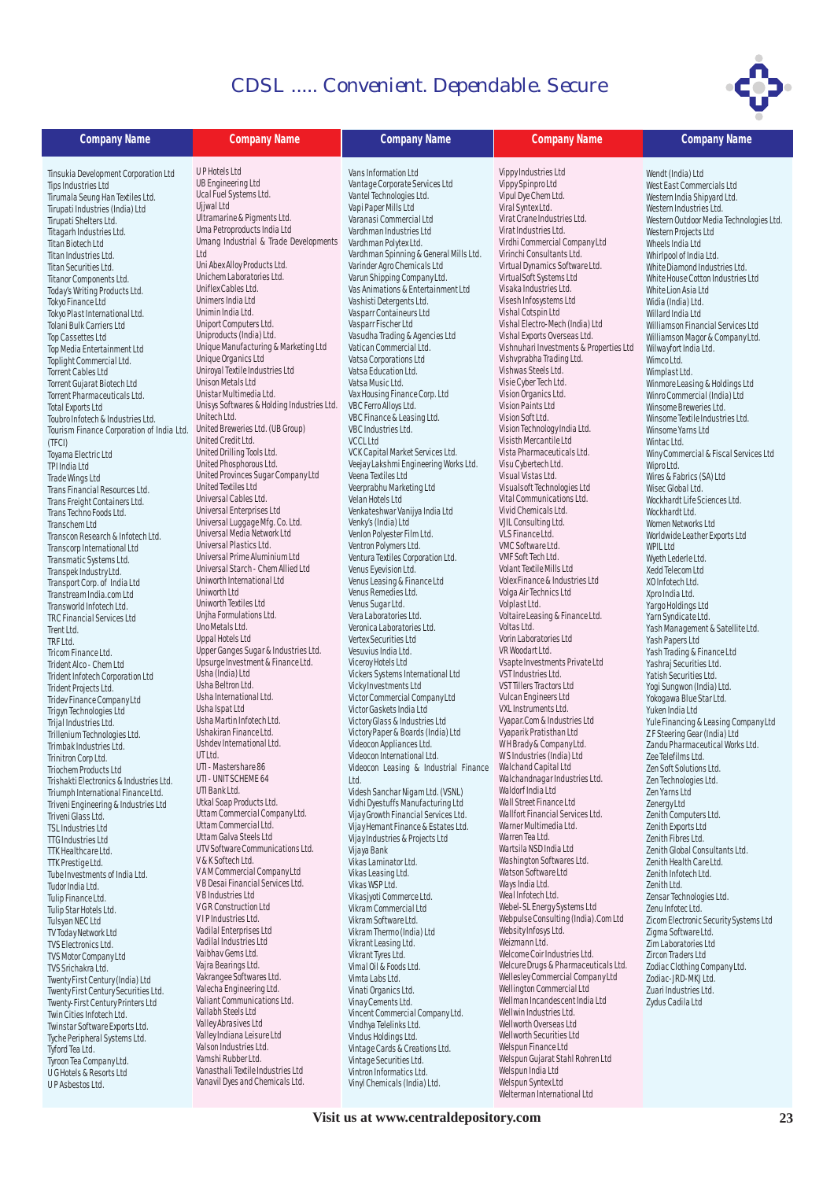| Company Name | Company Name | Company Name | Company Name | Company Name |
|---|---|---|---|---|
| Tinsukia Development Corporation Ltd | U P Hotels Ltd | Vans Information Ltd | Vippy Industries Ltd | Wendt (India) Ltd |
| Tips Industries Ltd | UB Engineering Ltd | Vantage Corporate Services Ltd | Vippy Spinpro Ltd | West East Commercials Ltd |
| Tirumala Seung Han Textiles Ltd. | Ucal Fuel Systems Ltd. | Vantel Technologies Ltd. | Vipul Dye Chem Ltd. | Western India Shipyard Ltd. |
| Trirupati Industries (India) Ltd | Ujjwal Ltd | Vapi Paper Mills Ltd | Viral Syntex Ltd. | Western Industries Ltd. |
| Tirupati Shelters Ltd. | Ultramarine & Pigments Ltd. | Varanasi Commercial Ltd | Virat Crane Industries Ltd. | Western Outdoor Media Technologies Ltd. |
| Titagarh Industries Ltd. | Uma Petroproducts India Ltd | Vardhman Industries Ltd | Virat Industries Ltd. | Western Projects Ltd |
| Titan Biotech Ltd | Umang Industrial & Trade Developments Ltd | Vardhman Polytex Ltd. | Virdhi Commercial Company Ltd | Wheels India Ltd |
| Titan Industries Ltd. | Uni Abex Alloy Products Ltd. | Vardhman Spinning & General Mills Ltd. | Virinchi Consultants Ltd. | Whirlpool of India Ltd. |
| Titan Securities Ltd. | Unichem Laboratories Ltd. | Varinder Agro Chemicals Ltd | Virtual Dynamics Software Ltd. | White Diamond Industries Ltd. |
| Titanor Components Ltd. | Uniflex Cables Ltd. | Varun Shipping Company Ltd. | VirtualSoft Systems Ltd | White House Cotton Industries Ltd |
| Today's Writing Products Ltd. | Unimers India Ltd | Vas Animations & Entertainment Ltd | Visaka Industries Ltd. | White Lion Asia Ltd |
| Tokyo Finance Ltd | Unimin India Ltd. | Vashisti Detergents Ltd. | Visesh Infosystems Ltd | Widia (India) Ltd. |
| Tokyo Plast International Ltd. | Uniport Computers Ltd. | Vasparr Containeurs Ltd | Vishal Cotspin Ltd | Willard India Ltd |
| Tolani Bulk Carriers Ltd | Uniproducts (India) Ltd. | Vasparr Fischer Ltd | Vishal Electro-Mech (India) Ltd | Williamson Financial Services Ltd |
| Top Cassettes Ltd | Unique Manufacturing & Marketing Ltd | Vasudha Trading & Agencies Ltd | Vishal Exports Overseas Ltd. | Williamson Magor & Company Ltd. |
| Top Media Entertainment Ltd | Unique Organics Ltd | Vatican Commercial Ltd. | Vishnuhari Investments & Properties Ltd | Wilwayfort India Ltd. |
| Toplight Commercial Ltd. | Uniroyal Textile Industries Ltd | Vatsa Corporations Ltd | Vishvprabha Trading Ltd. | Wimco Ltd. |
| Torrent Cables Ltd | Unison Metals Ltd | Vatsa Education Ltd. | Vishwas Steels Ltd. | Wimplast Ltd. |
| Torrent Gujarat Biotech Ltd | Unistar Multimedia Ltd. | Vatsa Music Ltd. | Visie Cyber Tech Ltd. | Winmore Leasing & Holdings Ltd |
| Torrent Pharmaceuticals Ltd. | Unisys Softwares & Holding Industries Ltd. | Vax Housing Finance Corp. Ltd | Vision Organics Ltd. | Winro Commercial (India) Ltd |
| Total Exports Ltd | Unitech Ltd. | VBC Ferro Alloys Ltd. | Vision Paints Ltd | Winsome Breweries Ltd. |
| Toubro Infotech & Industries Ltd. | United Breweries Ltd. (UB Group) | VBC Finance & Leasing Ltd. | Vision Soft Ltd. | Winsome Textile Industries Ltd. |
| Tourism Finance Corporation of India Ltd. (TFCI) | United Credit Ltd. | VBC Industries Ltd. | Vision Technology India Ltd. | Winsome Yarns Ltd |
| Toyama Electric Ltd | United Drilling Tools Ltd. | VCCL Ltd | Visisth Mercantile Ltd | Wintac Ltd. |
| TPI India Ltd | United Phosphorous Ltd. | VCK Capital Market Services Ltd. | Vista Pharmaceuticals Ltd. | Winy Commercial & Fiscal Services Ltd |
| Trade Wings Ltd | United Provinces Sugar Company Ltd | Veejay Lakshmi Engineering Works Ltd. | Visu Cybertech Ltd. | Wipro Ltd. |
| Trans Financial Resources Ltd. | United Textiles Ltd | Veena Textiles Ltd | Visual Vistas Ltd. | Wires & Fabrics (SA) Ltd |
| Trans Freight Containers Ltd. | Universal Cables Ltd. | Veerprabhu Marketing Ltd | Visualsoft Technologies Ltd | Wisec Global Ltd. |
| Trans Techno Foods Ltd. | Universal Enterprises Ltd | Velan Hotels Ltd | Vital Communications Ltd. | Wockhardt Life Sciences Ltd. |
| Transchem Ltd | Universal Luggage Mfg. Co. Ltd. | Venkateshwar Vanijya India Ltd | Vivid Chemicals Ltd. | Wockhardt Ltd. |
| Transcon Research & Infotech Ltd. | Universal Media Network Ltd | Venky's (India) Ltd | VJIL Consulting Ltd. | Women Networks Ltd |
| Transcorp International Ltd | Universal Plastics Ltd. | Venlon Polyester Film Ltd. | VLS Finance Ltd. | Worldwide Leather Exports Ltd |
| Transmatic Systems Ltd. | Universal Prime Aluminium Ltd | Ventron Polymers Ltd. | VMC Software Ltd. | WPIL Ltd |
| Transpek Industry Ltd. | Universal Starch - Chem Allied Ltd | Ventura Textiles Corporation Ltd. | VMF Soft Tech Ltd. | Wyeth Lederle Ltd. |
| Transport Corp. of India Ltd | Uniworth International Ltd | Venus Eyevision Ltd. | Volant Textile Mills Ltd | Xedd Telecom Ltd |
| Transtream India.com Ltd | Uniworth Ltd | Venus Leasing & Finance Ltd | Volex Finance & Industries Ltd | XO Infotech Ltd. |
| Transworld Infotech Ltd. | Uniworth Textiles Ltd | Venus Remedies Ltd. | Volga Air Technics Ltd | Xpro India Ltd. |
| TRC Financial Services Ltd | Unjha Formulations Ltd. | Venus Sugar Ltd. | Volplast Ltd. | Yargo Holdings Ltd |
| Trent Ltd. | Uno Metals Ltd. | Vera Laboratories Ltd. | Voltaire Leasing & Finance Ltd. | Yarn Syndicate Ltd. |
| TRF Ltd. | Uppal Hotels Ltd | Veronica Laboratories Ltd. | Voltas Ltd. | Yash Management & Satellite Ltd. |
| Tricom Finance Ltd. | Upper Ganges Sugar & Industries Ltd. | Vertex Securities Ltd | Vorin Laboratories Ltd | Yash Papers Ltd |
| Trident Alco - Chem Ltd | Upsurge Investment & Finance Ltd. | Vesuvius India Ltd. | VR Woodart Ltd. | Yash Trading & Finance Ltd |
| Trident Infotech Corporation Ltd | Usha (India) Ltd | Viceroy Hotels Ltd | Vsapte Investments Private Ltd | Yashraj Securities Ltd. |
| Trident Projects Ltd. | Usha Beltron Ltd. | Vickers Systems International Ltd | VST Industries Ltd. | Yatish Securities Ltd. |
| Tridev Finance Company Ltd | Usha International Ltd. | Vicky Investments Ltd | VST Tillers Tractors Ltd | Yogi Sungwon (India) Ltd. |
| Trigyn Technologies Ltd | Usha Ispat Ltd | Victor Commercial Company Ltd | Vulcan Engineers Ltd | Yokogawa Blue Star Ltd. |
| Trijal Industries Ltd. | Usha Martin Infotech Ltd. | Victor Gaskets India Ltd | VXL Instruments Ltd. | Yuken India Ltd |
| Trillenium Technologies Ltd. | Ushakiran Finance Ltd. | Victory Glass & Industries Ltd | Vyapar.Com & Industries Ltd | Yule Financing & Leasing Company Ltd |
| Trimbak Industries Ltd. | Ushdev International Ltd. | Victory Paper & Boards (India) Ltd | Vyaparik Pratisthan Ltd | Z F Steering Gear (India) Ltd |
| Trinitron Corp Ltd. | UT Ltd. | Videocon Appliances Ltd. | W H Brady & Company Ltd. | Zandu Pharmaceutical Works Ltd. |
| Triochem Products Ltd | UTI - Mastershare 86 | Videocon International Ltd. | W S Industries (India) Ltd | Zee Telefilms Ltd. |
| Trishakti Electronics & Industries Ltd. | UTI - UNIT SCHEME 64 | Videocon Leasing & Industrial Finance Ltd. | Walchand Capital Ltd | Zen Soft Solutions Ltd. |
| Triumph International Finance Ltd. | UTI Bank Ltd. | Videsh Sanchar Nigam Ltd. (VSNL) | Walchandnagar Industries Ltd. | Zen Technologies Ltd. |
| Triveni Engineering & Industries Ltd | Utkal Soap Products Ltd. | Vidhi Dyestuffs Manufacturing Ltd | Waldorf India Ltd | Zen Yarns Ltd |
| Triveni Glass Ltd. | Uttam Commercial Company Ltd. | Vijay Growth Financial Services Ltd. | Wall Street Finance Ltd | Zenergy Ltd |
| TSL Industries Ltd | Uttam Commercial Ltd. | Vijay Hemant Finance & Estates Ltd. | Wallfort Financial Services Ltd. | Zenith Computers Ltd. |
| TTG Industries Ltd | Uttam Galva Steels Ltd | Vijay Industries & Projects Ltd | Warner Multimedia Ltd. | Zenith Exports Ltd |
| TTK Healthcare Ltd. | UTV Software Communications Ltd. | Vijaya Bank | Warren Tea Ltd. | Zenith Fibres Ltd. |
| TTK Prestige Ltd. | V & K Softech Ltd. | Vikas Laminator Ltd. | Wartsila NSD India Ltd | Zenith Global Consultants Ltd. |
| Tube Investments of India Ltd. | V A M Commercial Company Ltd | Vikas Leasing Ltd. | Washington Softwares Ltd. | Zenith Health Care Ltd. |
| Tudor India Ltd. | V B Desai Financial Services Ltd. | Vikas WSP Ltd. | Watson Software Ltd | Zenith Infotech Ltd. |
| Tulip Finance Ltd. | V B Industries Ltd | Vikasjyoti Commerce Ltd. | Ways India Ltd. | Zenith Ltd. |
| Tulip Star Hotels Ltd. | V G R Construction Ltd | Vikram Commercial Ltd | Weal Infotech Ltd. | Zensar Technologies Ltd. |
| Tulsyan NEC Ltd | V I P Industries Ltd. | Vikram Software Ltd. | Webel-SL Energy Systems Ltd | Zenu Infotec Ltd. |
| TV Today Network Ltd | Vadilal Enterprises Ltd | Vikram Thermo (India) Ltd | Webpulse Consulting (India).Com Ltd | Zicom Electronic Security Systems Ltd |
| TVS Electronics Ltd. | Vadilal Industries Ltd | Vikrant Leasing Ltd. | Websity Infosys Ltd. | Zigma Software Ltd. |
| TVS Motor Company Ltd | Vaibhav Gems Ltd. | Vikrant Tyres Ltd. | Weizmann Ltd. | Zim Laboratories Ltd |
| TVS Srichakra Ltd. | Vajra Bearings Ltd. | Vimal Oil & Foods Ltd. | Welcome Coir Industries Ltd. | Zircon Traders Ltd |
| Twenty First Century (India) Ltd | Vakrangee Softwares Ltd. | Vimta Labs Ltd. | Welcure Drugs & Pharmaceuticals Ltd. | Zodiac Clothing Company Ltd. |
| Twenty First Century Securities Ltd. | Valecha Engineering Ltd. | Vinati Organics Ltd. | Wellesley Commercial Company Ltd | Zodiac-JRD-MKJ Ltd. |
| Twenty-First Century Printers Ltd | Valiant Communications Ltd. | Vinay Cements Ltd. | Wellington Commercial Ltd | Zuari Industries Ltd. |
| Twin Cities Infotech Ltd. | Vallabh Steels Ltd | Vincent Commercial Company Ltd. | Wellman Incandescent India Ltd | Zydus Cadila Ltd |
| Twinstar Software Exports Ltd. | Valley Abrasives Ltd | Vindhya Telelinks Ltd. | Wellwin Industries Ltd. | |
| Tyche Peripheral Systems Ltd. | Valley Indiana Leisure Ltd | Vindus Holdings Ltd. | Wellworth Overseas Ltd | |
| Tyford Tea Ltd. | Valson Industries Ltd. | Vintage Cards & Creations Ltd. | Wellworth Securities Ltd | |
| Tyroon Tea Company Ltd. | Vamshi Rubber Ltd. | Vintage Securities Ltd. | Welspun Finance Ltd | |
| U G Hotels & Resorts Ltd | Vanasthali Textile Industries Ltd | Vintron Informatics Ltd. | Welspun Gujarat Stahl Rohren Ltd | |
| U P Asbestos Ltd. | Vanavil Dyes and Chemicals Ltd. | Vinyl Chemicals (India) Ltd. | Welspun India Ltd | |
| | | | Welspun Syntex Ltd | |
| | | | Welterman International Ltd | |

Visit us at www.centraldepository.com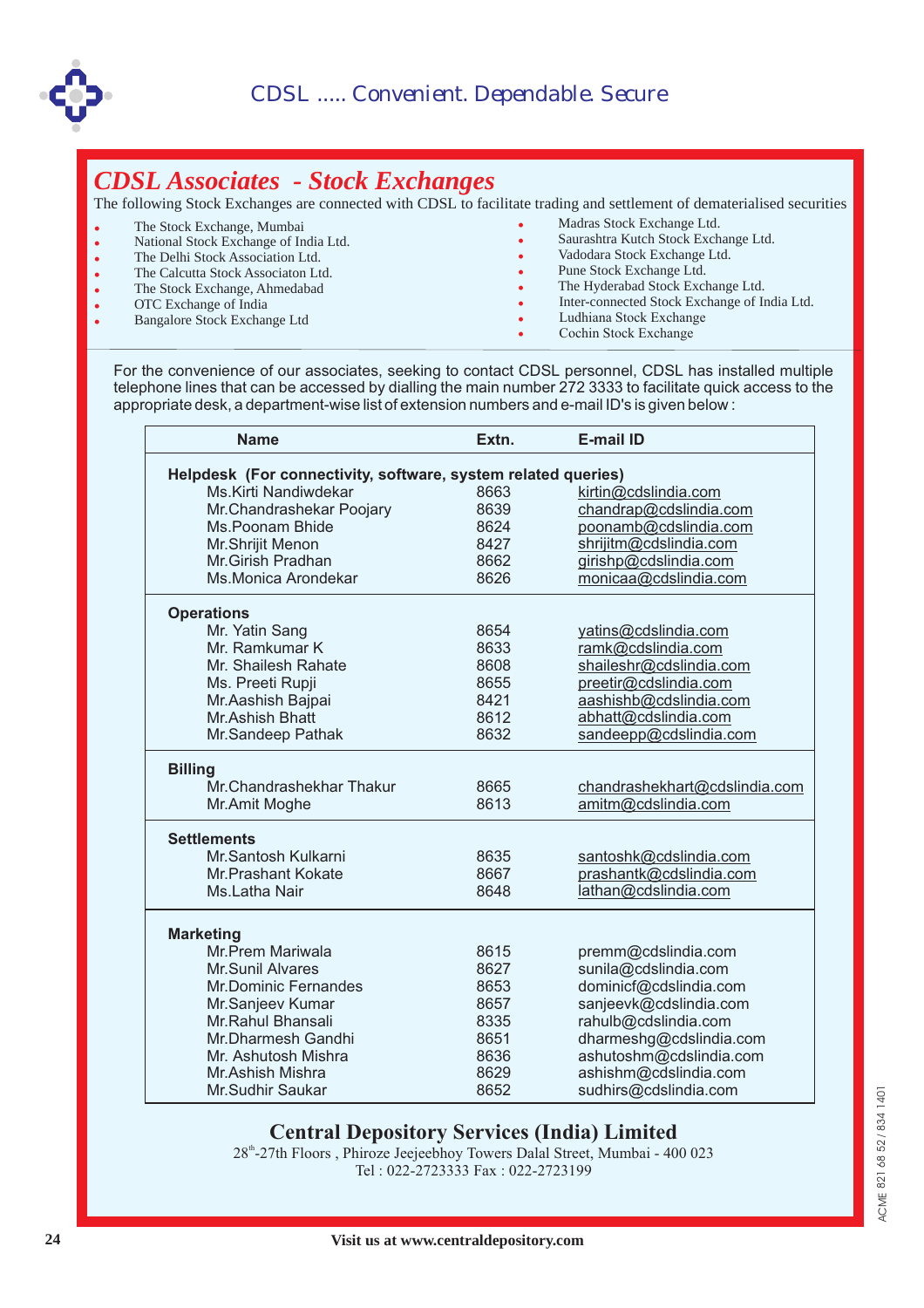## CDSL Associates - Stock Exchanges

The following Stock Exchanges are connected with CDSL to facilitate trading and settlement of dematerialised securities

- The Stock Exchange, Mumbai
- National Stock Exchange of India Ltd.
- The Delhi Stock Association Ltd.
- The Calcutta Stock Associaton Ltd.
- The Stock Exchange, Ahmedabad
- OTC Exchange of India
- Bangalore Stock Exchange Ltd
- Madras Stock Exchange Ltd.
- Saurashtra Kutch Stock Exchange Ltd.
- Vadodara Stock Exchange Ltd.
- Pune Stock Exchange Ltd.
- The Hyderabad Stock Exchange Ltd.
- Inter-connected Stock Exchange of India Ltd.
- Ludhiana Stock Exchange
- Cochin Stock Exchange

For the convenience of our associates, seeking to contact CDSL personnel, CDSL has installed multiple telephone lines that can be accessed by dialling the main number 272 3333 to facilitate quick access to the appropriate desk, a department-wise list of extension numbers and e-mail ID's is given below :

| Name | Extn. | E-mail ID |
|---|---|---|
| **Helpdesk (For connectivity, software, system related queries)** | | |
| Ms.Kirti Nandiwdekar | 8663 | kirtin@cdslindia.com |
| Mr.Chandrashekar Poojary | 8639 | chandrap@cdslindia.com |
| Ms.Poonam Bhide | 8624 | poonamb@cdslindia.com |
| Mr.Shrijit Menon | 8427 | shrijitm@cdslindia.com |
| Mr.Girish Pradhan | 8662 | girishp@cdslindia.com |
| Ms.Monica Arondekar | 8626 | monicaa@cdslindia.com |
| **Operations** | | |
| Mr. Yatin Sang | 8654 | yatins@cdslindia.com |
| Mr. Ramkumar K | 8633 | ramk@cdslindia.com |
| Mr. Shailesh Rahate | 8608 | shaileshr@cdslindia.com |
| Ms. Preeti Rupji | 8655 | preetir@cdslindia.com |
| Mr.Aashish Bajpai | 8421 | aashishb@cdslindia.com |
| Mr.Ashish Bhatt | 8612 | abhatt@cdslindia.com |
| Mr.Sandeep Pathak | 8632 | sandeepp@cdslindia.com |
| **Billing** | | |
| Mr.Chandrashekhar Thakur | 8665 | chandrashekhart@cdslindia.com |
| Mr.Amit Moghe | 8613 | amitm@cdslindia.com |
| **Settlements** | | |
| Mr.Santosh Kulkarni | 8635 | santoshk@cdslindia.com |
| Mr.Prashant Kokate | 8667 | prashantk@cdslindia.com |
| Ms.Latha Nair | 8648 | lathan@cdslindia.com |
| **Marketing** | | |
| Mr.Prem Mariwala | 8615 | premm@cdslindia.com |
| Mr.Sunil Alvares | 8627 | sunila@cdslindia.com |
| Mr.Dominic Fernandes | 8653 | dominicf@cdslindia.com |
| Mr.Sanjeev Kumar | 8657 | sanjeevk@cdslindia.com |
| Mr.Rahul Bhansali | 8335 | rahulb@cdslindia.com |
| Mr.Dharmesh Gandhi | 8651 | dharmeshg@cdslindia.com |
| Mr. Ashutosh Mishra | 8636 | ashutoshm@cdslindia.com |
| Mr.Ashish Mishra | 8629 | ashishm@cdslindia.com |
| Mr.Sudhir Saukar | 8652 | sudhirs@cdslindia.com |

**Central Depository Services (India) Limited**

28th-27th Floors , Phiroze Jeejeebhoy Towers Dalal Street, Mumbai - 400 023
Tel : 022-2723333 Fax : 022-2723199

**Visit us at www.centraldepository.com**